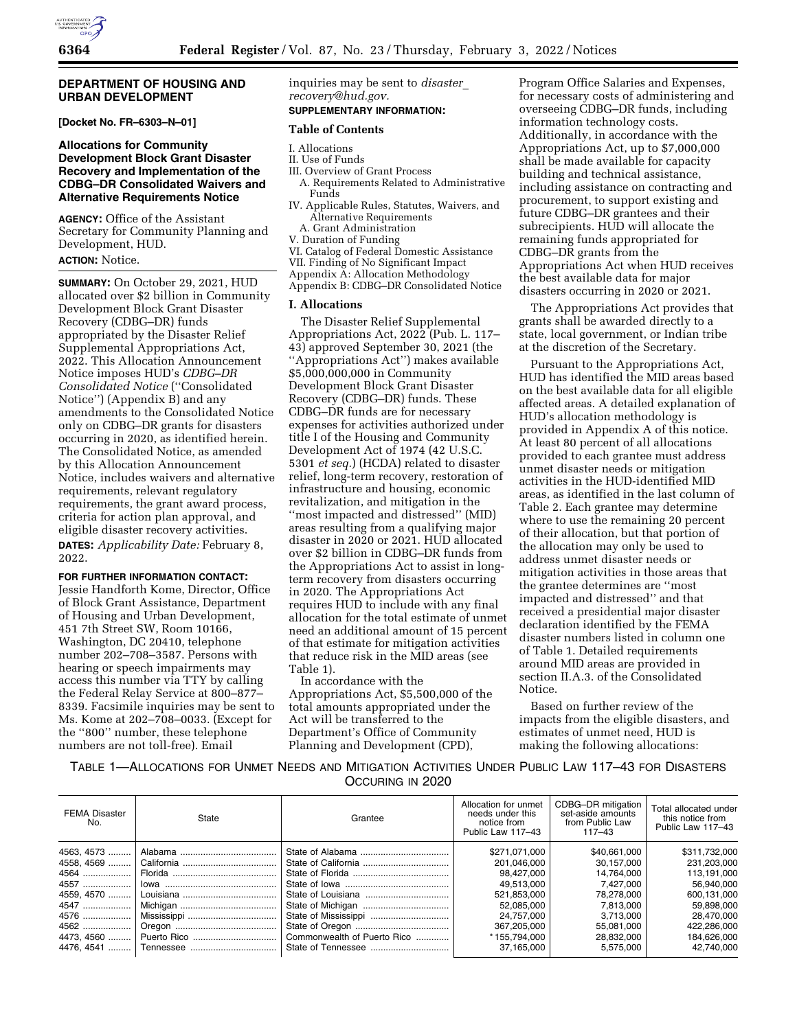## DEPARTMENT OF HOUSING AND URBAN DEVELOPMENT

**[Docket No. FR–6303–N–01]**

### Allocations for Community Development Block Grant Disaster Recovery and Implementation of the CDBG–DR Consolidated Waivers and Alternative Requirements Notice

**AGENCY:** Office of the Assistant Secretary for Community Planning and Development, HUD.

**ACTION:** Notice.

**SUMMARY:** On October 29, 2021, HUD allocated over $2 billion in Community Development Block Grant Disaster Recovery (CDBG–DR) funds appropriated by the Disaster Relief Supplemental Appropriations Act, 2022. This Allocation Announcement Notice imposes HUD's *CDBG–DR Consolidated Notice* (''Consolidated Notice'') (Appendix B) and any amendments to the Consolidated Notice only on CDBG–DR grants for disasters occurring in 2020, as identified herein. The Consolidated Notice, as amended by this Allocation Announcement Notice, includes waivers and alternative requirements, relevant regulatory requirements, the grant award process, criteria for action plan approval, and eligible disaster recovery activities.

**DATES:** *Applicability Date:* February 8, 2022.

**FOR FURTHER INFORMATION CONTACT:** Jessie Handforth Kome, Director, Office of Block Grant Assistance, Department of Housing and Urban Development, 451 7th Street SW, Room 10166, Washington, DC 20410, telephone number 202–708–3587. Persons with hearing or speech impairments may access this number via TTY by calling the Federal Relay Service at 800–877–8339. Facsimile inquiries may be sent to Ms. Kome at 202–708–0033. (Except for the ''800'' number, these telephone numbers are not toll-free). Email inquiries may be sent to *disaster_recovery@hud.gov.*

**SUPPLEMENTARY INFORMATION:**

### Table of Contents

I. Allocations
II. Use of Funds
III. Overview of Grant Process
  A. Requirements Related to Administrative Funds
IV. Applicable Rules, Statutes, Waivers, and Alternative Requirements
  A. Grant Administration
V. Duration of Funding
VI. Catalog of Federal Domestic Assistance
VII. Finding of No Significant Impact
Appendix A: Allocation Methodology
Appendix B: CDBG–DR Consolidated Notice

### I. Allocations

The Disaster Relief Supplemental Appropriations Act, 2022 (Pub. L. 117–43) approved September 30, 2021 (the ''Appropriations Act'') makes available $5,000,000,000 in Community Development Block Grant Disaster Recovery (CDBG–DR) funds. These CDBG–DR funds are for necessary expenses for activities authorized under title I of the Housing and Community Development Act of 1974 (42 U.S.C. 5301 *et seq.*) (HCDA) related to disaster relief, long-term recovery, restoration of infrastructure and housing, economic revitalization, and mitigation in the ''most impacted and distressed'' (MID) areas resulting from a qualifying major disaster in 2020 or 2021. HUD allocated over $2 billion in CDBG–DR funds from the Appropriations Act to assist in long-term recovery from disasters occurring in 2020. The Appropriations Act requires HUD to include with any final allocation for the total estimate of unmet need an additional amount of 15 percent of that estimate for mitigation activities that reduce risk in the MID areas (see Table 1).

In accordance with the Appropriations Act, $5,500,000 of the total amounts appropriated under the Act will be transferred to the Department's Office of Community Planning and Development (CPD), Program Office Salaries and Expenses, for necessary costs of administering and overseeing CDBG–DR funds, including information technology costs. Additionally, in accordance with the Appropriations Act, up to $7,000,000 shall be made available for capacity building and technical assistance, including assistance on contracting and procurement, to support existing and future CDBG–DR grantees and their subrecipients. HUD will allocate the remaining funds appropriated for CDBG–DR grants from the Appropriations Act when HUD receives the best available data for major disasters occurring in 2020 or 2021.

The Appropriations Act provides that grants shall be awarded directly to a state, local government, or Indian tribe at the discretion of the Secretary.

Pursuant to the Appropriations Act, HUD has identified the MID areas based on the best available data for all eligible affected areas. A detailed explanation of HUD's allocation methodology is provided in Appendix A of this notice. At least 80 percent of all allocations provided to each grantee must address unmet disaster needs or mitigation activities in the HUD-identified MID areas, as identified in the last column of Table 2. Each grantee may determine where to use the remaining 20 percent of their allocation, but that portion of the allocation may only be used to address unmet disaster needs or mitigation activities in those areas that the grantee determines are ''most impacted and distressed'' and that received a presidential major disaster declaration identified by the FEMA disaster numbers listed in column one of Table 1. Detailed requirements around MID areas are provided in section II.A.3. of the Consolidated Notice.

Based on further review of the impacts from the eligible disasters, and estimates of unmet need, HUD is making the following allocations:

TABLE 1—ALLOCATIONS FOR UNMET NEEDS AND MITIGATION ACTIVITIES UNDER PUBLIC LAW 117–43 FOR DISASTERS OCCURING IN 2020

| FEMA Disaster No. | State | Grantee | Allocation for unmet needs under this notice from Public Law 117–43 | CDBG–DR mitigation set-aside amounts from Public Law 117–43 | Total allocated under this notice from Public Law 117–43 |
|---|---|---|---|---|---|
| 4563, 4573 | Alabama | State of Alabama | $271,071,000 | $40,661,000 | $311,732,000 |
| 4558, 4569 | California | State of California | 201,046,000 | 30,157,000 | 231,203,000 |
| 4564 | Florida | State of Florida | 98,427,000 | 14,764,000 | 113,191,000 |
| 4557 | Iowa | State of Iowa | 49,513,000 | 7,427,000 | 56,940,000 |
| 4559, 4570 | Louisiana | State of Louisiana | 521,853,000 | 78,278,000 | 600,131,000 |
| 4547 | Michigan | State of Michigan | 52,085,000 | 7,813,000 | 59,898,000 |
| 4576 | Mississippi | State of Mississippi | 24,757,000 | 3,713,000 | 28,470,000 |
| 4562 | Oregon | State of Oregon | 367,205,000 | 55,081,000 | 422,286,000 |
| 4473, 4560 | Puerto Rico | Commonwealth of Puerto Rico | *155,794,000 | 28,832,000 | 184,626,000 |
| 4476, 4541 | Tennessee | State of Tennessee | 37,165,000 | 5,575,000 | 42,740,000 |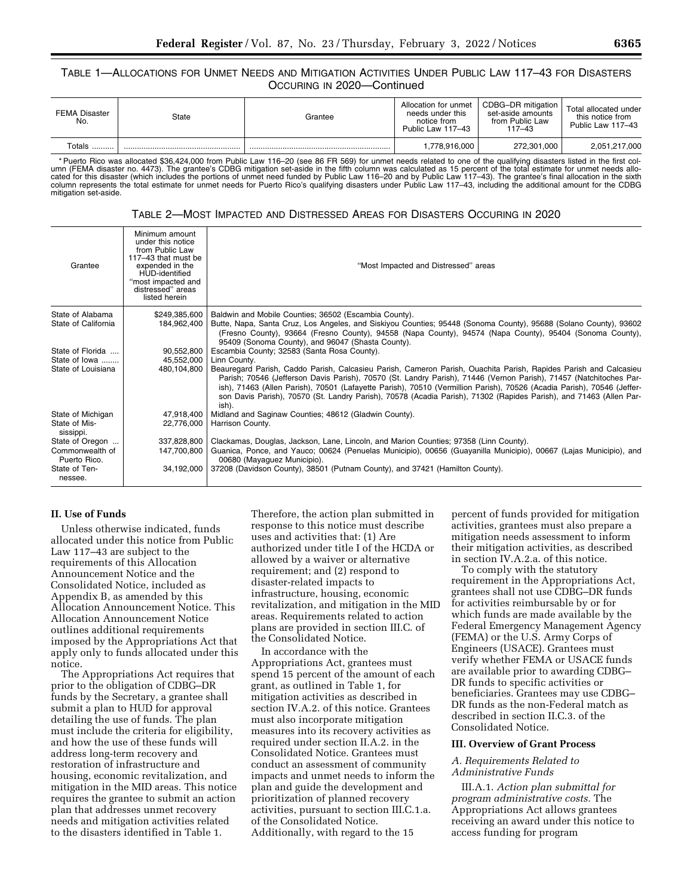TABLE 1—ALLOCATIONS FOR UNMET NEEDS AND MITIGATION ACTIVITIES UNDER PUBLIC LAW 117–43 FOR DISASTERS OCCURING IN 2020—Continued

| FEMA Disaster No. | State | Grantee | Allocation for unmet needs under this notice from Public Law 117–43 | CDBG–DR mitigation set-aside amounts from Public Law 117–43 | Total allocated under this notice from Public Law 117–43 |
|---|---|---|---|---|---|
| Totals .......... | ........................................... | ........................................................... | 1,778,916,000 | 272,301,000 | 2,051,217,000 |

* Puerto Rico was allocated $36,424,000 from Public Law 116–20 (see 86 FR 569) for unmet needs related to one of the qualifying disasters listed in the first column (FEMA disaster no. 4473). The grantee's CDBG mitigation set-aside in the fifth column was calculated as 15 percent of the total estimate for unmet needs allocated for this disaster (which includes the portions of unmet need funded by Public Law 116–20 and by Public Law 117–43). The grantee's final allocation in the sixth column represents the total estimate for unmet needs for Puerto Rico's qualifying disasters under Public Law 117–43, including the additional amount for the CDBG mitigation set-aside.

TABLE 2—MOST IMPACTED AND DISTRESSED AREAS FOR DISASTERS OCCURING IN 2020

| Grantee | Minimum amount under this notice from Public Law 117–43 that must be expended in the HUD-identified "most impacted and distressed" areas listed herein | "Most Impacted and Distressed" areas |
|---|---|---|
| State of Alabama | $249,385,600 | Baldwin and Mobile Counties; 36502 (Escambia County). |
| State of California | 184,962,400 | Butte, Napa, Santa Cruz, Los Angeles, and Siskiyou Counties; 95448 (Sonoma County), 95688 (Solano County), 93602 (Fresno County), 93664 (Fresno County), 94558 (Napa County), 94574 (Napa County), 95404 (Sonoma County), 95409 (Sonoma County), and 96047 (Shasta County). |
| State of Florida .... | 90,552,800 | Escambia County; 32583 (Santa Rosa County). |
| State of Iowa ........ | 45,552,000 | Linn County. |
| State of Louisiana | 480,104,800 | Beauregard Parish, Caddo Parish, Calcasieu Parish, Cameron Parish, Ouachita Parish, Rapides Parish and Calcasieu Parish; 70546 (Jefferson Davis Parish), 70570 (St. Landry Parish), 71446 (Vernon Parish), 71457 (Natchitoches Parish), 71463 (Allen Parish), 70501 (Lafayette Parish), 70510 (Vermillion Parish), 70526 (Acadia Parish), 70546 (Jefferson Davis Parish), 70570 (St. Landry Parish), 70578 (Acadia Parish), 71302 (Rapides Parish), and 71463 (Allen Parish). |
| State of Michigan | 47,918,400 | Midland and Saginaw Counties; 48612 (Gladwin County). |
| State of Mississippi. | 22,776,000 | Harrison County. |
| State of Oregon ... | 337,828,800 | Clackamas, Douglas, Jackson, Lane, Lincoln, and Marion Counties; 97358 (Linn County). |
| Commonwealth of Puerto Rico. | 147,700,800 | Guanica, Ponce, and Yauco; 00624 (Penuelas Municipio), 00656 (Guayanilla Municipio), 00667 (Lajas Municipio), and 00680 (Mayaguez Municipio). |
| State of Tennessee. | 34,192,000 | 37208 (Davidson County), 38501 (Putnam County), and 37421 (Hamilton County). |

## II. Use of Funds

Unless otherwise indicated, funds allocated under this notice from Public Law 117–43 are subject to the requirements of this Allocation Announcement Notice and the Consolidated Notice, included as Appendix B, as amended by this Allocation Announcement Notice. This Allocation Announcement Notice outlines additional requirements imposed by the Appropriations Act that apply only to funds allocated under this notice.

The Appropriations Act requires that prior to the obligation of CDBG–DR funds by the Secretary, a grantee shall submit a plan to HUD for approval detailing the use of funds. The plan must include the criteria for eligibility, and how the use of these funds will address long-term recovery and restoration of infrastructure and housing, economic revitalization, and mitigation in the MID areas. This notice requires the grantee to submit an action plan that addresses unmet recovery needs and mitigation activities related to the disasters identified in Table 1. Therefore, the action plan submitted in response to this notice must describe uses and activities that: (1) Are authorized under title I of the HCDA or allowed by a waiver or alternative requirement; and (2) respond to disaster-related impacts to infrastructure, housing, economic revitalization, and mitigation in the MID areas. Requirements related to action plans are provided in section III.C. of the Consolidated Notice.

In accordance with the Appropriations Act, grantees must spend 15 percent of the amount of each grant, as outlined in Table 1, for mitigation activities as described in section IV.A.2. of this notice. Grantees must also incorporate mitigation measures into its recovery activities as required under section II.A.2. in the Consolidated Notice. Grantees must conduct an assessment of community impacts and unmet needs to inform the plan and guide the development and prioritization of planned recovery activities, pursuant to section III.C.1.a. of the Consolidated Notice. Additionally, with regard to the 15 percent of funds provided for mitigation activities, grantees must also prepare a mitigation needs assessment to inform their mitigation activities, as described in section IV.A.2.a. of this notice.

To comply with the statutory requirement in the Appropriations Act, grantees shall not use CDBG–DR funds for activities reimbursable by or for which funds are made available by the Federal Emergency Management Agency (FEMA) or the U.S. Army Corps of Engineers (USACE). Grantees must verify whether FEMA or USACE funds are available prior to awarding CDBG–DR funds to specific activities or beneficiaries. Grantees may use CDBG–DR funds as the non-Federal match as described in section II.C.3. of the Consolidated Notice.

## III. Overview of Grant Process

### A. Requirements Related to Administrative Funds

III.A.1. *Action plan submittal for program administrative costs.* The Appropriations Act allows grantees receiving an award under this notice to access funding for program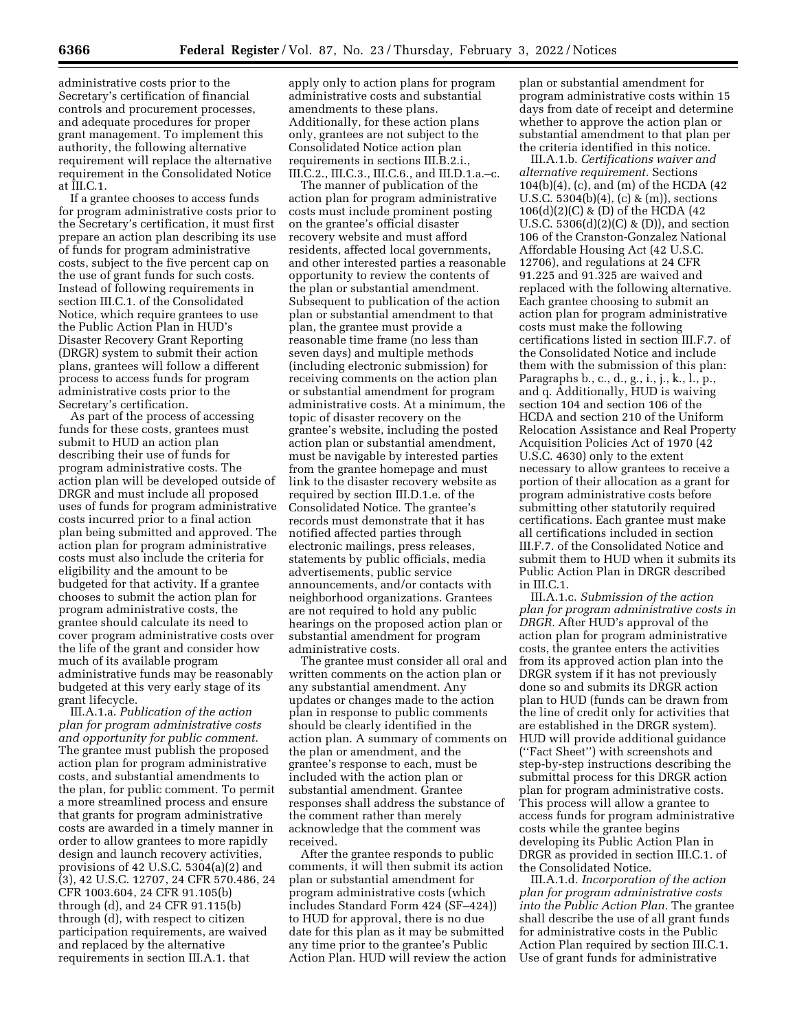administrative costs prior to the Secretary's certification of financial controls and procurement processes, and adequate procedures for proper grant management. To implement this authority, the following alternative requirement will replace the alternative requirement in the Consolidated Notice at III.C.1.

If a grantee chooses to access funds for program administrative costs prior to the Secretary's certification, it must first prepare an action plan describing its use of funds for program administrative costs, subject to the five percent cap on the use of grant funds for such costs. Instead of following requirements in section III.C.1. of the Consolidated Notice, which require grantees to use the Public Action Plan in HUD's Disaster Recovery Grant Reporting (DRGR) system to submit their action plans, grantees will follow a different process to access funds for program administrative costs prior to the Secretary's certification.

As part of the process of accessing funds for these costs, grantees must submit to HUD an action plan describing their use of funds for program administrative costs. The action plan will be developed outside of DRGR and must include all proposed uses of funds for program administrative costs incurred prior to a final action plan being submitted and approved. The action plan for program administrative costs must also include the criteria for eligibility and the amount to be budgeted for that activity. If a grantee chooses to submit the action plan for program administrative costs, the grantee should calculate its need to cover program administrative costs over the life of the grant and consider how much of its available program administrative funds may be reasonably budgeted at this very early stage of its grant lifecycle.

III.A.1.a. *Publication of the action plan for program administrative costs and opportunity for public comment.* The grantee must publish the proposed action plan for program administrative costs, and substantial amendments to the plan, for public comment. To permit a more streamlined process and ensure that grants for program administrative costs are awarded in a timely manner in order to allow grantees to more rapidly design and launch recovery activities, provisions of 42 U.S.C. 5304(a)(2) and (3), 42 U.S.C. 12707, 24 CFR 570.486, 24 CFR 1003.604, 24 CFR 91.105(b) through (d), and 24 CFR 91.115(b) through (d), with respect to citizen participation requirements, are waived and replaced by the alternative requirements in section III.A.1. that apply only to action plans for program administrative costs and substantial amendments to these plans. Additionally, for these action plans only, grantees are not subject to the Consolidated Notice action plan requirements in sections III.B.2.i., III.C.2., III.C.3., III.C.6., and III.D.1.a.–c.

The manner of publication of the action plan for program administrative costs must include prominent posting on the grantee's official disaster recovery website and must afford residents, affected local governments, and other interested parties a reasonable opportunity to review the contents of the plan or substantial amendment. Subsequent to publication of the action plan or substantial amendment to that plan, the grantee must provide a reasonable time frame (no less than seven days) and multiple methods (including electronic submission) for receiving comments on the action plan or substantial amendment for program administrative costs. At a minimum, the topic of disaster recovery on the grantee's website, including the posted action plan or substantial amendment, must be navigable by interested parties from the grantee homepage and must link to the disaster recovery website as required by section III.D.1.e. of the Consolidated Notice. The grantee's records must demonstrate that it has notified affected parties through electronic mailings, press releases, statements by public officials, media advertisements, public service announcements, and/or contacts with neighborhood organizations. Grantees are not required to hold any public hearings on the proposed action plan or substantial amendment for program administrative costs.

The grantee must consider all oral and written comments on the action plan or any substantial amendment. Any updates or changes made to the action plan in response to public comments should be clearly identified in the action plan. A summary of comments on the plan or amendment, and the grantee's response to each, must be included with the action plan or substantial amendment. Grantee responses shall address the substance of the comment rather than merely acknowledge that the comment was received.

After the grantee responds to public comments, it will then submit its action plan or substantial amendment for program administrative costs (which includes Standard Form 424 (SF–424)) to HUD for approval, there is no due date for this plan as it may be submitted any time prior to the grantee's Public Action Plan. HUD will review the action plan or substantial amendment for program administrative costs within 15 days from date of receipt and determine whether to approve the action plan or substantial amendment to that plan per the criteria identified in this notice.

III.A.1.b. *Certifications waiver and alternative requirement.* Sections 104(b)(4), (c), and (m) of the HCDA (42 U.S.C. 5304(b)(4), (c) & (m)), sections 106(d)(2)(C) & (D) of the HCDA (42 U.S.C. 5306(d)(2)(C) & (D)), and section 106 of the Cranston-Gonzalez National Affordable Housing Act (42 U.S.C. 12706), and regulations at 24 CFR 91.225 and 91.325 are waived and replaced with the following alternative. Each grantee choosing to submit an action plan for program administrative costs must make the following certifications listed in section III.F.7. of the Consolidated Notice and include them with the submission of this plan: Paragraphs b., c., d., g., i., j., k., l., p., and q. Additionally, HUD is waiving section 104 and section 106 of the HCDA and section 210 of the Uniform Relocation Assistance and Real Property Acquisition Policies Act of 1970 (42 U.S.C. 4630) only to the extent necessary to allow grantees to receive a portion of their allocation as a grant for program administrative costs before submitting other statutorily required certifications. Each grantee must make all certifications included in section III.F.7. of the Consolidated Notice and submit them to HUD when it submits its Public Action Plan in DRGR described in III.C.1.

III.A.1.c. *Submission of the action plan for program administrative costs in DRGR.* After HUD's approval of the action plan for program administrative costs, the grantee enters the activities from its approved action plan into the DRGR system if it has not previously done so and submits its DRGR action plan to HUD (funds can be drawn from the line of credit only for activities that are established in the DRGR system). HUD will provide additional guidance (''Fact Sheet'') with screenshots and step-by-step instructions describing the submittal process for this DRGR action plan for program administrative costs. This process will allow a grantee to access funds for program administrative costs while the grantee begins developing its Public Action Plan in DRGR as provided in section III.C.1. of the Consolidated Notice.

III.A.1.d. *Incorporation of the action plan for program administrative costs into the Public Action Plan.* The grantee shall describe the use of all grant funds for administrative costs in the Public Action Plan required by section III.C.1. Use of grant funds for administrative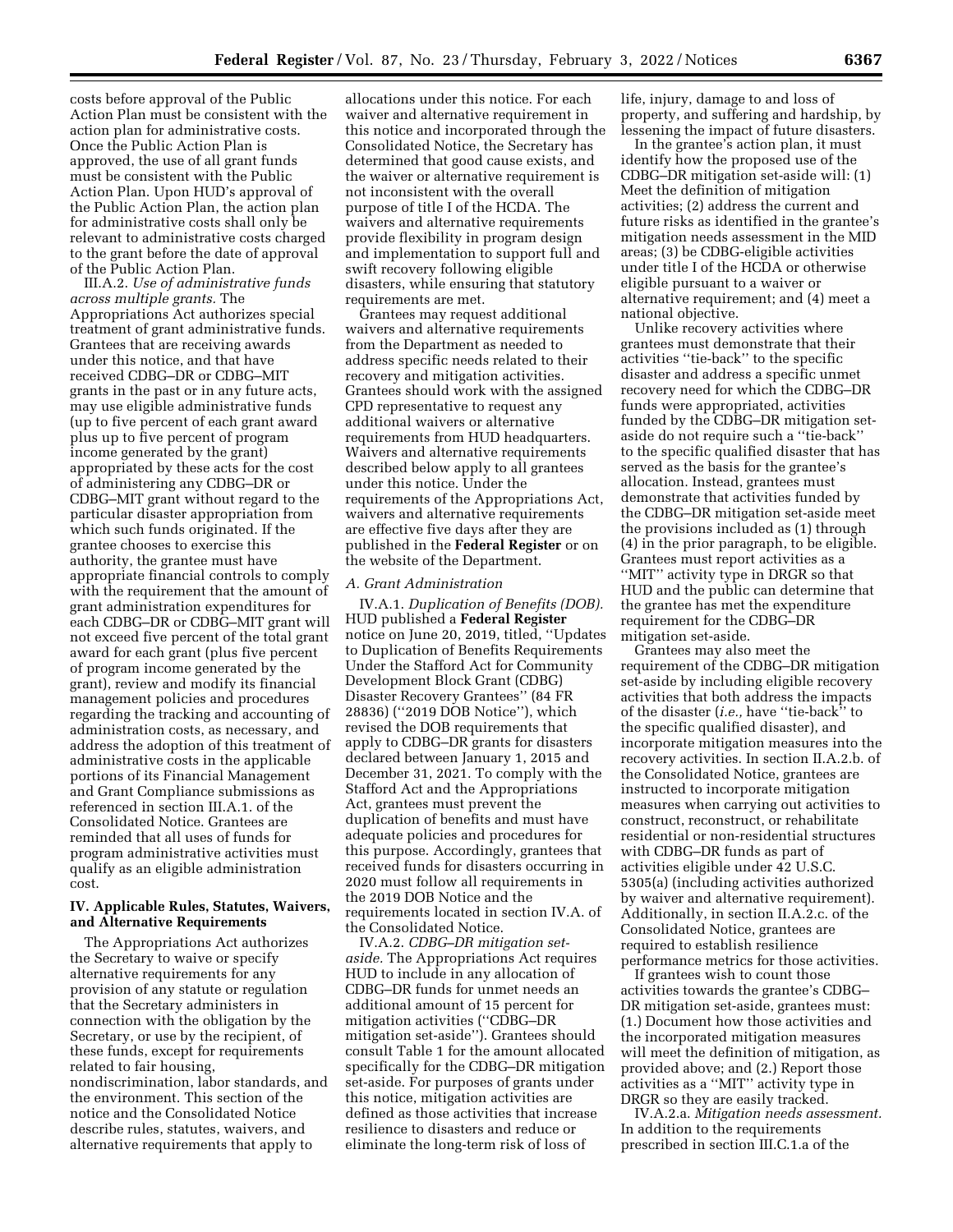costs before approval of the Public Action Plan must be consistent with the action plan for administrative costs. Once the Public Action Plan is approved, the use of all grant funds must be consistent with the Public Action Plan. Upon HUD's approval of the Public Action Plan, the action plan for administrative costs shall only be relevant to administrative costs charged to the grant before the date of approval of the Public Action Plan.

III.A.2. *Use of administrative funds across multiple grants.* The Appropriations Act authorizes special treatment of grant administrative funds. Grantees that are receiving awards under this notice, and that have received CDBG–DR or CDBG–MIT grants in the past or in any future acts, may use eligible administrative funds (up to five percent of each grant award plus up to five percent of program income generated by the grant) appropriated by these acts for the cost of administering any CDBG–DR or CDBG–MIT grant without regard to the particular disaster appropriation from which such funds originated. If the grantee chooses to exercise this authority, the grantee must have appropriate financial controls to comply with the requirement that the amount of grant administration expenditures for each CDBG–DR or CDBG–MIT grant will not exceed five percent of the total grant award for each grant (plus five percent of program income generated by the grant), review and modify its financial management policies and procedures regarding the tracking and accounting of administration costs, as necessary, and address the adoption of this treatment of administrative costs in the applicable portions of its Financial Management and Grant Compliance submissions as referenced in section III.A.1. of the Consolidated Notice. Grantees are reminded that all uses of funds for program administrative activities must qualify as an eligible administration cost.

## IV. Applicable Rules, Statutes, Waivers, and Alternative Requirements

The Appropriations Act authorizes the Secretary to waive or specify alternative requirements for any provision of any statute or regulation that the Secretary administers in connection with the obligation by the Secretary, or use by the recipient, of these funds, except for requirements related to fair housing, nondiscrimination, labor standards, and the environment. This section of the notice and the Consolidated Notice describe rules, statutes, waivers, and alternative requirements that apply to allocations under this notice. For each waiver and alternative requirement in this notice and incorporated through the Consolidated Notice, the Secretary has determined that good cause exists, and the waiver or alternative requirement is not inconsistent with the overall purpose of title I of the HCDA. The waivers and alternative requirements provide flexibility in program design and implementation to support full and swift recovery following eligible disasters, while ensuring that statutory requirements are met.

Grantees may request additional waivers and alternative requirements from the Department as needed to address specific needs related to their recovery and mitigation activities. Grantees should work with the assigned CPD representative to request any additional waivers or alternative requirements from HUD headquarters. Waivers and alternative requirements described below apply to all grantees under this notice. Under the requirements of the Appropriations Act, waivers and alternative requirements are effective five days after they are published in the **Federal Register** or on the website of the Department.

### *A. Grant Administration*

IV.A.1. *Duplication of Benefits (DOB).* HUD published a **Federal Register** notice on June 20, 2019, titled, ''Updates to Duplication of Benefits Requirements Under the Stafford Act for Community Development Block Grant (CDBG) Disaster Recovery Grantees'' (84 FR 28836) (''2019 DOB Notice''), which revised the DOB requirements that apply to CDBG–DR grants for disasters declared between January 1, 2015 and December 31, 2021. To comply with the Stafford Act and the Appropriations Act, grantees must prevent the duplication of benefits and must have adequate policies and procedures for this purpose. Accordingly, grantees that received funds for disasters occurring in 2020 must follow all requirements in the 2019 DOB Notice and the requirements located in section IV.A. of the Consolidated Notice.

IV.A.2. *CDBG–DR mitigation set-aside.* The Appropriations Act requires HUD to include in any allocation of CDBG–DR funds for unmet needs an additional amount of 15 percent for mitigation activities (''CDBG–DR mitigation set-aside''). Grantees should consult Table 1 for the amount allocated specifically for the CDBG–DR mitigation set-aside. For purposes of grants under this notice, mitigation activities are defined as those activities that increase resilience to disasters and reduce or eliminate the long-term risk of loss of life, injury, damage to and loss of property, and suffering and hardship, by lessening the impact of future disasters.

In the grantee's action plan, it must identify how the proposed use of the CDBG–DR mitigation set-aside will: (1) Meet the definition of mitigation activities; (2) address the current and future risks as identified in the grantee's mitigation needs assessment in the MID areas; (3) be CDBG-eligible activities under title I of the HCDA or otherwise eligible pursuant to a waiver or alternative requirement; and (4) meet a national objective.

Unlike recovery activities where grantees must demonstrate that their activities ''tie-back'' to the specific disaster and address a specific unmet recovery need for which the CDBG–DR funds were appropriated, activities funded by the CDBG–DR mitigation set-aside do not require such a ''tie-back'' to the specific qualified disaster that has served as the basis for the grantee's allocation. Instead, grantees must demonstrate that activities funded by the CDBG–DR mitigation set-aside meet the provisions included as (1) through (4) in the prior paragraph, to be eligible. Grantees must report activities as a ''MIT'' activity type in DRGR so that HUD and the public can determine that the grantee has met the expenditure requirement for the CDBG–DR mitigation set-aside.

Grantees may also meet the requirement of the CDBG–DR mitigation set-aside by including eligible recovery activities that both address the impacts of the disaster (*i.e.,* have ''tie-back'' to the specific qualified disaster), and incorporate mitigation measures into the recovery activities. In section II.A.2.b. of the Consolidated Notice, grantees are instructed to incorporate mitigation measures when carrying out activities to construct, reconstruct, or rehabilitate residential or non-residential structures with CDBG–DR funds as part of activities eligible under 42 U.S.C. 5305(a) (including activities authorized by waiver and alternative requirement). Additionally, in section II.A.2.c. of the Consolidated Notice, grantees are required to establish resilience performance metrics for those activities.

If grantees wish to count those activities towards the grantee's CDBG–DR mitigation set-aside, grantees must: (1.) Document how those activities and the incorporated mitigation measures will meet the definition of mitigation, as provided above; and (2.) Report those activities as a ''MIT'' activity type in DRGR so they are easily tracked.

IV.A.2.a. *Mitigation needs assessment.* In addition to the requirements prescribed in section III.C.1.a of the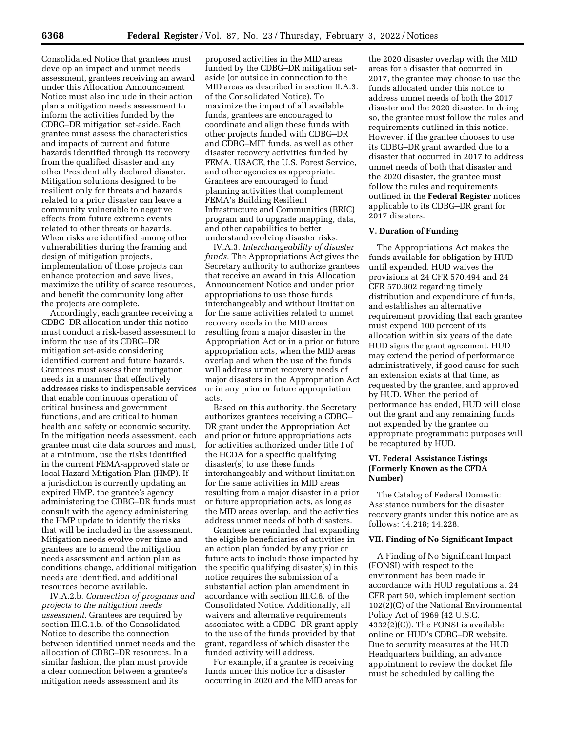Consolidated Notice that grantees must develop an impact and unmet needs assessment, grantees receiving an award under this Allocation Announcement Notice must also include in their action plan a mitigation needs assessment to inform the activities funded by the CDBG–DR mitigation set-aside. Each grantee must assess the characteristics and impacts of current and future hazards identified through its recovery from the qualified disaster and any other Presidentially declared disaster. Mitigation solutions designed to be resilient only for threats and hazards related to a prior disaster can leave a community vulnerable to negative effects from future extreme events related to other threats or hazards. When risks are identified among other vulnerabilities during the framing and design of mitigation projects, implementation of those projects can enhance protection and save lives, maximize the utility of scarce resources, and benefit the community long after the projects are complete.

Accordingly, each grantee receiving a CDBG–DR allocation under this notice must conduct a risk-based assessment to inform the use of its CDBG–DR mitigation set-aside considering identified current and future hazards. Grantees must assess their mitigation needs in a manner that effectively addresses risks to indispensable services that enable continuous operation of critical business and government functions, and are critical to human health and safety or economic security. In the mitigation needs assessment, each grantee must cite data sources and must, at a minimum, use the risks identified in the current FEMA-approved state or local Hazard Mitigation Plan (HMP). If a jurisdiction is currently updating an expired HMP, the grantee's agency administering the CDBG–DR funds must consult with the agency administering the HMP update to identify the risks that will be included in the assessment. Mitigation needs evolve over time and grantees are to amend the mitigation needs assessment and action plan as conditions change, additional mitigation needs are identified, and additional resources become available.

IV.A.2.b. *Connection of programs and projects to the mitigation needs assessment.* Grantees are required by section III.C.1.b. of the Consolidated Notice to describe the connection between identified unmet needs and the allocation of CDBG–DR resources. In a similar fashion, the plan must provide a clear connection between a grantee's mitigation needs assessment and its proposed activities in the MID areas funded by the CDBG–DR mitigation set-aside (or outside in connection to the MID areas as described in section II.A.3. of the Consolidated Notice). To maximize the impact of all available funds, grantees are encouraged to coordinate and align these funds with other projects funded with CDBG–DR and CDBG–MIT funds, as well as other disaster recovery activities funded by FEMA, USACE, the U.S. Forest Service, and other agencies as appropriate. Grantees are encouraged to fund planning activities that complement FEMA's Building Resilient Infrastructure and Communities (BRIC) program and to upgrade mapping, data, and other capabilities to better understand evolving disaster risks.

IV.A.3. *Interchangeability of disaster funds.* The Appropriations Act gives the Secretary authority to authorize grantees that receive an award in this Allocation Announcement Notice and under prior appropriations to use those funds interchangeably and without limitation for the same activities related to unmet recovery needs in the MID areas resulting from a major disaster in the Appropriation Act or in a prior or future appropriation acts, when the MID areas overlap and when the use of the funds will address unmet recovery needs of major disasters in the Appropriation Act or in any prior or future appropriation acts.

Based on this authority, the Secretary authorizes grantees receiving a CDBG–DR grant under the Appropriation Act and prior or future appropriations acts for activities authorized under title I of the HCDA for a specific qualifying disaster(s) to use these funds interchangeably and without limitation for the same activities in MID areas resulting from a major disaster in a prior or future appropriation acts, as long as the MID areas overlap, and the activities address unmet needs of both disasters.

Grantees are reminded that expanding the eligible beneficiaries of activities in an action plan funded by any prior or future acts to include those impacted by the specific qualifying disaster(s) in this notice requires the submission of a substantial action plan amendment in accordance with section III.C.6. of the Consolidated Notice. Additionally, all waivers and alternative requirements associated with a CDBG–DR grant apply to the use of the funds provided by that grant, regardless of which disaster the funded activity will address.

For example, if a grantee is receiving funds under this notice for a disaster occurring in 2020 and the MID areas for the 2020 disaster overlap with the MID areas for a disaster that occurred in 2017, the grantee may choose to use the funds allocated under this notice to address unmet needs of both the 2017 disaster and the 2020 disaster. In doing so, the grantee must follow the rules and requirements outlined in this notice. However, if the grantee chooses to use its CDBG–DR grant awarded due to a disaster that occurred in 2017 to address unmet needs of both that disaster and the 2020 disaster, the grantee must follow the rules and requirements outlined in the **Federal Register** notices applicable to its CDBG–DR grant for 2017 disasters.

## V. Duration of Funding

The Appropriations Act makes the funds available for obligation by HUD until expended. HUD waives the provisions at 24 CFR 570.494 and 24 CFR 570.902 regarding timely distribution and expenditure of funds, and establishes an alternative requirement providing that each grantee must expend 100 percent of its allocation within six years of the date HUD signs the grant agreement. HUD may extend the period of performance administratively, if good cause for such an extension exists at that time, as requested by the grantee, and approved by HUD. When the period of performance has ended, HUD will close out the grant and any remaining funds not expended by the grantee on appropriate programmatic purposes will be recaptured by HUD.

## VI. Federal Assistance Listings (Formerly Known as the CFDA Number)

The Catalog of Federal Domestic Assistance numbers for the disaster recovery grants under this notice are as follows: 14.218; 14.228.

## VII. Finding of No Significant Impact

A Finding of No Significant Impact (FONSI) with respect to the environment has been made in accordance with HUD regulations at 24 CFR part 50, which implement section 102(2)(C) of the National Environmental Policy Act of 1969 (42 U.S.C. 4332(2)(C)). The FONSI is available online on HUD's CDBG–DR website. Due to security measures at the HUD Headquarters building, an advance appointment to review the docket file must be scheduled by calling the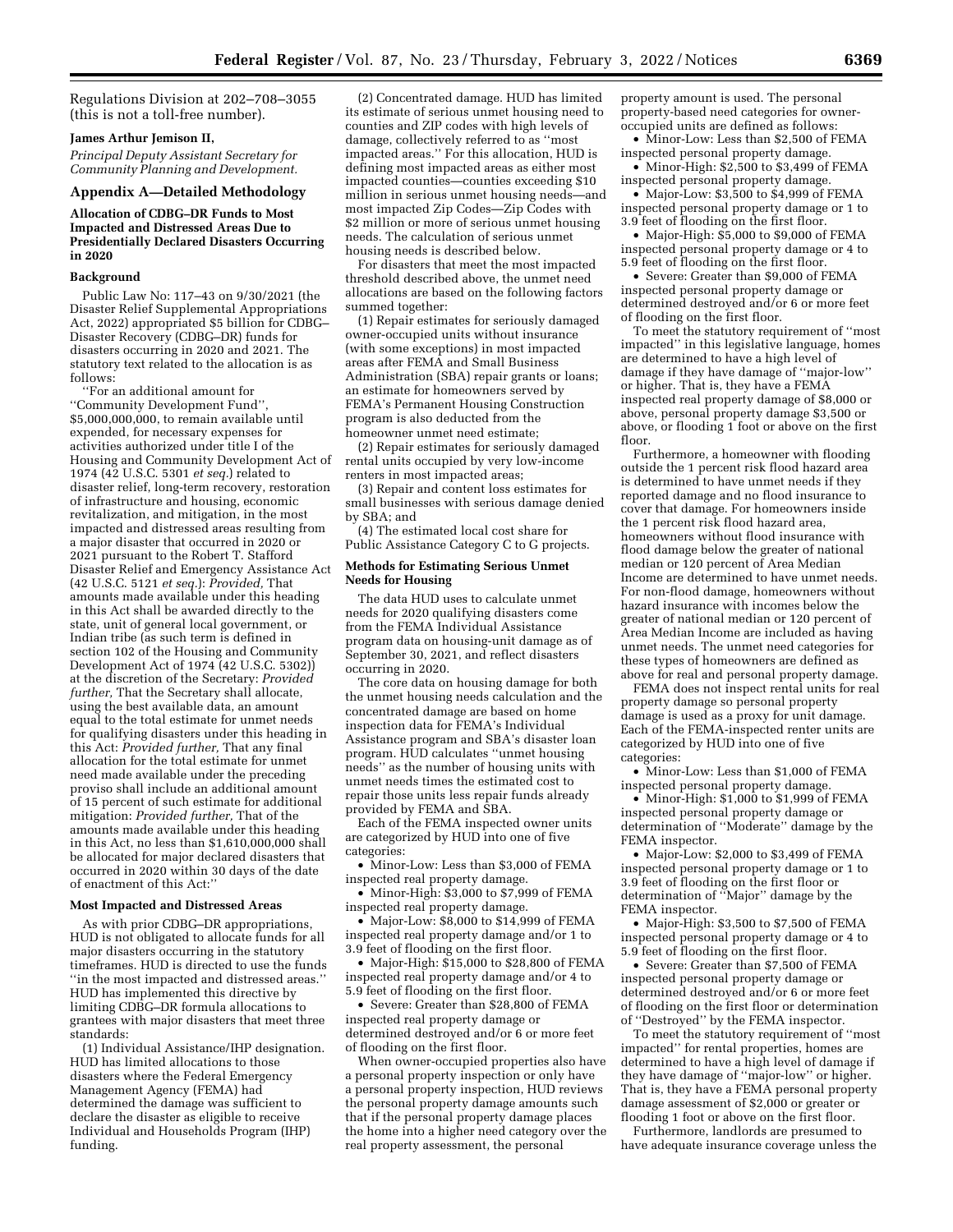Regulations Division at 202–708–3055 (this is not a toll-free number).

**James Arthur Jemison II,**

*Principal Deputy Assistant Secretary for Community Planning and Development.*

## Appendix A—Detailed Methodology

### Allocation of CDBG–DR Funds to Most Impacted and Distressed Areas Due to Presidentially Declared Disasters Occurring in 2020

#### Background

Public Law No: 117–43 on 9/30/2021 (the Disaster Relief Supplemental Appropriations Act, 2022) appropriated $5 billion for CDBG–Disaster Recovery (CDBG–DR) funds for disasters occurring in 2020 and 2021. The statutory text related to the allocation is as follows:

''For an additional amount for ''Community Development Fund'', $5,000,000,000, to remain available until expended, for necessary expenses for activities authorized under title I of the Housing and Community Development Act of 1974 (42 U.S.C. 5301 *et seq.*) related to disaster relief, long-term recovery, restoration of infrastructure and housing, economic revitalization, and mitigation, in the most impacted and distressed areas resulting from a major disaster that occurred in 2020 or 2021 pursuant to the Robert T. Stafford Disaster Relief and Emergency Assistance Act (42 U.S.C. 5121 *et seq.*): *Provided,* That amounts made available under this heading in this Act shall be awarded directly to the state, unit of general local government, or Indian tribe (as such term is defined in section 102 of the Housing and Community Development Act of 1974 (42 U.S.C. 5302)) at the discretion of the Secretary: *Provided further,* That the Secretary shall allocate, using the best available data, an amount equal to the total estimate for unmet needs for qualifying disasters under this heading in this Act: *Provided further,* That any final allocation for the total estimate for unmet need made available under the preceding proviso shall include an additional amount of 15 percent of such estimate for additional mitigation: *Provided further,* That of the amounts made available under this heading in this Act, no less than $1,610,000,000 shall be allocated for major declared disasters that occurred in 2020 within 30 days of the date of enactment of this Act:''

#### Most Impacted and Distressed Areas

As with prior CDBG–DR appropriations, HUD is not obligated to allocate funds for all major disasters occurring in the statutory timeframes. HUD is directed to use the funds ''in the most impacted and distressed areas.'' HUD has implemented this directive by limiting CDBG–DR formula allocations to grantees with major disasters that meet three standards:

(1) Individual Assistance/IHP designation. HUD has limited allocations to those disasters where the Federal Emergency Management Agency (FEMA) had determined the damage was sufficient to declare the disaster as eligible to receive Individual and Households Program (IHP) funding.

(2) Concentrated damage. HUD has limited its estimate of serious unmet housing need to counties and ZIP codes with high levels of damage, collectively referred to as ''most impacted areas.'' For this allocation, HUD is defining most impacted areas as either most impacted counties—counties exceeding $10 million in serious unmet housing needs—and most impacted Zip Codes—Zip Codes with $2 million or more of serious unmet housing needs. The calculation of serious unmet housing needs is described below.

For disasters that meet the most impacted threshold described above, the unmet need allocations are based on the following factors summed together:

(1) Repair estimates for seriously damaged owner-occupied units without insurance (with some exceptions) in most impacted areas after FEMA and Small Business Administration (SBA) repair grants or loans; an estimate for homeowners served by FEMA's Permanent Housing Construction program is also deducted from the homeowner unmet need estimate;

(2) Repair estimates for seriously damaged rental units occupied by very low-income renters in most impacted areas;

(3) Repair and content loss estimates for small businesses with serious damage denied by SBA; and

(4) The estimated local cost share for Public Assistance Category C to G projects.

#### Methods for Estimating Serious Unmet Needs for Housing

The data HUD uses to calculate unmet needs for 2020 qualifying disasters come from the FEMA Individual Assistance program data on housing-unit damage as of September 30, 2021, and reflect disasters occurring in 2020.

The core data on housing damage for both the unmet housing needs calculation and the concentrated damage are based on home inspection data for FEMA's Individual Assistance program and SBA's disaster loan program. HUD calculates ''unmet housing needs'' as the number of housing units with unmet needs times the estimated cost to repair those units less repair funds already provided by FEMA and SBA.

Each of the FEMA inspected owner units are categorized by HUD into one of five categories:

- Minor-Low: Less than $3,000 of FEMA inspected real property damage.
- Minor-High: $3,000 to $7,999 of FEMA inspected real property damage.
- Major-Low: $8,000 to $14,999 of FEMA inspected real property damage and/or 1 to 3.9 feet of flooding on the first floor.
- Major-High: $15,000 to $28,800 of FEMA inspected real property damage and/or 4 to 5.9 feet of flooding on the first floor.
- Severe: Greater than $28,800 of FEMA inspected real property damage or determined destroyed and/or 6 or more feet of flooding on the first floor.

When owner-occupied properties also have a personal property inspection or only have a personal property inspection, HUD reviews the personal property damage amounts such that if the personal property damage places the home into a higher need category over the real property assessment, the personal property amount is used. The personal property-based need categories for owner-occupied units are defined as follows:

- Minor-Low: Less than $2,500 of FEMA inspected personal property damage.
- Minor-High: $2,500 to $3,499 of FEMA inspected personal property damage.
- Major-Low: $3,500 to $4,999 of FEMA inspected personal property damage or 1 to 3.9 feet of flooding on the first floor.
- Major-High: $5,000 to $9,000 of FEMA inspected personal property damage or 4 to 5.9 feet of flooding on the first floor.
- Severe: Greater than $9,000 of FEMA inspected personal property damage or determined destroyed and/or 6 or more feet of flooding on the first floor.

To meet the statutory requirement of ''most impacted'' in this legislative language, homes are determined to have a high level of damage if they have damage of ''major-low'' or higher. That is, they have a FEMA inspected real property damage of $8,000 or above, personal property damage $3,500 or above, or flooding 1 foot or above on the first floor.

Furthermore, a homeowner with flooding outside the 1 percent risk flood hazard area is determined to have unmet needs if they reported damage and no flood insurance to cover that damage. For homeowners inside the 1 percent risk flood hazard area, homeowners without flood insurance with flood damage below the greater of national median or 120 percent of Area Median Income are determined to have unmet needs. For non-flood damage, homeowners without hazard insurance with incomes below the greater of national median or 120 percent of Area Median Income are included as having unmet needs. The unmet need categories for these types of homeowners are defined as above for real and personal property damage.

FEMA does not inspect rental units for real property damage so personal property damage is used as a proxy for unit damage. Each of the FEMA-inspected renter units are categorized by HUD into one of five categories:

- Minor-Low: Less than $1,000 of FEMA inspected personal property damage.
- Minor-High: $1,000 to $1,999 of FEMA inspected personal property damage or determination of ''Moderate'' damage by the FEMA inspector.
- Major-Low: $2,000 to $3,499 of FEMA inspected personal property damage or 1 to 3.9 feet of flooding on the first floor or determination of ''Major'' damage by the FEMA inspector.
- Major-High: $3,500 to $7,500 of FEMA inspected personal property damage or 4 to 5.9 feet of flooding on the first floor.
- Severe: Greater than $7,500 of FEMA inspected personal property damage or determined destroyed and/or 6 or more feet of flooding on the first floor or determination of ''Destroyed'' by the FEMA inspector.

To meet the statutory requirement of ''most impacted'' for rental properties, homes are determined to have a high level of damage if they have damage of ''major-low'' or higher. That is, they have a FEMA personal property damage assessment of $2,000 or greater or flooding 1 foot or above on the first floor.

Furthermore, landlords are presumed to have adequate insurance coverage unless the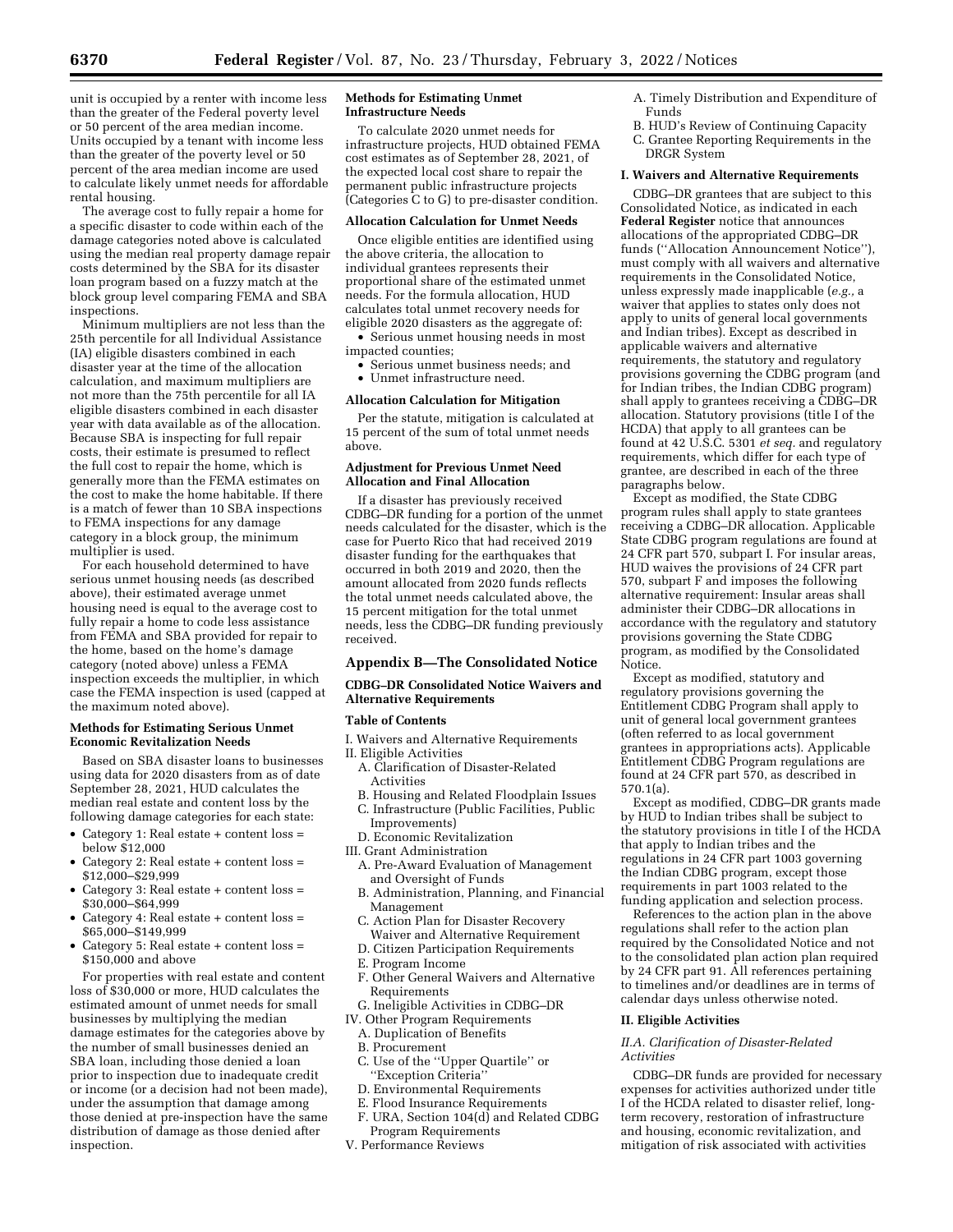unit is occupied by a renter with income less than the greater of the Federal poverty level or 50 percent of the area median income. Units occupied by a tenant with income less than the greater of the poverty level or 50 percent of the area median income are used to calculate likely unmet needs for affordable rental housing.

The average cost to fully repair a home for a specific disaster to code within each of the damage categories noted above is calculated using the median real property damage repair costs determined by the SBA for its disaster loan program based on a fuzzy match at the block group level comparing FEMA and SBA inspections.

Minimum multipliers are not less than the 25th percentile for all Individual Assistance (IA) eligible disasters combined in each disaster year at the time of the allocation calculation, and maximum multipliers are not more than the 75th percentile for all IA eligible disasters combined in each disaster year with data available as of the allocation. Because SBA is inspecting for full repair costs, their estimate is presumed to reflect the full cost to repair the home, which is generally more than the FEMA estimates on the cost to make the home habitable. If there is a match of fewer than 10 SBA inspections to FEMA inspections for any damage category in a block group, the minimum multiplier is used.

For each household determined to have serious unmet housing needs (as described above), their estimated average unmet housing need is equal to the average cost to fully repair a home to code less assistance from FEMA and SBA provided for repair to the home, based on the home's damage category (noted above) unless a FEMA inspection exceeds the multiplier, in which case the FEMA inspection is used (capped at the maximum noted above).

### Methods for Estimating Serious Unmet Economic Revitalization Needs

Based on SBA disaster loans to businesses using data for 2020 disasters from as of date September 28, 2021, HUD calculates the median real estate and content loss by the following damage categories for each state:

- Category 1: Real estate + content loss = below $12,000
- Category 2: Real estate + content loss = $12,000–$29,999
- Category 3: Real estate + content loss = $30,000–$64,999
- Category 4: Real estate + content loss = $65,000–$149,999
- Category 5: Real estate + content loss = $150,000 and above

For properties with real estate and content loss of $30,000 or more, HUD calculates the estimated amount of unmet needs for small businesses by multiplying the median damage estimates for the categories above by the number of small businesses denied an SBA loan, including those denied a loan prior to inspection due to inadequate credit or income (or a decision had not been made), under the assumption that damage among those denied at pre-inspection have the same distribution of damage as those denied after inspection.

### Methods for Estimating Unmet Infrastructure Needs

To calculate 2020 unmet needs for infrastructure projects, HUD obtained FEMA cost estimates as of September 28, 2021, of the expected local cost share to repair the permanent public infrastructure projects (Categories C to G) to pre-disaster condition.

### Allocation Calculation for Unmet Needs

Once eligible entities are identified using the above criteria, the allocation to individual grantees represents their proportional share of the estimated unmet needs. For the formula allocation, HUD calculates total unmet recovery needs for eligible 2020 disasters as the aggregate of:

- Serious unmet housing needs in most impacted counties;
- Serious unmet business needs; and
- Unmet infrastructure need.

### Allocation Calculation for Mitigation

Per the statute, mitigation is calculated at 15 percent of the sum of total unmet needs above.

### Adjustment for Previous Unmet Need Allocation and Final Allocation

If a disaster has previously received CDBG–DR funding for a portion of the unmet needs calculated for the disaster, which is the case for Puerto Rico that had received 2019 disaster funding for the earthquakes that occurred in both 2019 and 2020, then the amount allocated from 2020 funds reflects the total unmet needs calculated above, the 15 percent mitigation for the total unmet needs, less the CDBG–DR funding previously received.

## Appendix B—The Consolidated Notice

### CDBG–DR Consolidated Notice Waivers and Alternative Requirements

#### Table of Contents

I. Waivers and Alternative Requirements
II. Eligible Activities
  A. Clarification of Disaster-Related Activities
  B. Housing and Related Floodplain Issues
  C. Infrastructure (Public Facilities, Public Improvements)
  D. Economic Revitalization
III. Grant Administration
  A. Pre-Award Evaluation of Management and Oversight of Funds
  B. Administration, Planning, and Financial Management
  C. Action Plan for Disaster Recovery Waiver and Alternative Requirement
  D. Citizen Participation Requirements
  E. Program Income
  F. Other General Waivers and Alternative Requirements
  G. Ineligible Activities in CDBG–DR
IV. Other Program Requirements
  A. Duplication of Benefits
  B. Procurement
  C. Use of the ''Upper Quartile'' or ''Exception Criteria''
  D. Environmental Requirements
  E. Flood Insurance Requirements
  F. URA, Section 104(d) and Related CDBG Program Requirements
V. Performance Reviews
  A. Timely Distribution and Expenditure of Funds
  B. HUD's Review of Continuing Capacity
  C. Grantee Reporting Requirements in the DRGR System

#### I. Waivers and Alternative Requirements

CDBG–DR grantees that are subject to this Consolidated Notice, as indicated in each **Federal Register** notice that announces allocations of the appropriated CDBG–DR funds (''Allocation Announcement Notice''), must comply with all waivers and alternative requirements in the Consolidated Notice, unless expressly made inapplicable (*e.g.,* a waiver that applies to states only does not apply to units of general local governments and Indian tribes). Except as described in applicable waivers and alternative requirements, the statutory and regulatory provisions governing the CDBG program (and for Indian tribes, the Indian CDBG program) shall apply to grantees receiving a CDBG–DR allocation. Statutory provisions (title I of the HCDA) that apply to all grantees can be found at 42 U.S.C. 5301 *et seq.* and regulatory requirements, which differ for each type of grantee, are described in each of the three paragraphs below.

Except as modified, the State CDBG program rules shall apply to state grantees receiving a CDBG–DR allocation. Applicable State CDBG program regulations are found at 24 CFR part 570, subpart I. For insular areas, HUD waives the provisions of 24 CFR part 570, subpart F and imposes the following alternative requirement: Insular areas shall administer their CDBG–DR allocations in accordance with the regulatory and statutory provisions governing the State CDBG program, as modified by the Consolidated Notice.

Except as modified, statutory and regulatory provisions governing the Entitlement CDBG Program shall apply to unit of general local government grantees (often referred to as local government grantees in appropriations acts). Applicable Entitlement CDBG Program regulations are found at 24 CFR part 570, as described in 570.1(a).

Except as modified, CDBG–DR grants made by HUD to Indian tribes shall be subject to the statutory provisions in title I of the HCDA that apply to Indian tribes and the regulations in 24 CFR part 1003 governing the Indian CDBG program, except those requirements in part 1003 related to the funding application and selection process.

References to the action plan in the above regulations shall refer to the action plan required by the Consolidated Notice and not to the consolidated plan action plan required by 24 CFR part 91. All references pertaining to timelines and/or deadlines are in terms of calendar days unless otherwise noted.

#### II. Eligible Activities

*II.A. Clarification of Disaster-Related Activities*

CDBG–DR funds are provided for necessary expenses for activities authorized under title I of the HCDA related to disaster relief, long-term recovery, restoration of infrastructure and housing, economic revitalization, and mitigation of risk associated with activities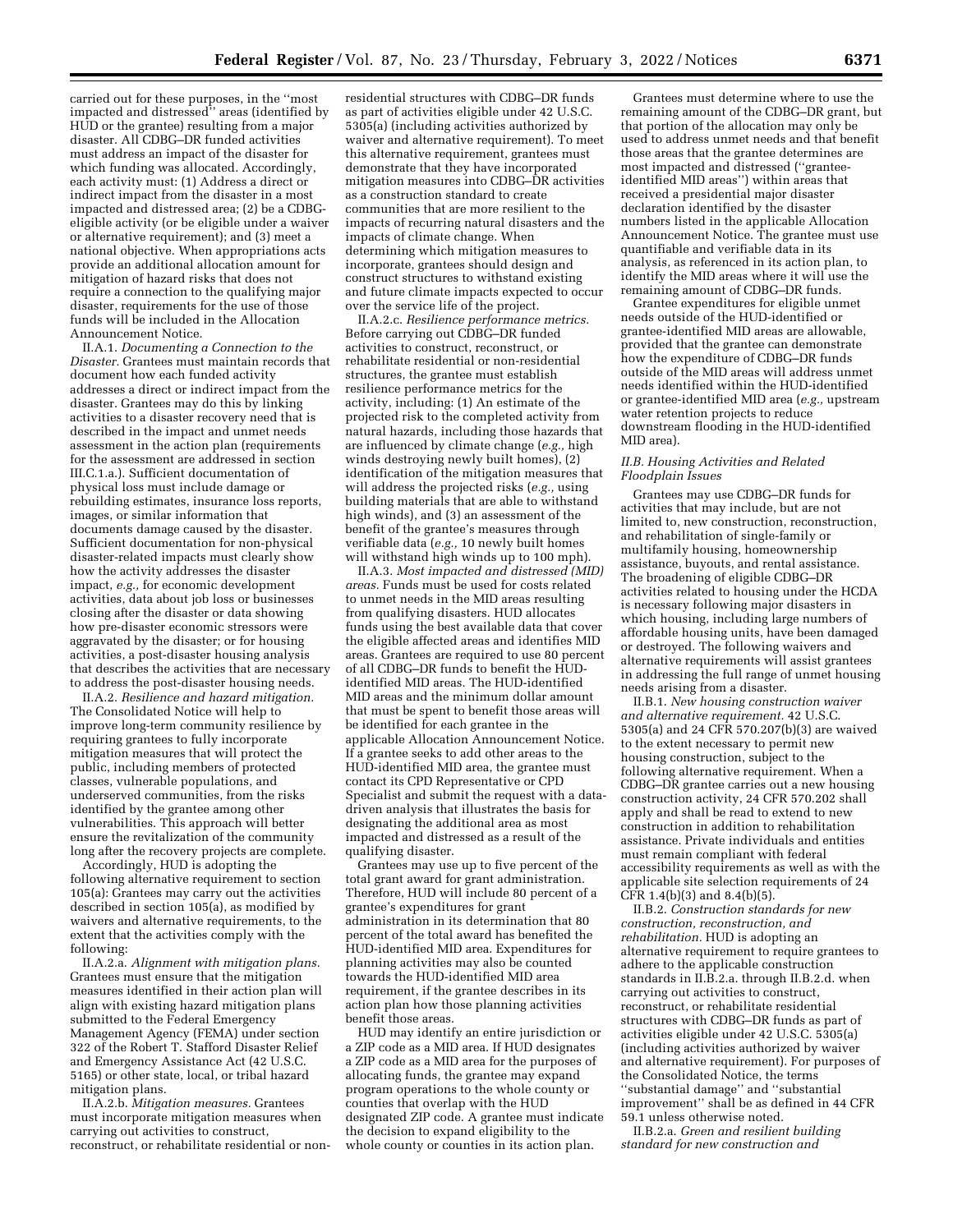carried out for these purposes, in the "most impacted and distressed" areas (identified by HUD or the grantee) resulting from a major disaster. All CDBG–DR funded activities must address an impact of the disaster for which funding was allocated. Accordingly, each activity must: (1) Address a direct or indirect impact from the disaster in a most impacted and distressed area; (2) be a CDBG-eligible activity (or be eligible under a waiver or alternative requirement); and (3) meet a national objective. When appropriations acts provide an additional allocation amount for mitigation of hazard risks that does not require a connection to the qualifying major disaster, requirements for the use of those funds will be included in the Allocation Announcement Notice.

II.A.1. *Documenting a Connection to the Disaster.* Grantees must maintain records that document how each funded activity addresses a direct or indirect impact from the disaster. Grantees may do this by linking activities to a disaster recovery need that is described in the impact and unmet needs assessment in the action plan (requirements for the assessment are addressed in section III.C.1.a.). Sufficient documentation of physical loss must include damage or rebuilding estimates, insurance loss reports, images, or similar information that documents damage caused by the disaster. Sufficient documentation for non-physical disaster-related impacts must clearly show how the activity addresses the disaster impact, *e.g.,* for economic development activities, data about job loss or businesses closing after the disaster or data showing how pre-disaster economic stressors were aggravated by the disaster; or for housing activities, a post-disaster housing analysis that describes the activities that are necessary to address the post-disaster housing needs.

II.A.2. *Resilience and hazard mitigation.* The Consolidated Notice will help to improve long-term community resilience by requiring grantees to fully incorporate mitigation measures that will protect the public, including members of protected classes, vulnerable populations, and underserved communities, from the risks identified by the grantee among other vulnerabilities. This approach will better ensure the revitalization of the community long after the recovery projects are complete.

Accordingly, HUD is adopting the following alternative requirement to section 105(a): Grantees may carry out the activities described in section 105(a), as modified by waivers and alternative requirements, to the extent that the activities comply with the following:

II.A.2.a. *Alignment with mitigation plans.* Grantees must ensure that the mitigation measures identified in their action plan will align with existing hazard mitigation plans submitted to the Federal Emergency Management Agency (FEMA) under section 322 of the Robert T. Stafford Disaster Relief and Emergency Assistance Act (42 U.S.C. 5165) or other state, local, or tribal hazard mitigation plans.

II.A.2.b. *Mitigation measures.* Grantees must incorporate mitigation measures when carrying out activities to construct, reconstruct, or rehabilitate residential or non-residential structures with CDBG–DR funds as part of activities eligible under 42 U.S.C. 5305(a) (including activities authorized by waiver and alternative requirement). To meet this alternative requirement, grantees must demonstrate that they have incorporated mitigation measures into CDBG–DR activities as a construction standard to create communities that are more resilient to the impacts of recurring natural disasters and the impacts of climate change. When determining which mitigation measures to incorporate, grantees should design and construct structures to withstand existing and future climate impacts expected to occur over the service life of the project.

II.A.2.c. *Resilience performance metrics.* Before carrying out CDBG–DR funded activities to construct, reconstruct, or rehabilitate residential or non-residential structures, the grantee must establish resilience performance metrics for the activity, including: (1) An estimate of the projected risk to the completed activity from natural hazards, including those hazards that are influenced by climate change (*e.g.,* high winds destroying newly built homes), (2) identification of the mitigation measures that will address the projected risks (*e.g.,* using building materials that are able to withstand high winds), and (3) an assessment of the benefit of the grantee's measures through verifiable data (*e.g.,* 10 newly built homes will withstand high winds up to 100 mph).

II.A.3. *Most impacted and distressed (MID) areas.* Funds must be used for costs related to unmet needs in the MID areas resulting from qualifying disasters. HUD allocates funds using the best available data that cover the eligible affected areas and identifies MID areas. Grantees are required to use 80 percent of all CDBG–DR funds to benefit the HUD-identified MID areas. The HUD-identified MID areas and the minimum dollar amount that must be spent to benefit those areas will be identified for each grantee in the applicable Allocation Announcement Notice. If a grantee seeks to add other areas to the HUD-identified MID area, the grantee must contact its CPD Representative or CPD Specialist and submit the request with a data-driven analysis that illustrates the basis for designating the additional area as most impacted and distressed as a result of the qualifying disaster.

Grantees may use up to five percent of the total grant award for grant administration. Therefore, HUD will include 80 percent of a grantee's expenditures for grant administration in its determination that 80 percent of the total award has benefited the HUD-identified MID area. Expenditures for planning activities may also be counted towards the HUD-identified MID area requirement, if the grantee describes in its action plan how those planning activities benefit those areas.

HUD may identify an entire jurisdiction or a ZIP code as a MID area. If HUD designates a ZIP code as a MID area for the purposes of allocating funds, the grantee may expand program operations to the whole county or counties that overlap with the HUD designated ZIP code. A grantee must indicate the decision to expand eligibility to the whole county or counties in its action plan.

Grantees must determine where to use the remaining amount of the CDBG–DR grant, but that portion of the allocation may only be used to address unmet needs and that benefit those areas that the grantee determines are most impacted and distressed ("grantee-identified MID areas") within areas that received a presidential major disaster declaration identified by the disaster numbers listed in the applicable Allocation Announcement Notice. The grantee must use quantifiable and verifiable data in its analysis, as referenced in its action plan, to identify the MID areas where it will use the remaining amount of CDBG–DR funds.

Grantee expenditures for eligible unmet needs outside of the HUD-identified or grantee-identified MID areas are allowable, provided that the grantee can demonstrate how the expenditure of CDBG–DR funds outside of the MID areas will address unmet needs identified within the HUD-identified or grantee-identified MID area (*e.g.,* upstream water retention projects to reduce downstream flooding in the HUD-identified MID area).

### *II.B. Housing Activities and Related Floodplain Issues*

Grantees may use CDBG–DR funds for activities that may include, but are not limited to, new construction, reconstruction, and rehabilitation of single-family or multifamily housing, homeownership assistance, buyouts, and rental assistance. The broadening of eligible CDBG–DR activities related to housing under the HCDA is necessary following major disasters in which housing, including large numbers of affordable housing units, have been damaged or destroyed. The following waivers and alternative requirements will assist grantees in addressing the full range of unmet housing needs arising from a disaster.

II.B.1. *New housing construction waiver and alternative requirement.* 42 U.S.C. 5305(a) and 24 CFR 570.207(b)(3) are waived to the extent necessary to permit new housing construction, subject to the following alternative requirement. When a CDBG–DR grantee carries out a new housing construction activity, 24 CFR 570.202 shall apply and shall be read to extend to new construction in addition to rehabilitation assistance. Private individuals and entities must remain compliant with federal accessibility requirements as well as with the applicable site selection requirements of 24 CFR 1.4(b)(3) and 8.4(b)(5).

II.B.2. *Construction standards for new construction, reconstruction, and rehabilitation.* HUD is adopting an alternative requirement to require grantees to adhere to the applicable construction standards in II.B.2.a. through II.B.2.d. when carrying out activities to construct, reconstruct, or rehabilitate residential structures with CDBG–DR funds as part of activities eligible under 42 U.S.C. 5305(a) (including activities authorized by waiver and alternative requirement). For purposes of the Consolidated Notice, the terms "substantial damage" and "substantial improvement" shall be as defined in 44 CFR 59.1 unless otherwise noted.

II.B.2.a. *Green and resilient building standard for new construction and*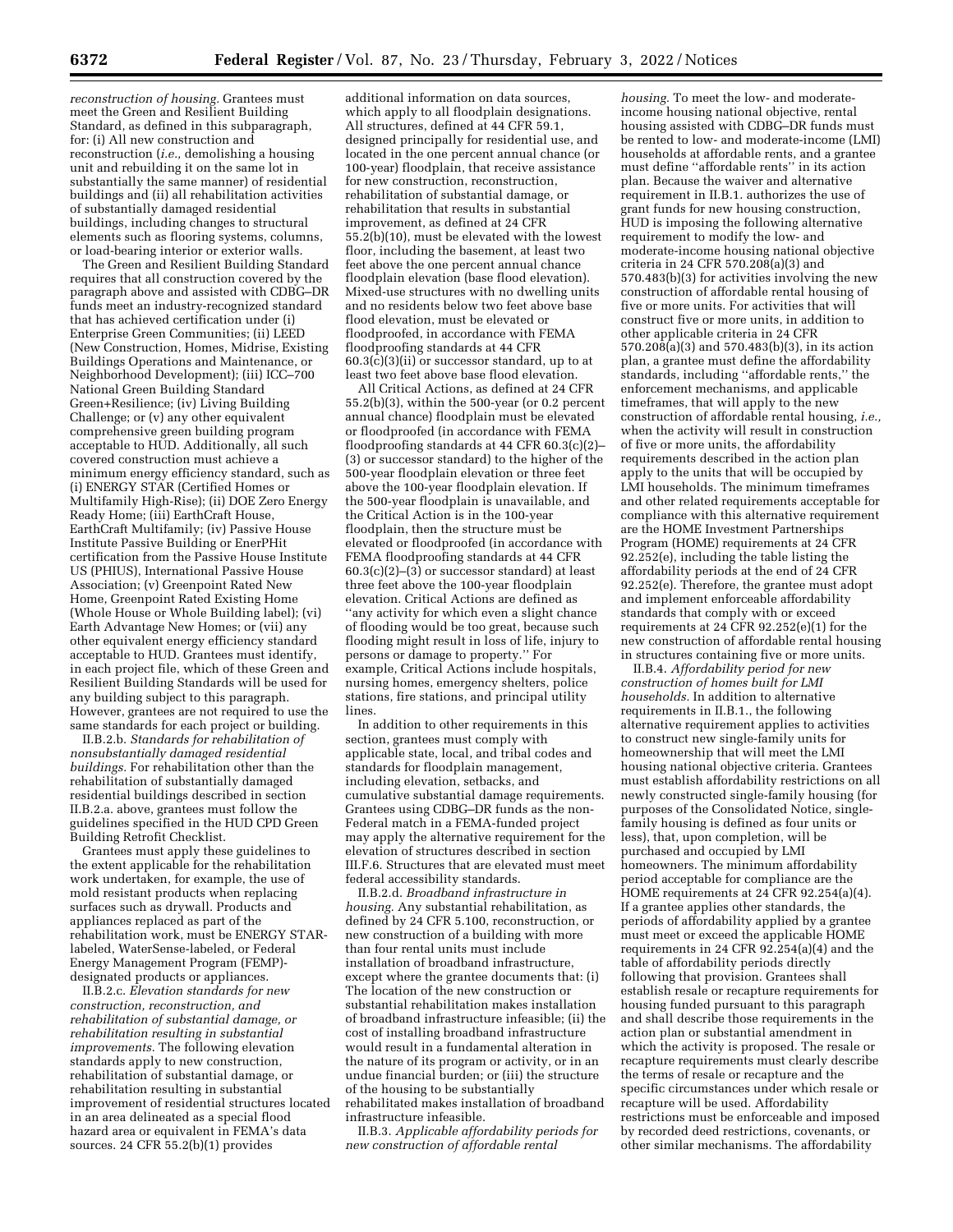*reconstruction of housing.* Grantees must meet the Green and Resilient Building Standard, as defined in this subparagraph, for: (i) All new construction and reconstruction (*i.e.,* demolishing a housing unit and rebuilding it on the same lot in substantially the same manner) of residential buildings and (ii) all rehabilitation activities of substantially damaged residential buildings, including changes to structural elements such as flooring systems, columns, or load-bearing interior or exterior walls.

The Green and Resilient Building Standard requires that all construction covered by the paragraph above and assisted with CDBG–DR funds meet an industry-recognized standard that has achieved certification under (i) Enterprise Green Communities; (ii) LEED (New Construction, Homes, Midrise, Existing Buildings Operations and Maintenance, or Neighborhood Development); (iii) ICC–700 National Green Building Standard Green+Resilience; (iv) Living Building Challenge; or (v) any other equivalent comprehensive green building program acceptable to HUD. Additionally, all such covered construction must achieve a minimum energy efficiency standard, such as (i) ENERGY STAR (Certified Homes or Multifamily High-Rise); (ii) DOE Zero Energy Ready Home; (iii) EarthCraft House, EarthCraft Multifamily; (iv) Passive House Institute Passive Building or EnerPHit certification from the Passive House Institute US (PHIUS), International Passive House Association; (v) Greenpoint Rated New Home, Greenpoint Rated Existing Home (Whole House or Whole Building label); (vi) Earth Advantage New Homes; or (vii) any other equivalent energy efficiency standard acceptable to HUD. Grantees must identify, in each project file, which of these Green and Resilient Building Standards will be used for any building subject to this paragraph. However, grantees are not required to use the same standards for each project or building.

II.B.2.b. *Standards for rehabilitation of nonsubstantially damaged residential buildings.* For rehabilitation other than the rehabilitation of substantially damaged residential buildings described in section II.B.2.a. above, grantees must follow the guidelines specified in the HUD CPD Green Building Retrofit Checklist.

Grantees must apply these guidelines to the extent applicable for the rehabilitation work undertaken, for example, the use of mold resistant products when replacing surfaces such as drywall. Products and appliances replaced as part of the rehabilitation work, must be ENERGY STAR-labeled, WaterSense-labeled, or Federal Energy Management Program (FEMP)-designated products or appliances.

II.B.2.c. *Elevation standards for new construction, reconstruction, and rehabilitation of substantial damage, or rehabilitation resulting in substantial improvements.* The following elevation standards apply to new construction, rehabilitation of substantial damage, or rehabilitation resulting in substantial improvement of residential structures located in an area delineated as a special flood hazard area or equivalent in FEMA's data sources. 24 CFR 55.2(b)(1) provides additional information on data sources, which apply to all floodplain designations. All structures, defined at 44 CFR 59.1, designed principally for residential use, and located in the one percent annual chance (or 100-year) floodplain, that receive assistance for new construction, reconstruction, rehabilitation of substantial damage, or rehabilitation that results in substantial improvement, as defined at 24 CFR 55.2(b)(10), must be elevated with the lowest floor, including the basement, at least two feet above the one percent annual chance floodplain elevation (base flood elevation). Mixed-use structures with no dwelling units and no residents below two feet above base flood elevation, must be elevated or floodproofed, in accordance with FEMA floodproofing standards at 44 CFR 60.3(c)(3)(ii) or successor standard, up to at least two feet above base flood elevation.

All Critical Actions, as defined at 24 CFR 55.2(b)(3), within the 500-year (or 0.2 percent annual chance) floodplain must be elevated or floodproofed (in accordance with FEMA floodproofing standards at 44 CFR 60.3(c)(2)–(3) or successor standard) to the higher of the 500-year floodplain elevation or three feet above the 100-year floodplain elevation. If the 500-year floodplain is unavailable, and the Critical Action is in the 100-year floodplain, then the structure must be elevated or floodproofed (in accordance with FEMA floodproofing standards at 44 CFR 60.3(c)(2)–(3) or successor standard) at least three feet above the 100-year floodplain elevation. Critical Actions are defined as "any activity for which even a slight chance of flooding would be too great, because such flooding might result in loss of life, injury to persons or damage to property." For example, Critical Actions include hospitals, nursing homes, emergency shelters, police stations, fire stations, and principal utility lines.

In addition to other requirements in this section, grantees must comply with applicable state, local, and tribal codes and standards for floodplain management, including elevation, setbacks, and cumulative substantial damage requirements. Grantees using CDBG–DR funds as the non-Federal match in a FEMA-funded project may apply the alternative requirement for the elevation of structures described in section III.F.6. Structures that are elevated must meet federal accessibility standards.

II.B.2.d. *Broadband infrastructure in housing.* Any substantial rehabilitation, as defined by 24 CFR 5.100, reconstruction, or new construction of a building with more than four rental units must include installation of broadband infrastructure, except where the grantee documents that: (i) The location of the new construction or substantial rehabilitation makes installation of broadband infrastructure infeasible; (ii) the cost of installing broadband infrastructure would result in a fundamental alteration in the nature of its program or activity, or in an undue financial burden; or (iii) the structure of the housing to be substantially rehabilitated makes installation of broadband infrastructure infeasible.

II.B.3. *Applicable affordability periods for new construction of affordable rental housing.* To meet the low- and moderate-income housing national objective, rental housing assisted with CDBG–DR funds must be rented to low- and moderate-income (LMI) households at affordable rents, and a grantee must define "affordable rents" in its action plan. Because the waiver and alternative requirement in II.B.1. authorizes the use of grant funds for new housing construction, HUD is imposing the following alternative requirement to modify the low- and moderate-income housing national objective criteria in 24 CFR 570.208(a)(3) and 570.483(b)(3) for activities involving the new construction of affordable rental housing of five or more units. For activities that will construct five or more units, in addition to other applicable criteria in 24 CFR 570.208(a)(3) and 570.483(b)(3), in its action plan, a grantee must define the affordability standards, including "affordable rents," the enforcement mechanisms, and applicable timeframes, that will apply to the new construction of affordable rental housing, *i.e.,* when the activity will result in construction of five or more units, the affordability requirements described in the action plan apply to the units that will be occupied by LMI households. The minimum timeframes and other related requirements acceptable for compliance with this alternative requirement are the HOME Investment Partnerships Program (HOME) requirements at 24 CFR 92.252(e), including the table listing the affordability periods at the end of 24 CFR 92.252(e). Therefore, the grantee must adopt and implement enforceable affordability standards that comply with or exceed requirements at 24 CFR 92.252(e)(1) for the new construction of affordable rental housing in structures containing five or more units.

II.B.4. *Affordability period for new construction of homes built for LMI households.* In addition to alternative requirements in II.B.1., the following alternative requirement applies to activities to construct new single-family units for homeownership that will meet the LMI housing national objective criteria. Grantees must establish affordability restrictions on all newly constructed single-family housing (for purposes of the Consolidated Notice, single-family housing is defined as four units or less), that, upon completion, will be purchased and occupied by LMI homeowners. The minimum affordability period acceptable for compliance are the HOME requirements at 24 CFR 92.254(a)(4). If a grantee applies other standards, the periods of affordability applied by a grantee must meet or exceed the applicable HOME requirements in 24 CFR 92.254(a)(4) and the table of affordability periods directly following that provision. Grantees shall establish resale or recapture requirements for housing funded pursuant to this paragraph and shall describe those requirements in the action plan or substantial amendment in which the activity is proposed. The resale or recapture requirements must clearly describe the terms of resale or recapture and the specific circumstances under which resale or recapture will be used. Affordability restrictions must be enforceable and imposed by recorded deed restrictions, covenants, or other similar mechanisms. The affordability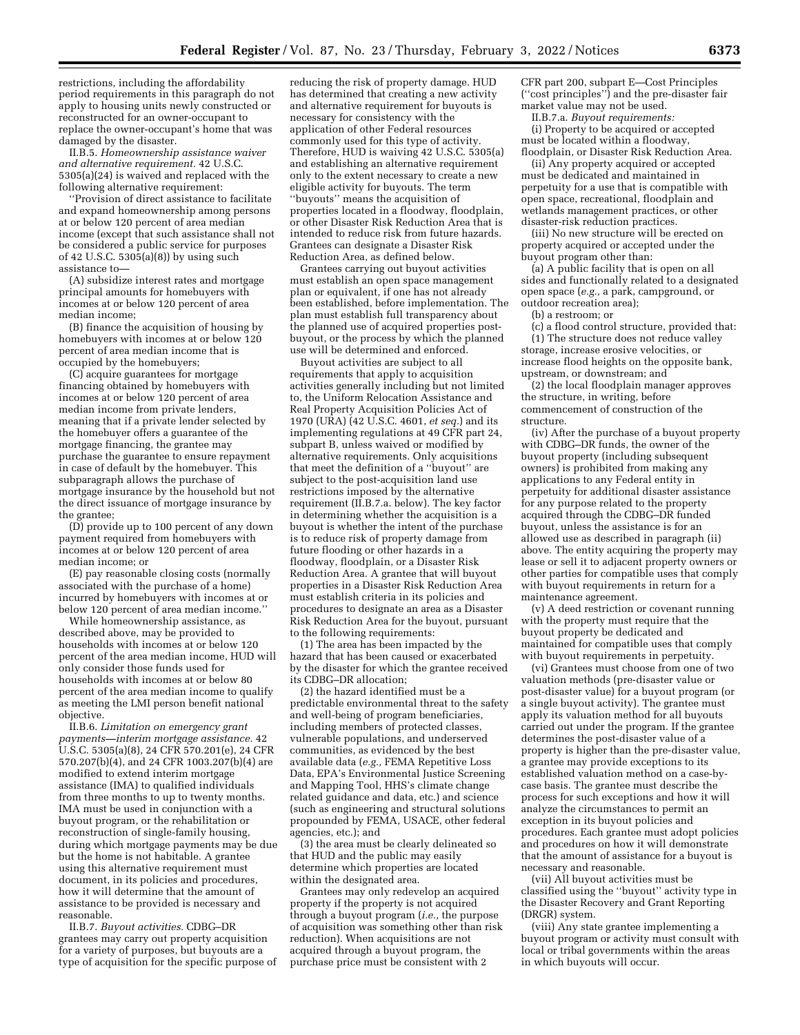restrictions, including the affordability period requirements in this paragraph do not apply to housing units newly constructed or reconstructed for an owner-occupant to replace the owner-occupant's home that was damaged by the disaster.

II.B.5. *Homeownership assistance waiver and alternative requirement.* 42 U.S.C. 5305(a)(24) is waived and replaced with the following alternative requirement:

''Provision of direct assistance to facilitate and expand homeownership among persons at or below 120 percent of area median income (except that such assistance shall not be considered a public service for purposes of 42 U.S.C. 5305(a)(8)) by using such assistance to—

(A) subsidize interest rates and mortgage principal amounts for homebuyers with incomes at or below 120 percent of area median income;

(B) finance the acquisition of housing by homebuyers with incomes at or below 120 percent of area median income that is occupied by the homebuyers;

(C) acquire guarantees for mortgage financing obtained by homebuyers with incomes at or below 120 percent of area median income from private lenders, meaning that if a private lender selected by the homebuyer offers a guarantee of the mortgage financing, the grantee may purchase the guarantee to ensure repayment in case of default by the homebuyer. This subparagraph allows the purchase of mortgage insurance by the household but not the direct issuance of mortgage insurance by the grantee;

(D) provide up to 100 percent of any down payment required from homebuyers with incomes at or below 120 percent of area median income; or

(E) pay reasonable closing costs (normally associated with the purchase of a home) incurred by homebuyers with incomes at or below 120 percent of area median income.''

While homeownership assistance, as described above, may be provided to households with incomes at or below 120 percent of the area median income, HUD will only consider those funds used for households with incomes at or below 80 percent of the area median income to qualify as meeting the LMI person benefit national objective.

II.B.6. *Limitation on emergency grant payments—interim mortgage assistance.* 42 U.S.C. 5305(a)(8), 24 CFR 570.201(e), 24 CFR 570.207(b)(4), and 24 CFR 1003.207(b)(4) are modified to extend interim mortgage assistance (IMA) to qualified individuals from three months to up to twenty months. IMA must be used in conjunction with a buyout program, or the rehabilitation or reconstruction of single-family housing, during which mortgage payments may be due but the home is not habitable. A grantee using this alternative requirement must document, in its policies and procedures, how it will determine that the amount of assistance to be provided is necessary and reasonable.

II.B.7. *Buyout activities.* CDBG–DR grantees may carry out property acquisition for a variety of purposes, but buyouts are a type of acquisition for the specific purpose of reducing the risk of property damage. HUD has determined that creating a new activity and alternative requirement for buyouts is necessary for consistency with the application of other Federal resources commonly used for this type of activity. Therefore, HUD is waiving 42 U.S.C. 5305(a) and establishing an alternative requirement only to the extent necessary to create a new eligible activity for buyouts. The term ''buyouts'' means the acquisition of properties located in a floodway, floodplain, or other Disaster Risk Reduction Area that is intended to reduce risk from future hazards. Grantees can designate a Disaster Risk Reduction Area, as defined below.

Grantees carrying out buyout activities must establish an open space management plan or equivalent, if one has not already been established, before implementation. The plan must establish full transparency about the planned use of acquired properties post-buyout, or the process by which the planned use will be determined and enforced.

Buyout activities are subject to all requirements that apply to acquisition activities generally including but not limited to, the Uniform Relocation Assistance and Real Property Acquisition Policies Act of 1970 (URA) (42 U.S.C. 4601, *et seq.*) and its implementing regulations at 49 CFR part 24, subpart B, unless waived or modified by alternative requirements. Only acquisitions that meet the definition of a ''buyout'' are subject to the post-acquisition land use restrictions imposed by the alternative requirement (II.B.7.a. below). The key factor in determining whether the acquisition is a buyout is whether the intent of the purchase is to reduce risk of property damage from future flooding or other hazards in a floodway, floodplain, or a Disaster Risk Reduction Area. A grantee that will buyout properties in a Disaster Risk Reduction Area must establish criteria in its policies and procedures to designate an area as a Disaster Risk Reduction Area for the buyout, pursuant to the following requirements:

(1) The area has been impacted by the hazard that has been caused or exacerbated by the disaster for which the grantee received its CDBG–DR allocation;

(2) the hazard identified must be a predictable environmental threat to the safety and well-being of program beneficiaries, including members of protected classes, vulnerable populations, and underserved communities, as evidenced by the best available data (*e.g.,* FEMA Repetitive Loss Data, EPA's Environmental Justice Screening and Mapping Tool, HHS's climate change related guidance and data, etc.) and science (such as engineering and structural solutions propounded by FEMA, USACE, other federal agencies, etc.); and

(3) the area must be clearly delineated so that HUD and the public may easily determine which properties are located within the designated area.

Grantees may only redevelop an acquired property if the property is not acquired through a buyout program (*i.e.,* the purpose of acquisition was something other than risk reduction). When acquisitions are not acquired through a buyout program, the purchase price must be consistent with 2 CFR part 200, subpart E—Cost Principles (''cost principles'') and the pre-disaster fair market value may not be used.

II.B.7.a. *Buyout requirements:*

(i) Property to be acquired or accepted must be located within a floodway, floodplain, or Disaster Risk Reduction Area.

(ii) Any property acquired or accepted must be dedicated and maintained in perpetuity for a use that is compatible with open space, recreational, floodplain and wetlands management practices, or other disaster-risk reduction practices.

(iii) No new structure will be erected on property acquired or accepted under the buyout program other than:

(a) A public facility that is open on all sides and functionally related to a designated open space (*e.g.,* a park, campground, or outdoor recreation area);

(b) a restroom; or

(c) a flood control structure, provided that:

(1) The structure does not reduce valley storage, increase erosive velocities, or increase flood heights on the opposite bank, upstream, or downstream; and

(2) the local floodplain manager approves the structure, in writing, before commencement of construction of the structure.

(iv) After the purchase of a buyout property with CDBG–DR funds, the owner of the buyout property (including subsequent owners) is prohibited from making any applications to any Federal entity in perpetuity for additional disaster assistance for any purpose related to the property acquired through the CDBG–DR funded buyout, unless the assistance is for an allowed use as described in paragraph (ii) above. The entity acquiring the property may lease or sell it to adjacent property owners or other parties for compatible uses that comply with buyout requirements in return for a maintenance agreement.

(v) A deed restriction or covenant running with the property must require that the buyout property be dedicated and maintained for compatible uses that comply with buyout requirements in perpetuity.

(vi) Grantees must choose from one of two valuation methods (pre-disaster value or post-disaster value) for a buyout program (or a single buyout activity). The grantee must apply its valuation method for all buyouts carried out under the program. If the grantee determines the post-disaster value of a property is higher than the pre-disaster value, a grantee may provide exceptions to its established valuation method on a case-by-case basis. The grantee must describe the process for such exceptions and how it will analyze the circumstances to permit an exception in its buyout policies and procedures. Each grantee must adopt policies and procedures on how it will demonstrate that the amount of assistance for a buyout is necessary and reasonable.

(vii) All buyout activities must be classified using the ''buyout'' activity type in the Disaster Recovery and Grant Reporting (DRGR) system.

(viii) Any state grantee implementing a buyout program or activity must consult with local or tribal governments within the areas in which buyouts will occur.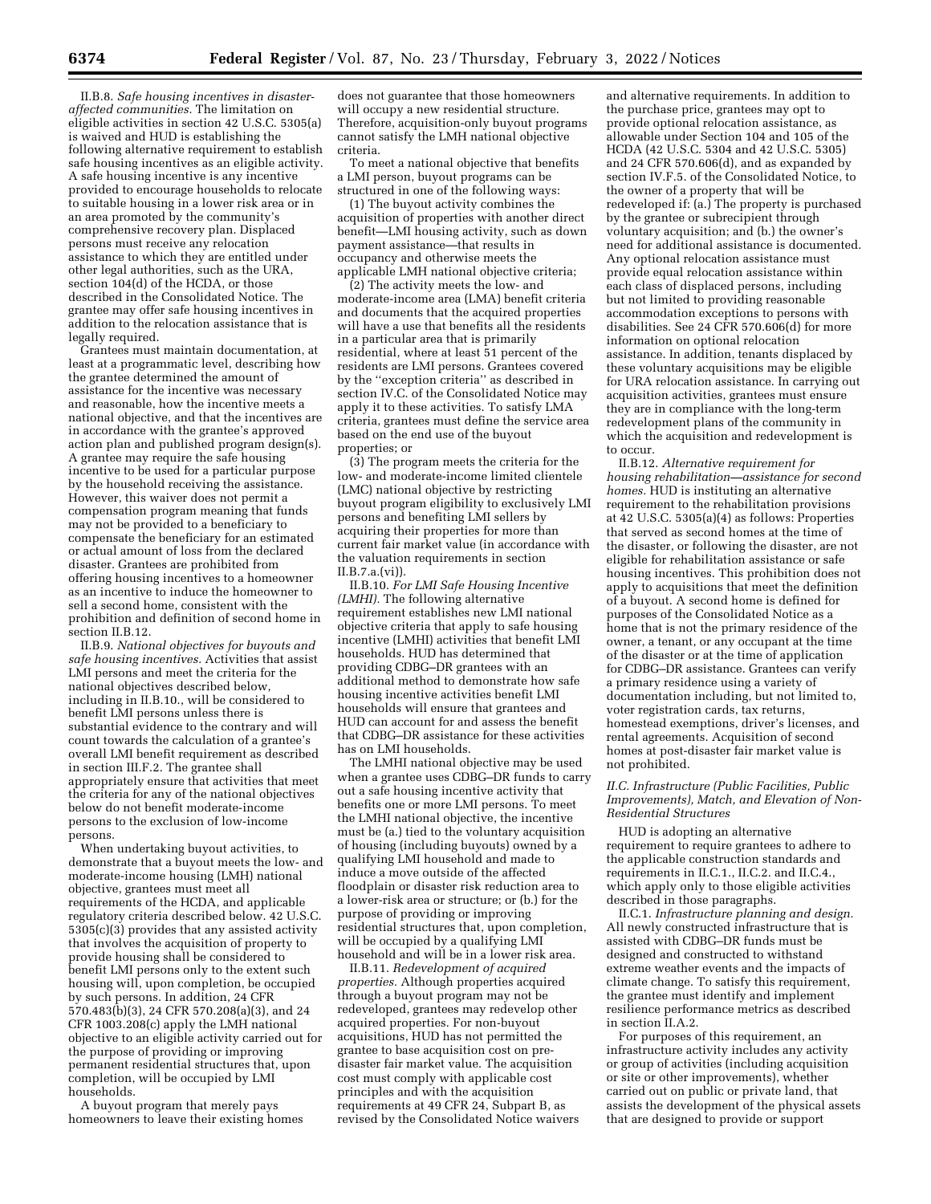II.B.8. *Safe housing incentives in disaster-affected communities.* The limitation on eligible activities in section 42 U.S.C. 5305(a) is waived and HUD is establishing the following alternative requirement to establish safe housing incentives as an eligible activity. A safe housing incentive is any incentive provided to encourage households to relocate to suitable housing in a lower risk area or in an area promoted by the community's comprehensive recovery plan. Displaced persons must receive any relocation assistance to which they are entitled under other legal authorities, such as the URA, section 104(d) of the HCDA, or those described in the Consolidated Notice. The grantee may offer safe housing incentives in addition to the relocation assistance that is legally required.

Grantees must maintain documentation, at least at a programmatic level, describing how the grantee determined the amount of assistance for the incentive was necessary and reasonable, how the incentive meets a national objective, and that the incentives are in accordance with the grantee's approved action plan and published program design(s). A grantee may require the safe housing incentive to be used for a particular purpose by the household receiving the assistance. However, this waiver does not permit a compensation program meaning that funds may not be provided to a beneficiary to compensate the beneficiary for an estimated or actual amount of loss from the declared disaster. Grantees are prohibited from offering housing incentives to a homeowner as an incentive to induce the homeowner to sell a second home, consistent with the prohibition and definition of second home in section II.B.12.

II.B.9. *National objectives for buyouts and safe housing incentives.* Activities that assist LMI persons and meet the criteria for the national objectives described below, including in II.B.10., will be considered to benefit LMI persons unless there is substantial evidence to the contrary and will count towards the calculation of a grantee's overall LMI benefit requirement as described in section III.F.2. The grantee shall appropriately ensure that activities that meet the criteria for any of the national objectives below do not benefit moderate-income persons to the exclusion of low-income persons.

When undertaking buyout activities, to demonstrate that a buyout meets the low- and moderate-income housing (LMH) national objective, grantees must meet all requirements of the HCDA, and applicable regulatory criteria described below. 42 U.S.C. 5305(c)(3) provides that any assisted activity that involves the acquisition of property to provide housing shall be considered to benefit LMI persons only to the extent such housing will, upon completion, be occupied by such persons. In addition, 24 CFR 570.483(b)(3), 24 CFR 570.208(a)(3), and 24 CFR 1003.208(c) apply the LMH national objective to an eligible activity carried out for the purpose of providing or improving permanent residential structures that, upon completion, will be occupied by LMI households.

A buyout program that merely pays homeowners to leave their existing homes does not guarantee that those homeowners will occupy a new residential structure. Therefore, acquisition-only buyout programs cannot satisfy the LMH national objective criteria.

To meet a national objective that benefits a LMI person, buyout programs can be structured in one of the following ways:

(1) The buyout activity combines the acquisition of properties with another direct benefit—LMI housing activity, such as down payment assistance—that results in occupancy and otherwise meets the applicable LMH national objective criteria;

(2) The activity meets the low- and moderate-income area (LMA) benefit criteria and documents that the acquired properties will have a use that benefits all the residents in a particular area that is primarily residential, where at least 51 percent of the residents are LMI persons. Grantees covered by the ''exception criteria'' as described in section IV.C. of the Consolidated Notice may apply it to these activities. To satisfy LMA criteria, grantees must define the service area based on the end use of the buyout properties; or

(3) The program meets the criteria for the low- and moderate-income limited clientele (LMC) national objective by restricting buyout program eligibility to exclusively LMI persons and benefiting LMI sellers by acquiring their properties for more than current fair market value (in accordance with the valuation requirements in section II.B.7.a.(vi)).

II.B.10. *For LMI Safe Housing Incentive (LMHI).* The following alternative requirement establishes new LMI national objective criteria that apply to safe housing incentive (LMHI) activities that benefit LMI households. HUD has determined that providing CDBG–DR grantees with an additional method to demonstrate how safe housing incentive activities benefit LMI households will ensure that grantees and HUD can account for and assess the benefit that CDBG–DR assistance for these activities has on LMI households.

The LMHI national objective may be used when a grantee uses CDBG–DR funds to carry out a safe housing incentive activity that benefits one or more LMI persons. To meet the LMHI national objective, the incentive must be (a.) tied to the voluntary acquisition of housing (including buyouts) owned by a qualifying LMI household and made to induce a move outside of the affected floodplain or disaster risk reduction area to a lower-risk area or structure; or (b.) for the purpose of providing or improving residential structures that, upon completion, will be occupied by a qualifying LMI household and will be in a lower risk area.

II.B.11. *Redevelopment of acquired properties.* Although properties acquired through a buyout program may not be redeveloped, grantees may redevelop other acquired properties. For non-buyout acquisitions, HUD has not permitted the grantee to base acquisition cost on pre-disaster fair market value. The acquisition cost must comply with applicable cost principles and with the acquisition requirements at 49 CFR 24, Subpart B, as revised by the Consolidated Notice waivers and alternative requirements. In addition to the purchase price, grantees may opt to provide optional relocation assistance, as allowable under Section 104 and 105 of the HCDA (42 U.S.C. 5304 and 42 U.S.C. 5305) and 24 CFR 570.606(d), and as expanded by section IV.F.5. of the Consolidated Notice, to the owner of a property that will be redeveloped if: (a.) The property is purchased by the grantee or subrecipient through voluntary acquisition; and (b.) the owner's need for additional assistance is documented. Any optional relocation assistance must provide equal relocation assistance within each class of displaced persons, including but not limited to providing reasonable accommodation exceptions to persons with disabilities. See 24 CFR 570.606(d) for more information on optional relocation assistance. In addition, tenants displaced by these voluntary acquisitions may be eligible for URA relocation assistance. In carrying out acquisition activities, grantees must ensure they are in compliance with the long-term redevelopment plans of the community in which the acquisition and redevelopment is to occur.

II.B.12. *Alternative requirement for housing rehabilitation—assistance for second homes.* HUD is instituting an alternative requirement to the rehabilitation provisions at 42 U.S.C. 5305(a)(4) as follows: Properties that served as second homes at the time of the disaster, or following the disaster, are not eligible for rehabilitation assistance or safe housing incentives. This prohibition does not apply to acquisitions that meet the definition of a buyout. A second home is defined for purposes of the Consolidated Notice as a home that is not the primary residence of the owner, a tenant, or any occupant at the time of the disaster or at the time of application for CDBG–DR assistance. Grantees can verify a primary residence using a variety of documentation including, but not limited to, voter registration cards, tax returns, homestead exemptions, driver's licenses, and rental agreements. Acquisition of second homes at post-disaster fair market value is not prohibited.

### *II.C. Infrastructure (Public Facilities, Public Improvements), Match, and Elevation of Non-Residential Structures*

HUD is adopting an alternative requirement to require grantees to adhere to the applicable construction standards and requirements in II.C.1., II.C.2. and II.C.4., which apply only to those eligible activities described in those paragraphs.

II.C.1. *Infrastructure planning and design.* All newly constructed infrastructure that is assisted with CDBG–DR funds must be designed and constructed to withstand extreme weather events and the impacts of climate change. To satisfy this requirement, the grantee must identify and implement resilience performance metrics as described in section II.A.2.

For purposes of this requirement, an infrastructure activity includes any activity or group of activities (including acquisition or site or other improvements), whether carried out on public or private land, that assists the development of the physical assets that are designed to provide or support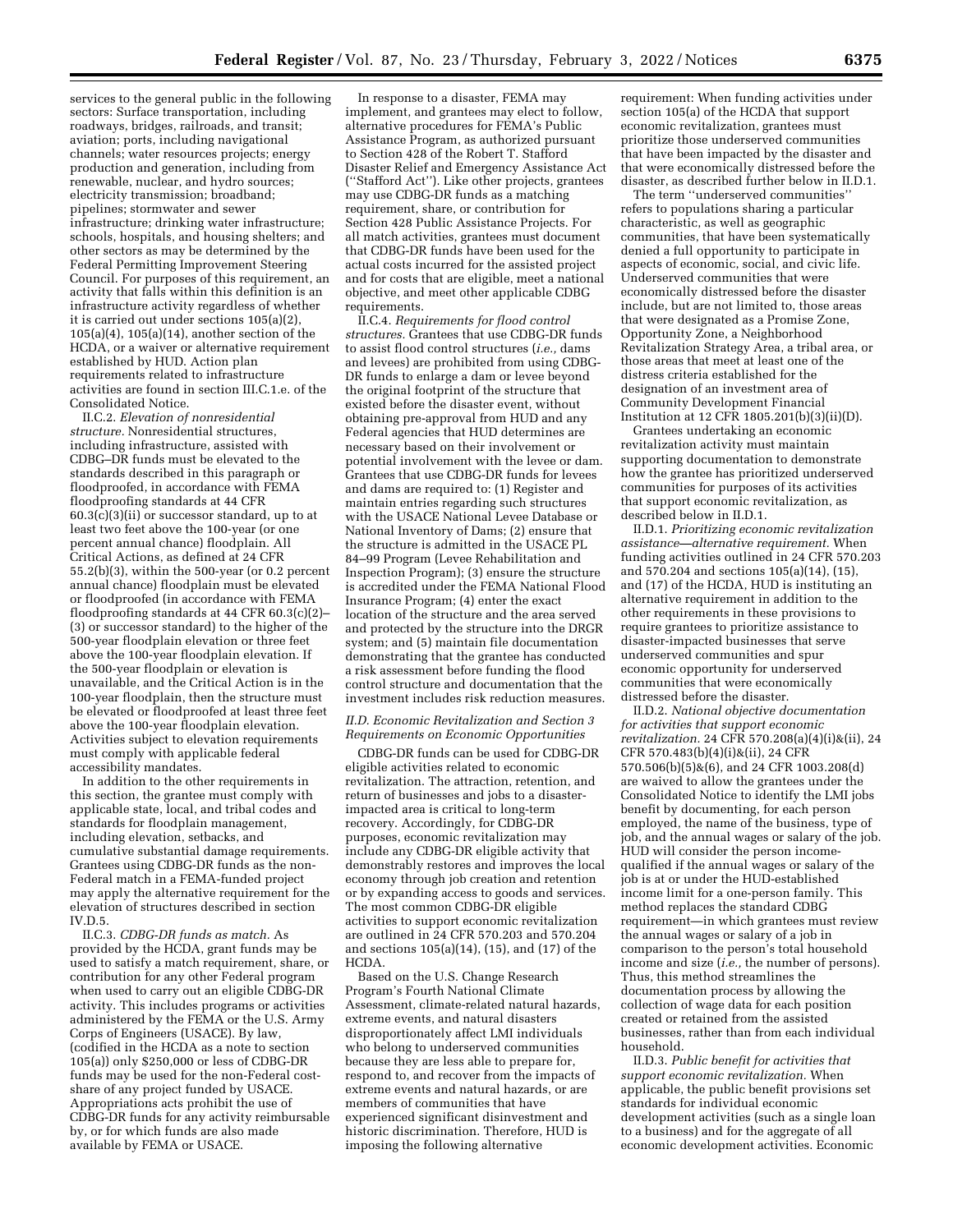services to the general public in the following sectors: Surface transportation, including roadways, bridges, railroads, and transit; aviation; ports, including navigational channels; water resources projects; energy production and generation, including from renewable, nuclear, and hydro sources; electricity transmission; broadband; pipelines; stormwater and sewer infrastructure; drinking water infrastructure; schools, hospitals, and housing shelters; and other sectors as may be determined by the Federal Permitting Improvement Steering Council. For purposes of this requirement, an activity that falls within this definition is an infrastructure activity regardless of whether it is carried out under sections 105(a)(2), 105(a)(4), 105(a)(14), another section of the HCDA, or a waiver or alternative requirement established by HUD. Action plan requirements related to infrastructure activities are found in section III.C.1.e. of the Consolidated Notice.

II.C.2. *Elevation of nonresidential structure.* Nonresidential structures, including infrastructure, assisted with CDBG–DR funds must be elevated to the standards described in this paragraph or floodproofed, in accordance with FEMA floodproofing standards at 44 CFR 60.3(c)(3)(ii) or successor standard, up to at least two feet above the 100-year (or one percent annual chance) floodplain. All Critical Actions, as defined at 24 CFR 55.2(b)(3), within the 500-year (or 0.2 percent annual chance) floodplain must be elevated or floodproofed (in accordance with FEMA floodproofing standards at 44 CFR 60.3(c)(2)–(3) or successor standard) to the higher of the 500-year floodplain elevation or three feet above the 100-year floodplain elevation. If the 500-year floodplain or elevation is unavailable, and the Critical Action is in the 100-year floodplain, then the structure must be elevated or floodproofed at least three feet above the 100-year floodplain elevation. Activities subject to elevation requirements must comply with applicable federal accessibility mandates.

In addition to the other requirements in this section, the grantee must comply with applicable state, local, and tribal codes and standards for floodplain management, including elevation, setbacks, and cumulative substantial damage requirements. Grantees using CDBG-DR funds as the non-Federal match in a FEMA-funded project may apply the alternative requirement for the elevation of structures described in section IV.D.5.

II.C.3. *CDBG-DR funds as match.* As provided by the HCDA, grant funds may be used to satisfy a match requirement, share, or contribution for any other Federal program when used to carry out an eligible CDBG-DR activity. This includes programs or activities administered by the FEMA or the U.S. Army Corps of Engineers (USACE). By law, (codified in the HCDA as a note to section 105(a)) only $250,000 or less of CDBG-DR funds may be used for the non-Federal cost-share of any project funded by USACE. Appropriations acts prohibit the use of CDBG-DR funds for any activity reimbursable by, or for which funds are also made available by FEMA or USACE.

In response to a disaster, FEMA may implement, and grantees may elect to follow, alternative procedures for FEMA's Public Assistance Program, as authorized pursuant to Section 428 of the Robert T. Stafford Disaster Relief and Emergency Assistance Act (''Stafford Act''). Like other projects, grantees may use CDBG-DR funds as a matching requirement, share, or contribution for Section 428 Public Assistance Projects. For all match activities, grantees must document that CDBG-DR funds have been used for the actual costs incurred for the assisted project and for costs that are eligible, meet a national objective, and meet other applicable CDBG requirements.

II.C.4. *Requirements for flood control structures.* Grantees that use CDBG-DR funds to assist flood control structures (*i.e.,* dams and levees) are prohibited from using CDBG-DR funds to enlarge a dam or levee beyond the original footprint of the structure that existed before the disaster event, without obtaining pre-approval from HUD and any Federal agencies that HUD determines are necessary based on their involvement or potential involvement with the levee or dam. Grantees that use CDBG-DR funds for levees and dams are required to: (1) Register and maintain entries regarding such structures with the USACE National Levee Database or National Inventory of Dams; (2) ensure that the structure is admitted in the USACE PL 84–99 Program (Levee Rehabilitation and Inspection Program); (3) ensure the structure is accredited under the FEMA National Flood Insurance Program; (4) enter the exact location of the structure and the area served and protected by the structure into the DRGR system; and (5) maintain file documentation demonstrating that the grantee has conducted a risk assessment before funding the flood control structure and documentation that the investment includes risk reduction measures.

### *II.D. Economic Revitalization and Section 3 Requirements on Economic Opportunities*

CDBG-DR funds can be used for CDBG-DR eligible activities related to economic revitalization. The attraction, retention, and return of businesses and jobs to a disaster-impacted area is critical to long-term recovery. Accordingly, for CDBG-DR purposes, economic revitalization may include any CDBG-DR eligible activity that demonstrably restores and improves the local economy through job creation and retention or by expanding access to goods and services. The most common CDBG-DR eligible activities to support economic revitalization are outlined in 24 CFR 570.203 and 570.204 and sections 105(a)(14), (15), and (17) of the HCDA.

Based on the U.S. Change Research Program's Fourth National Climate Assessment, climate-related natural hazards, extreme events, and natural disasters disproportionately affect LMI individuals who belong to underserved communities because they are less able to prepare for, respond to, and recover from the impacts of extreme events and natural hazards, or are members of communities that have experienced significant disinvestment and historic discrimination. Therefore, HUD is imposing the following alternative requirement: When funding activities under section 105(a) of the HCDA that support economic revitalization, grantees must prioritize those underserved communities that have been impacted by the disaster and that were economically distressed before the disaster, as described further below in II.D.1.

The term ''underserved communities'' refers to populations sharing a particular characteristic, as well as geographic communities, that have been systematically denied a full opportunity to participate in aspects of economic, social, and civic life. Underserved communities that were economically distressed before the disaster include, but are not limited to, those areas that were designated as a Promise Zone, Opportunity Zone, a Neighborhood Revitalization Strategy Area, a tribal area, or those areas that meet at least one of the distress criteria established for the designation of an investment area of Community Development Financial Institution at 12 CFR 1805.201(b)(3)(ii)(D).

Grantees undertaking an economic revitalization activity must maintain supporting documentation to demonstrate how the grantee has prioritized underserved communities for purposes of its activities that support economic revitalization, as described below in II.D.1.

II.D.1. *Prioritizing economic revitalization assistance—alternative requirement.* When funding activities outlined in 24 CFR 570.203 and 570.204 and sections 105(a)(14), (15), and (17) of the HCDA, HUD is instituting an alternative requirement in addition to the other requirements in these provisions to require grantees to prioritize assistance to disaster-impacted businesses that serve underserved communities and spur economic opportunity for underserved communities that were economically distressed before the disaster.

II.D.2. *National objective documentation for activities that support economic revitalization.* 24 CFR 570.208(a)(4)(i)&(ii), 24 CFR 570.483(b)(4)(i)&(ii), 24 CFR 570.506(b)(5)&(6), and 24 CFR 1003.208(d) are waived to allow the grantees under the Consolidated Notice to identify the LMI jobs benefit by documenting, for each person employed, the name of the business, type of job, and the annual wages or salary of the job. HUD will consider the person income-qualified if the annual wages or salary of the job is at or under the HUD-established income limit for a one-person family. This method replaces the standard CDBG requirement—in which grantees must review the annual wages or salary of a job in comparison to the person's total household income and size (*i.e.,* the number of persons). Thus, this method streamlines the documentation process by allowing the collection of wage data for each position created or retained from the assisted businesses, rather than from each individual household.

II.D.3. *Public benefit for activities that support economic revitalization.* When applicable, the public benefit provisions set standards for individual economic development activities (such as a single loan to a business) and for the aggregate of all economic development activities. Economic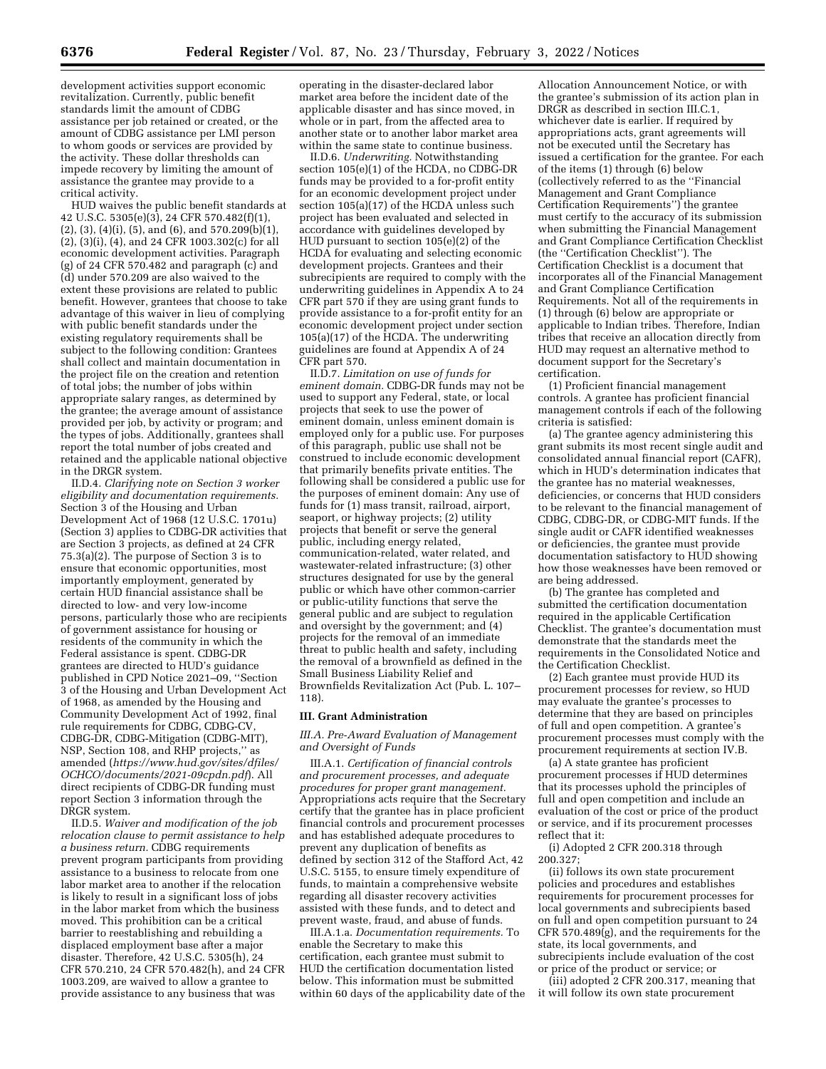development activities support economic revitalization. Currently, public benefit standards limit the amount of CDBG assistance per job retained or created, or the amount of CDBG assistance per LMI person to whom goods or services are provided by the activity. These dollar thresholds can impede recovery by limiting the amount of assistance the grantee may provide to a critical activity.

HUD waives the public benefit standards at 42 U.S.C. 5305(e)(3), 24 CFR 570.482(f)(1), (2), (3), (4)(i), (5), and (6), and 570.209(b)(1), (2), (3)(i), (4), and 24 CFR 1003.302(c) for all economic development activities. Paragraph (g) of 24 CFR 570.482 and paragraph (c) and (d) under 570.209 are also waived to the extent these provisions are related to public benefit. However, grantees that choose to take advantage of this waiver in lieu of complying with public benefit standards under the existing regulatory requirements shall be subject to the following condition: Grantees shall collect and maintain documentation in the project file on the creation and retention of total jobs; the number of jobs within appropriate salary ranges, as determined by the grantee; the average amount of assistance provided per job, by activity or program; and the types of jobs. Additionally, grantees shall report the total number of jobs created and retained and the applicable national objective in the DRGR system.

II.D.4. *Clarifying note on Section 3 worker eligibility and documentation requirements.* Section 3 of the Housing and Urban Development Act of 1968 (12 U.S.C. 1701u) (Section 3) applies to CDBG-DR activities that are Section 3 projects, as defined at 24 CFR 75.3(a)(2). The purpose of Section 3 is to ensure that economic opportunities, most importantly employment, generated by certain HUD financial assistance shall be directed to low- and very low-income persons, particularly those who are recipients of government assistance for housing or residents of the community in which the Federal assistance is spent. CDBG-DR grantees are directed to HUD's guidance published in CPD Notice 2021–09, ''Section 3 of the Housing and Urban Development Act of 1968, as amended by the Housing and Community Development Act of 1992, final rule requirements for CDBG, CDBG-CV, CDBG-DR, CDBG-Mitigation (CDBG-MIT), NSP, Section 108, and RHP projects,'' as amended (*https://www.hud.gov/sites/dfiles/OCHCO/documents/2021-09cpdn.pdf*). All direct recipients of CDBG-DR funding must report Section 3 information through the DRGR system.

II.D.5. *Waiver and modification of the job relocation clause to permit assistance to help a business return.* CDBG requirements prevent program participants from providing assistance to a business to relocate from one labor market area to another if the relocation is likely to result in a significant loss of jobs in the labor market from which the business moved. This prohibition can be a critical barrier to reestablishing and rebuilding a displaced employment base after a major disaster. Therefore, 42 U.S.C. 5305(h), 24 CFR 570.210, 24 CFR 570.482(h), and 24 CFR 1003.209, are waived to allow a grantee to provide assistance to any business that was operating in the disaster-declared labor market area before the incident date of the applicable disaster and has since moved, in whole or in part, from the affected area to another state or to another labor market area within the same state to continue business.

II.D.6. *Underwriting.* Notwithstanding section 105(e)(1) of the HCDA, no CDBG-DR funds may be provided to a for-profit entity for an economic development project under section 105(a)(17) of the HCDA unless such project has been evaluated and selected in accordance with guidelines developed by HUD pursuant to section 105(e)(2) of the HCDA for evaluating and selecting economic development projects. Grantees and their subrecipients are required to comply with the underwriting guidelines in Appendix A to 24 CFR part 570 if they are using grant funds to provide assistance to a for-profit entity for an economic development project under section 105(a)(17) of the HCDA. The underwriting guidelines are found at Appendix A of 24 CFR part 570.

II.D.7. *Limitation on use of funds for eminent domain.* CDBG-DR funds may not be used to support any Federal, state, or local projects that seek to use the power of eminent domain, unless eminent domain is employed only for a public use. For purposes of this paragraph, public use shall not be construed to include economic development that primarily benefits private entities. The following shall be considered a public use for the purposes of eminent domain: Any use of funds for (1) mass transit, railroad, airport, seaport, or highway projects; (2) utility projects that benefit or serve the general public, including energy related, communication-related, water related, and wastewater-related infrastructure; (3) other structures designated for use by the general public or which have other common-carrier or public-utility functions that serve the general public and are subject to regulation and oversight by the government; and (4) projects for the removal of an immediate threat to public health and safety, including the removal of a brownfield as defined in the Small Business Liability Relief and Brownfields Revitalization Act (Pub. L. 107–118).

## III. Grant Administration

### *III.A. Pre-Award Evaluation of Management and Oversight of Funds*

III.A.1. *Certification of financial controls and procurement processes, and adequate procedures for proper grant management.* Appropriations acts require that the Secretary certify that the grantee has in place proficient financial controls and procurement processes and has established adequate procedures to prevent any duplication of benefits as defined by section 312 of the Stafford Act, 42 U.S.C. 5155, to ensure timely expenditure of funds, to maintain a comprehensive website regarding all disaster recovery activities assisted with these funds, and to detect and prevent waste, fraud, and abuse of funds.

III.A.1.a. *Documentation requirements.* To enable the Secretary to make this certification, each grantee must submit to HUD the certification documentation listed below. This information must be submitted within 60 days of the applicability date of the Allocation Announcement Notice, or with the grantee's submission of its action plan in DRGR as described in section III.C.1, whichever date is earlier. If required by appropriations acts, grant agreements will not be executed until the Secretary has issued a certification for the grantee. For each of the items (1) through (6) below (collectively referred to as the ''Financial Management and Grant Compliance Certification Requirements'') the grantee must certify to the accuracy of its submission when submitting the Financial Management and Grant Compliance Certification Checklist (the ''Certification Checklist''). The Certification Checklist is a document that incorporates all of the Financial Management and Grant Compliance Certification Requirements. Not all of the requirements in (1) through (6) below are appropriate or applicable to Indian tribes. Therefore, Indian tribes that receive an allocation directly from HUD may request an alternative method to document support for the Secretary's certification.

(1) Proficient financial management controls. A grantee has proficient financial management controls if each of the following criteria is satisfied:

(a) The grantee agency administering this grant submits its most recent single audit and consolidated annual financial report (CAFR), which in HUD's determination indicates that the grantee has no material weaknesses, deficiencies, or concerns that HUD considers to be relevant to the financial management of CDBG, CDBG-DR, or CDBG-MIT funds. If the single audit or CAFR identified weaknesses or deficiencies, the grantee must provide documentation satisfactory to HUD showing how those weaknesses have been removed or are being addressed.

(b) The grantee has completed and submitted the certification documentation required in the applicable Certification Checklist. The grantee's documentation must demonstrate that the standards meet the requirements in the Consolidated Notice and the Certification Checklist.

(2) Each grantee must provide HUD its procurement processes for review, so HUD may evaluate the grantee's processes to determine that they are based on principles of full and open competition. A grantee's procurement processes must comply with the procurement requirements at section IV.B.

(a) A state grantee has proficient procurement processes if HUD determines that its processes uphold the principles of full and open competition and include an evaluation of the cost or price of the product or service, and if its procurement processes reflect that it:

(i) Adopted 2 CFR 200.318 through 200.327;

(ii) follows its own state procurement policies and procedures and establishes requirements for procurement processes for local governments and subrecipients based on full and open competition pursuant to 24 CFR 570.489(g), and the requirements for the state, its local governments, and subrecipients include evaluation of the cost or price of the product or service; or

(iii) adopted 2 CFR 200.317, meaning that it will follow its own state procurement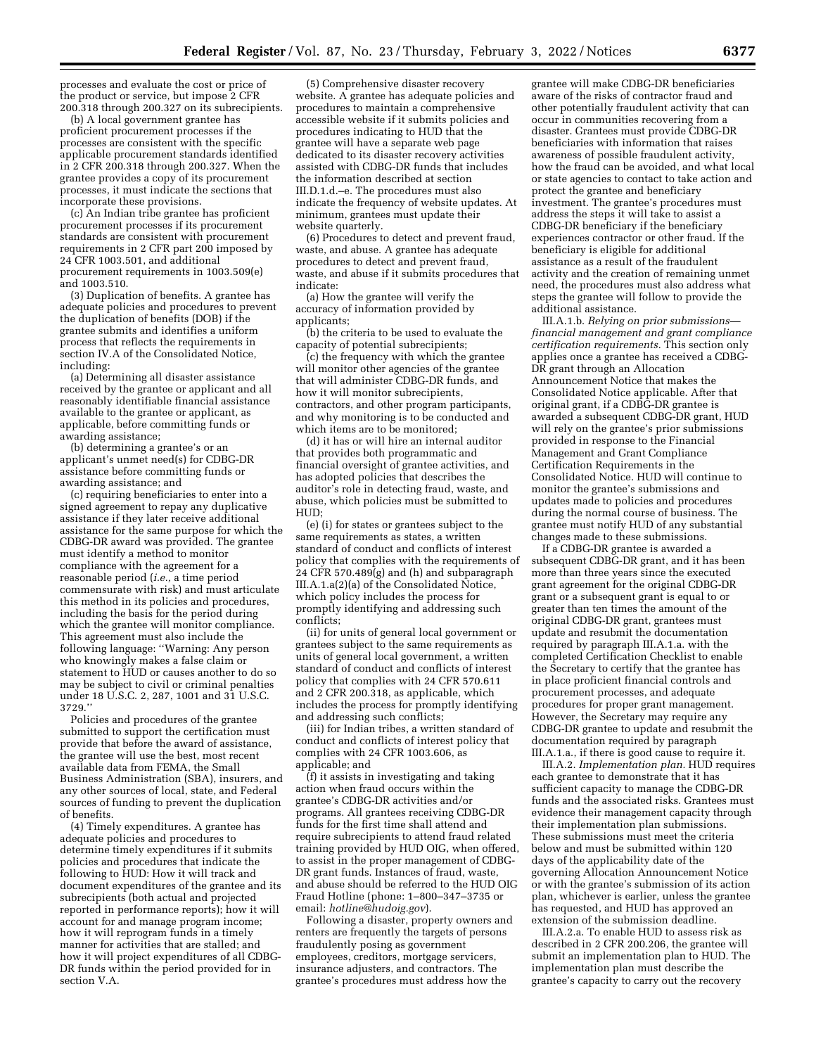processes and evaluate the cost or price of the product or service, but impose 2 CFR 200.318 through 200.327 on its subrecipients.

(b) A local government grantee has proficient procurement processes if the processes are consistent with the specific applicable procurement standards identified in 2 CFR 200.318 through 200.327. When the grantee provides a copy of its procurement processes, it must indicate the sections that incorporate these provisions.

(c) An Indian tribe grantee has proficient procurement processes if its procurement standards are consistent with procurement requirements in 2 CFR part 200 imposed by 24 CFR 1003.501, and additional procurement requirements in 1003.509(e) and 1003.510.

(3) Duplication of benefits. A grantee has adequate policies and procedures to prevent the duplication of benefits (DOB) if the grantee submits and identifies a uniform process that reflects the requirements in section IV.A of the Consolidated Notice, including:

(a) Determining all disaster assistance received by the grantee or applicant and all reasonably identifiable financial assistance available to the grantee or applicant, as applicable, before committing funds or awarding assistance;

(b) determining a grantee's or an applicant's unmet need(s) for CDBG-DR assistance before committing funds or awarding assistance; and

(c) requiring beneficiaries to enter into a signed agreement to repay any duplicative assistance if they later receive additional assistance for the same purpose for which the CDBG-DR award was provided. The grantee must identify a method to monitor compliance with the agreement for a reasonable period (*i.e.,* a time period commensurate with risk) and must articulate this method in its policies and procedures, including the basis for the period during which the grantee will monitor compliance. This agreement must also include the following language: ''Warning: Any person who knowingly makes a false claim or statement to HUD or causes another to do so may be subject to civil or criminal penalties under 18 U.S.C. 2, 287, 1001 and 31 U.S.C. 3729.''

Policies and procedures of the grantee submitted to support the certification must provide that before the award of assistance, the grantee will use the best, most recent available data from FEMA, the Small Business Administration (SBA), insurers, and any other sources of local, state, and Federal sources of funding to prevent the duplication of benefits.

(4) Timely expenditures. A grantee has adequate policies and procedures to determine timely expenditures if it submits policies and procedures that indicate the following to HUD: How it will track and document expenditures of the grantee and its subrecipients (both actual and projected reported in performance reports); how it will account for and manage program income; how it will reprogram funds in a timely manner for activities that are stalled; and how it will project expenditures of all CDBG-DR funds within the period provided for in section V.A.

(5) Comprehensive disaster recovery website. A grantee has adequate policies and procedures to maintain a comprehensive accessible website if it submits policies and procedures indicating to HUD that the grantee will have a separate web page dedicated to its disaster recovery activities assisted with CDBG-DR funds that includes the information described at section III.D.1.d.–e. The procedures must also indicate the frequency of website updates. At minimum, grantees must update their website quarterly.

(6) Procedures to detect and prevent fraud, waste, and abuse. A grantee has adequate procedures to detect and prevent fraud, waste, and abuse if it submits procedures that indicate:

(a) How the grantee will verify the accuracy of information provided by applicants;

(b) the criteria to be used to evaluate the capacity of potential subrecipients;

(c) the frequency with which the grantee will monitor other agencies of the grantee that will administer CDBG-DR funds, and how it will monitor subrecipients, contractors, and other program participants, and why monitoring is to be conducted and which items are to be monitored;

(d) it has or will hire an internal auditor that provides both programmatic and financial oversight of grantee activities, and has adopted policies that describes the auditor's role in detecting fraud, waste, and abuse, which policies must be submitted to HUD;

(e) (i) for states or grantees subject to the same requirements as states, a written standard of conduct and conflicts of interest policy that complies with the requirements of 24 CFR 570.489(g) and (h) and subparagraph III.A.1.a(2)(a) of the Consolidated Notice, which policy includes the process for promptly identifying and addressing such conflicts;

(ii) for units of general local government or grantees subject to the same requirements as units of general local government, a written standard of conduct and conflicts of interest policy that complies with 24 CFR 570.611 and 2 CFR 200.318, as applicable, which includes the process for promptly identifying and addressing such conflicts;

(iii) for Indian tribes, a written standard of conduct and conflicts of interest policy that complies with 24 CFR 1003.606, as applicable; and

(f) it assists in investigating and taking action when fraud occurs within the grantee's CDBG-DR activities and/or programs. All grantees receiving CDBG-DR funds for the first time shall attend and require subrecipients to attend fraud related training provided by HUD OIG, when offered, to assist in the proper management of CDBG-DR grant funds. Instances of fraud, waste, and abuse should be referred to the HUD OIG Fraud Hotline (phone: 1–800–347–3735 or email: *hotline@hudoig.gov*).

Following a disaster, property owners and renters are frequently the targets of persons fraudulently posing as government employees, creditors, mortgage servicers, insurance adjusters, and contractors. The grantee's procedures must address how the grantee will make CDBG-DR beneficiaries aware of the risks of contractor fraud and other potentially fraudulent activity that can occur in communities recovering from a disaster. Grantees must provide CDBG-DR beneficiaries with information that raises awareness of possible fraudulent activity, how the fraud can be avoided, and what local or state agencies to contact to take action and protect the grantee and beneficiary investment. The grantee's procedures must address the steps it will take to assist a CDBG-DR beneficiary if the beneficiary experiences contractor or other fraud. If the beneficiary is eligible for additional assistance as a result of the fraudulent activity and the creation of remaining unmet need, the procedures must also address what steps the grantee will follow to provide the additional assistance.

III.A.1.b. *Relying on prior submissions—financial management and grant compliance certification requirements.* This section only applies once a grantee has received a CDBG-DR grant through an Allocation Announcement Notice that makes the Consolidated Notice applicable. After that original grant, if a CDBG-DR grantee is awarded a subsequent CDBG-DR grant, HUD will rely on the grantee's prior submissions provided in response to the Financial Management and Grant Compliance Certification Requirements in the Consolidated Notice. HUD will continue to monitor the grantee's submissions and updates made to policies and procedures during the normal course of business. The grantee must notify HUD of any substantial changes made to these submissions.

If a CDBG-DR grantee is awarded a subsequent CDBG-DR grant, and it has been more than three years since the executed grant agreement for the original CDBG-DR grant or a subsequent grant is equal to or greater than ten times the amount of the original CDBG-DR grant, grantees must update and resubmit the documentation required by paragraph III.A.1.a. with the completed Certification Checklist to enable the Secretary to certify that the grantee has in place proficient financial controls and procurement processes, and adequate procedures for proper grant management. However, the Secretary may require any CDBG-DR grantee to update and resubmit the documentation required by paragraph III.A.1.a., if there is good cause to require it.

III.A.2. *Implementation plan.* HUD requires each grantee to demonstrate that it has sufficient capacity to manage the CDBG-DR funds and the associated risks. Grantees must evidence their management capacity through their implementation plan submissions. These submissions must meet the criteria below and must be submitted within 120 days of the applicability date of the governing Allocation Announcement Notice or with the grantee's submission of its action plan, whichever is earlier, unless the grantee has requested, and HUD has approved an extension of the submission deadline.

III.A.2.a. To enable HUD to assess risk as described in 2 CFR 200.206, the grantee will submit an implementation plan to HUD. The implementation plan must describe the grantee's capacity to carry out the recovery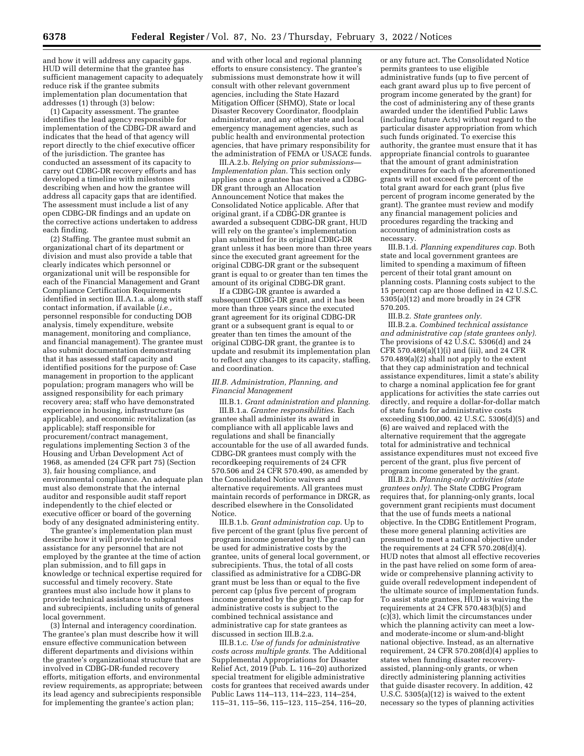and how it will address any capacity gaps. HUD will determine that the grantee has sufficient management capacity to adequately reduce risk if the grantee submits implementation plan documentation that addresses (1) through (3) below:

(1) Capacity assessment. The grantee identifies the lead agency responsible for implementation of the CDBG-DR award and indicates that the head of that agency will report directly to the chief executive officer of the jurisdiction. The grantee has conducted an assessment of its capacity to carry out CDBG-DR recovery efforts and has developed a timeline with milestones describing when and how the grantee will address all capacity gaps that are identified. The assessment must include a list of any open CDBG-DR findings and an update on the corrective actions undertaken to address each finding.

(2) Staffing. The grantee must submit an organizational chart of its department or division and must also provide a table that clearly indicates which personnel or organizational unit will be responsible for each of the Financial Management and Grant Compliance Certification Requirements identified in section III.A.1.a. along with staff contact information, if available (*i.e.,* personnel responsible for conducting DOB analysis, timely expenditure, website management, monitoring and compliance, and financial management). The grantee must also submit documentation demonstrating that it has assessed staff capacity and identified positions for the purpose of: Case management in proportion to the applicant population; program managers who will be assigned responsibility for each primary recovery area; staff who have demonstrated experience in housing, infrastructure (as applicable), and economic revitalization (as applicable); staff responsible for procurement/contract management, regulations implementing Section 3 of the Housing and Urban Development Act of 1968, as amended (24 CFR part 75) (Section 3), fair housing compliance, and environmental compliance. An adequate plan must also demonstrate that the internal auditor and responsible audit staff report independently to the chief elected or executive officer or board of the governing body of any designated administering entity.

The grantee's implementation plan must describe how it will provide technical assistance for any personnel that are not employed by the grantee at the time of action plan submission, and to fill gaps in knowledge or technical expertise required for successful and timely recovery. State grantees must also include how it plans to provide technical assistance to subgrantees and subrecipients, including units of general local government.

(3) Internal and interagency coordination. The grantee's plan must describe how it will ensure effective communication between different departments and divisions within the grantee's organizational structure that are involved in CDBG-DR-funded recovery efforts, mitigation efforts, and environmental review requirements, as appropriate; between its lead agency and subrecipients responsible for implementing the grantee's action plan; and with other local and regional planning efforts to ensure consistency. The grantee's submissions must demonstrate how it will consult with other relevant government agencies, including the State Hazard Mitigation Officer (SHMO), State or local Disaster Recovery Coordinator, floodplain administrator, and any other state and local emergency management agencies, such as public health and environmental protection agencies, that have primary responsibility for the administration of FEMA or USACE funds.

III.A.2.b. *Relying on prior submissions—Implementation plan.* This section only applies once a grantee has received a CDBG-DR grant through an Allocation Announcement Notice that makes the Consolidated Notice applicable. After that original grant, if a CDBG-DR grantee is awarded a subsequent CDBG-DR grant, HUD will rely on the grantee's implementation plan submitted for its original CDBG-DR grant unless it has been more than three years since the executed grant agreement for the original CDBG-DR grant or the subsequent grant is equal to or greater than ten times the amount of its original CDBG-DR grant.

If a CDBG-DR grantee is awarded a subsequent CDBG-DR grant, and it has been more than three years since the executed grant agreement for its original CDBG-DR grant or a subsequent grant is equal to or greater than ten times the amount of the original CDBG-DR grant, the grantee is to update and resubmit its implementation plan to reflect any changes to its capacity, staffing, and coordination.

### *III.B. Administration, Planning, and Financial Management*

III.B.1. *Grant administration and planning.*

III.B.1.a. *Grantee responsibilities.* Each grantee shall administer its award in compliance with all applicable laws and regulations and shall be financially accountable for the use of all awarded funds. CDBG-DR grantees must comply with the recordkeeping requirements of 24 CFR 570.506 and 24 CFR 570.490, as amended by the Consolidated Notice waivers and alternative requirements. All grantees must maintain records of performance in DRGR, as described elsewhere in the Consolidated Notice.

III.B.1.b. *Grant administration cap.* Up to five percent of the grant (plus five percent of program income generated by the grant) can be used for administrative costs by the grantee, units of general local government, or subrecipients. Thus, the total of all costs classified as administrative for a CDBG-DR grant must be less than or equal to the five percent cap (plus five percent of program income generated by the grant). The cap for administrative costs is subject to the combined technical assistance and administrative cap for state grantees as discussed in section III.B.2.a.

III.B.1.c. *Use of funds for administrative costs across multiple grants.* The Additional Supplemental Appropriations for Disaster Relief Act, 2019 (Pub. L. 116–20) authorized special treatment for eligible administrative costs for grantees that received awards under Public Laws 114–113, 114–223, 114–254, 115–31, 115–56, 115–123, 115–254, 116–20, or any future act. The Consolidated Notice permits grantees to use eligible administrative funds (up to five percent of each grant award plus up to five percent of program income generated by the grant) for the cost of administering any of these grants awarded under the identified Public Laws (including future Acts) without regard to the particular disaster appropriation from which such funds originated. To exercise this authority, the grantee must ensure that it has appropriate financial controls to guarantee that the amount of grant administration expenditures for each of the aforementioned grants will not exceed five percent of the total grant award for each grant (plus five percent of program income generated by the grant). The grantee must review and modify any financial management policies and procedures regarding the tracking and accounting of administration costs as necessary.

III.B.1.d. *Planning expenditures cap.* Both state and local government grantees are limited to spending a maximum of fifteen percent of their total grant amount on planning costs. Planning costs subject to the 15 percent cap are those defined in 42 U.S.C. 5305(a)(12) and more broadly in 24 CFR 570.205.

III.B.2. *State grantees only.*

III.B.2.a. *Combined technical assistance and administrative cap (state grantees only).* The provisions of 42 U.S.C. 5306(d) and 24 CFR 570.489(a)(1)(i) and (iii), and 24 CFR 570.489(a)(2) shall not apply to the extent that they cap administration and technical assistance expenditures, limit a state's ability to charge a nominal application fee for grant applications for activities the state carries out directly, and require a dollar-for-dollar match of state funds for administrative costs exceeding $100,000. 42 U.S.C. 5306(d)(5) and (6) are waived and replaced with the alternative requirement that the aggregate total for administrative and technical assistance expenditures must not exceed five percent of the grant, plus five percent of program income generated by the grant.

III.B.2.b. *Planning-only activities (state grantees only).* The State CDBG Program requires that, for planning-only grants, local government grant recipients must document that the use of funds meets a national objective. In the CDBG Entitlement Program, these more general planning activities are presumed to meet a national objective under the requirements at 24 CFR 570.208(d)(4). HUD notes that almost all effective recoveries in the past have relied on some form of area-wide or comprehensive planning activity to guide overall redevelopment independent of the ultimate source of implementation funds. To assist state grantees, HUD is waiving the requirements at 24 CFR 570.483(b)(5) and (c)(3), which limit the circumstances under which the planning activity can meet a low- and moderate-income or slum-and-blight national objective. Instead, as an alternative requirement, 24 CFR 570.208(d)(4) applies to states when funding disaster recovery-assisted, planning-only grants, or when directly administering planning activities that guide disaster recovery. In addition, 42 U.S.C. 5305(a)(12) is waived to the extent necessary so the types of planning activities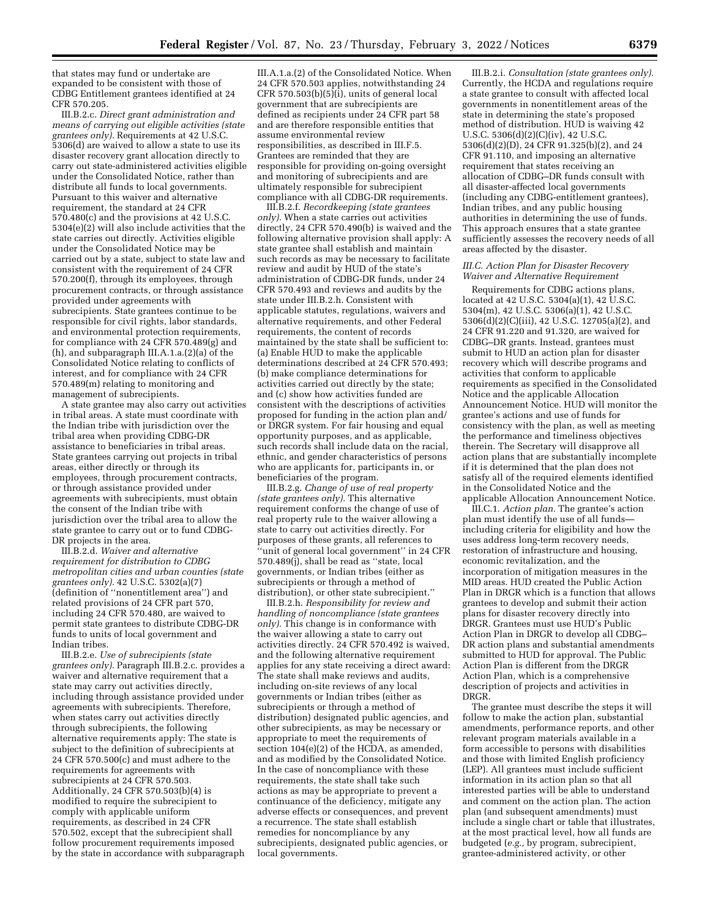that states may fund or undertake are expanded to be consistent with those of CDBG Entitlement grantees identified at 24 CFR 570.205.

III.B.2.c. *Direct grant administration and means of carrying out eligible activities (state grantees only).* Requirements at 42 U.S.C. 5306(d) are waived to allow a state to use its disaster recovery grant allocation directly to carry out state-administered activities eligible under the Consolidated Notice, rather than distribute all funds to local governments. Pursuant to this waiver and alternative requirement, the standard at 24 CFR 570.480(c) and the provisions at 42 U.S.C. 5304(e)(2) will also include activities that the state carries out directly. Activities eligible under the Consolidated Notice may be carried out by a state, subject to state law and consistent with the requirement of 24 CFR 570.200(f), through its employees, through procurement contracts, or through assistance provided under agreements with subrecipients. State grantees continue to be responsible for civil rights, labor standards, and environmental protection requirements, for compliance with 24 CFR 570.489(g) and (h), and subparagraph III.A.1.a.(2)(a) of the Consolidated Notice relating to conflicts of interest, and for compliance with 24 CFR 570.489(m) relating to monitoring and management of subrecipients.

A state grantee may also carry out activities in tribal areas. A state must coordinate with the Indian tribe with jurisdiction over the tribal area when providing CDBG-DR assistance to beneficiaries in tribal areas. State grantees carrying out projects in tribal areas, either directly or through its employees, through procurement contracts, or through assistance provided under agreements with subrecipients, must obtain the consent of the Indian tribe with jurisdiction over the tribal area to allow the state grantee to carry out or to fund CDBG-DR projects in the area.

III.B.2.d. *Waiver and alternative requirement for distribution to CDBG metropolitan cities and urban counties (state grantees only).* 42 U.S.C. 5302(a)(7) (definition of ''nonentitlement area'') and related provisions of 24 CFR part 570, including 24 CFR 570.480, are waived to permit state grantees to distribute CDBG-DR funds to units of local government and Indian tribes.

III.B.2.e. *Use of subrecipients (state grantees only).* Paragraph III.B.2.c. provides a waiver and alternative requirement that a state may carry out activities directly, including through assistance provided under agreements with subrecipients. Therefore, when states carry out activities directly through subrecipients, the following alternative requirements apply: The state is subject to the definition of subrecipients at 24 CFR 570.500(c) and must adhere to the requirements for agreements with subrecipients at 24 CFR 570.503. Additionally, 24 CFR 570.503(b)(4) is modified to require the subrecipient to comply with applicable uniform requirements, as described in 24 CFR 570.502, except that the subrecipient shall follow procurement requirements imposed by the state in accordance with subparagraph III.A.1.a.(2) of the Consolidated Notice. When 24 CFR 570.503 applies, notwithstanding 24 CFR 570.503(b)(5)(i), units of general local government that are subrecipients are defined as recipients under 24 CFR part 58 and are therefore responsible entities that assume environmental review responsibilities, as described in III.F.5. Grantees are reminded that they are responsible for providing on-going oversight and monitoring of subrecipients and are ultimately responsible for subrecipient compliance with all CDBG-DR requirements.

III.B.2.f. *Recordkeeping (state grantees only).* When a state carries out activities directly, 24 CFR 570.490(b) is waived and the following alternative provision shall apply: A state grantee shall establish and maintain such records as may be necessary to facilitate review and audit by HUD of the state's administration of CDBG-DR funds, under 24 CFR 570.493 and reviews and audits by the state under III.B.2.h. Consistent with applicable statutes, regulations, waivers and alternative requirements, and other Federal requirements, the content of records maintained by the state shall be sufficient to: (a) Enable HUD to make the applicable determinations described at 24 CFR 570.493; (b) make compliance determinations for activities carried out directly by the state; and (c) show how activities funded are consistent with the descriptions of activities proposed for funding in the action plan and/or DRGR system. For fair housing and equal opportunity purposes, and as applicable, such records shall include data on the racial, ethnic, and gender characteristics of persons who are applicants for, participants in, or beneficiaries of the program.

III.B.2.g. *Change of use of real property (state grantees only).* This alternative requirement conforms the change of use of real property rule to the waiver allowing a state to carry out activities directly. For purposes of these grants, all references to ''unit of general local government'' in 24 CFR 570.489(j), shall be read as ''state, local governments, or Indian tribes (either as subrecipients or through a method of distribution), or other state subrecipient.''

III.B.2.h. *Responsibility for review and handling of noncompliance (state grantees only).* This change is in conformance with the waiver allowing a state to carry out activities directly. 24 CFR 570.492 is waived, and the following alternative requirement applies for any state receiving a direct award: The state shall make reviews and audits, including on-site reviews of any local governments or Indian tribes (either as subrecipients or through a method of distribution) designated public agencies, and other subrecipients, as may be necessary or appropriate to meet the requirements of section 104(e)(2) of the HCDA, as amended, and as modified by the Consolidated Notice. In the case of noncompliance with these requirements, the state shall take such actions as may be appropriate to prevent a continuance of the deficiency, mitigate any adverse effects or consequences, and prevent a recurrence. The state shall establish remedies for noncompliance by any subrecipients, designated public agencies, or local governments.

III.B.2.i. *Consultation (state grantees only).* Currently, the HCDA and regulations require a state grantee to consult with affected local governments in nonentitlement areas of the state in determining the state's proposed method of distribution. HUD is waiving 42 U.S.C. 5306(d)(2)(C)(iv), 42 U.S.C. 5306(d)(2)(D), 24 CFR 91.325(b)(2), and 24 CFR 91.110, and imposing an alternative requirement that states receiving an allocation of CDBG–DR funds consult with all disaster-affected local governments (including any CDBG-entitlement grantees), Indian tribes, and any public housing authorities in determining the use of funds. This approach ensures that a state grantee sufficiently assesses the recovery needs of all areas affected by the disaster.

*III.C. Action Plan for Disaster Recovery Waiver and Alternative Requirement*

Requirements for CDBG actions plans, located at 42 U.S.C. 5304(a)(1), 42 U.S.C. 5304(m), 42 U.S.C. 5306(a)(1), 42 U.S.C. 5306(d)(2)(C)(iii), 42 U.S.C. 12705(a)(2), and 24 CFR 91.220 and 91.320, are waived for CDBG–DR grants. Instead, grantees must submit to HUD an action plan for disaster recovery which will describe programs and activities that conform to applicable requirements as specified in the Consolidated Notice and the applicable Allocation Announcement Notice. HUD will monitor the grantee's actions and use of funds for consistency with the plan, as well as meeting the performance and timeliness objectives therein. The Secretary will disapprove all action plans that are substantially incomplete if it is determined that the plan does not satisfy all of the required elements identified in the Consolidated Notice and the applicable Allocation Announcement Notice.

III.C.1. *Action plan.* The grantee's action plan must identify the use of all funds—including criteria for eligibility and how the uses address long-term recovery needs, restoration of infrastructure and housing, economic revitalization, and the incorporation of mitigation measures in the MID areas. HUD created the Public Action Plan in DRGR which is a function that allows grantees to develop and submit their action plans for disaster recovery directly into DRGR. Grantees must use HUD's Public Action Plan in DRGR to develop all CDBG–DR action plans and substantial amendments submitted to HUD for approval. The Public Action Plan is different from the DRGR Action Plan, which is a comprehensive description of projects and activities in DRGR.

The grantee must describe the steps it will follow to make the action plan, substantial amendments, performance reports, and other relevant program materials available in a form accessible to persons with disabilities and those with limited English proficiency (LEP). All grantees must include sufficient information in its action plan so that all interested parties will be able to understand and comment on the action plan. The action plan (and subsequent amendments) must include a single chart or table that illustrates, at the most practical level, how all funds are budgeted (*e.g.,* by program, subrecipient, grantee-administered activity, or other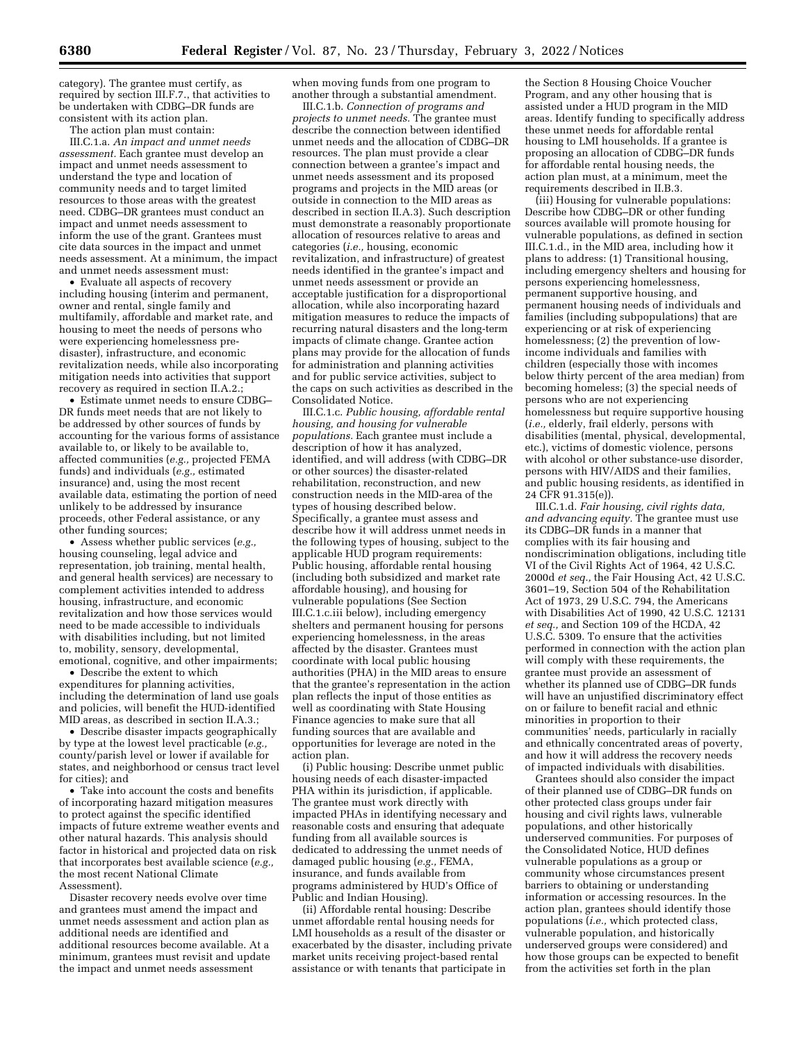category). The grantee must certify, as required by section III.F.7., that activities to be undertaken with CDBG–DR funds are consistent with its action plan.

The action plan must contain:

III.C.1.a. *An impact and unmet needs assessment.* Each grantee must develop an impact and unmet needs assessment to understand the type and location of community needs and to target limited resources to those areas with the greatest need. CDBG–DR grantees must conduct an impact and unmet needs assessment to inform the use of the grant. Grantees must cite data sources in the impact and unmet needs assessment. At a minimum, the impact and unmet needs assessment must:

- Evaluate all aspects of recovery including housing (interim and permanent, owner and rental, single family and multifamily, affordable and market rate, and housing to meet the needs of persons who were experiencing homelessness pre-disaster), infrastructure, and economic revitalization needs, while also incorporating mitigation needs into activities that support recovery as required in section II.A.2.;
- Estimate unmet needs to ensure CDBG–DR funds meet needs that are not likely to be addressed by other sources of funds by accounting for the various forms of assistance available to, or likely to be available to, affected communities (*e.g.,* projected FEMA funds) and individuals (*e.g.,* estimated insurance) and, using the most recent available data, estimating the portion of need unlikely to be addressed by insurance proceeds, other Federal assistance, or any other funding sources;
- Assess whether public services (*e.g.,* housing counseling, legal advice and representation, job training, mental health, and general health services) are necessary to complement activities intended to address housing, infrastructure, and economic revitalization and how those services would need to be made accessible to individuals with disabilities including, but not limited to, mobility, sensory, developmental, emotional, cognitive, and other impairments;
- Describe the extent to which expenditures for planning activities, including the determination of land use goals and policies, will benefit the HUD-identified MID areas, as described in section II.A.3.;
- Describe disaster impacts geographically by type at the lowest level practicable (*e.g.,* county/parish level or lower if available for states, and neighborhood or census tract level for cities); and
- Take into account the costs and benefits of incorporating hazard mitigation measures to protect against the specific identified impacts of future extreme weather events and other natural hazards. This analysis should factor in historical and projected data on risk that incorporates best available science (*e.g.,* the most recent National Climate Assessment).

Disaster recovery needs evolve over time and grantees must amend the impact and unmet needs assessment and action plan as additional needs are identified and additional resources become available. At a minimum, grantees must revisit and update the impact and unmet needs assessment when moving funds from one program to another through a substantial amendment.

III.C.1.b. *Connection of programs and projects to unmet needs.* The grantee must describe the connection between identified unmet needs and the allocation of CDBG–DR resources. The plan must provide a clear connection between a grantee's impact and unmet needs assessment and its proposed programs and projects in the MID areas (or outside in connection to the MID areas as described in section II.A.3). Such description must demonstrate a reasonably proportionate allocation of resources relative to areas and categories (*i.e.,* housing, economic revitalization, and infrastructure) of greatest needs identified in the grantee's impact and unmet needs assessment or provide an acceptable justification for a disproportional allocation, while also incorporating hazard mitigation measures to reduce the impacts of recurring natural disasters and the long-term impacts of climate change. Grantee action plans may provide for the allocation of funds for administration and planning activities and for public service activities, subject to the caps on such activities as described in the Consolidated Notice.

III.C.1.c. *Public housing, affordable rental housing, and housing for vulnerable populations.* Each grantee must include a description of how it has analyzed, identified, and will address (with CDBG–DR or other sources) the disaster-related rehabilitation, reconstruction, and new construction needs in the MID-area of the types of housing described below. Specifically, a grantee must assess and describe how it will address unmet needs in the following types of housing, subject to the applicable HUD program requirements: Public housing, affordable rental housing (including both subsidized and market rate affordable housing), and housing for vulnerable populations (See Section III.C.1.c.iii below), including emergency shelters and permanent housing for persons experiencing homelessness, in the areas affected by the disaster. Grantees must coordinate with local public housing authorities (PHA) in the MID areas to ensure that the grantee's representation in the action plan reflects the input of those entities as well as coordinating with State Housing Finance agencies to make sure that all funding sources that are available and opportunities for leverage are noted in the action plan.

(i) Public housing: Describe unmet public housing needs of each disaster-impacted PHA within its jurisdiction, if applicable. The grantee must work directly with impacted PHAs in identifying necessary and reasonable costs and ensuring that adequate funding from all available sources is dedicated to addressing the unmet needs of damaged public housing (*e.g.,* FEMA, insurance, and funds available from programs administered by HUD's Office of Public and Indian Housing).

(ii) Affordable rental housing: Describe unmet affordable rental housing needs for LMI households as a result of the disaster or exacerbated by the disaster, including private market units receiving project-based rental assistance or with tenants that participate in the Section 8 Housing Choice Voucher Program, and any other housing that is assisted under a HUD program in the MID areas. Identify funding to specifically address these unmet needs for affordable rental housing to LMI households. If a grantee is proposing an allocation of CDBG–DR funds for affordable rental housing needs, the action plan must, at a minimum, meet the requirements described in II.B.3.

(iii) Housing for vulnerable populations: Describe how CDBG–DR or other funding sources available will promote housing for vulnerable populations, as defined in section III.C.1.d., in the MID area, including how it plans to address: (1) Transitional housing, including emergency shelters and housing for persons experiencing homelessness, permanent supportive housing, and permanent housing needs of individuals and families (including subpopulations) that are experiencing or at risk of experiencing homelessness; (2) the prevention of low-income individuals and families with children (especially those with incomes below thirty percent of the area median) from becoming homeless; (3) the special needs of persons who are not experiencing homelessness but require supportive housing (*i.e.,* elderly, frail elderly, persons with disabilities (mental, physical, developmental, etc.), victims of domestic violence, persons with alcohol or other substance-use disorder, persons with HIV/AIDS and their families, and public housing residents, as identified in 24 CFR 91.315(e)).

III.C.1.d. *Fair housing, civil rights data, and advancing equity.* The grantee must use its CDBG–DR funds in a manner that complies with its fair housing and nondiscrimination obligations, including title VI of the Civil Rights Act of 1964, 42 U.S.C. 2000d *et seq.,* the Fair Housing Act, 42 U.S.C. 3601–19, Section 504 of the Rehabilitation Act of 1973, 29 U.S.C. 794, the Americans with Disabilities Act of 1990, 42 U.S.C. 12131 *et seq.,* and Section 109 of the HCDA, 42 U.S.C. 5309. To ensure that the activities performed in connection with the action plan will comply with these requirements, the grantee must provide an assessment of whether its planned use of CDBG–DR funds will have an unjustified discriminatory effect on or failure to benefit racial and ethnic minorities in proportion to their communities' needs, particularly in racially and ethnically concentrated areas of poverty, and how it will address the recovery needs of impacted individuals with disabilities.

Grantees should also consider the impact of their planned use of CDBG–DR funds on other protected class groups under fair housing and civil rights laws, vulnerable populations, and other historically underserved communities. For purposes of the Consolidated Notice, HUD defines vulnerable populations as a group or community whose circumstances present barriers to obtaining or understanding information or accessing resources. In the action plan, grantees should identify those populations (*i.e.,* which protected class, vulnerable population, and historically underserved groups were considered) and how those groups can be expected to benefit from the activities set forth in the plan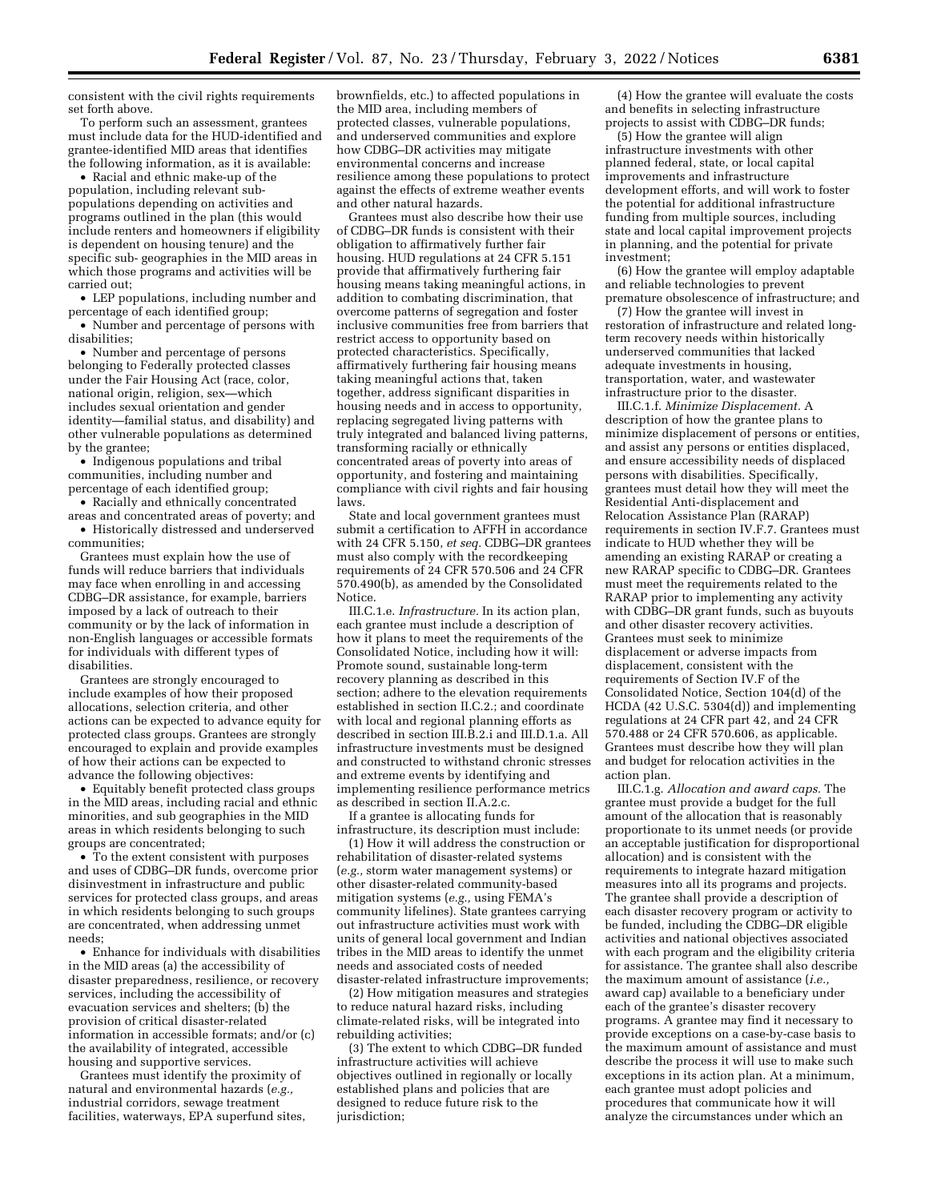consistent with the civil rights requirements set forth above.

To perform such an assessment, grantees must include data for the HUD-identified and grantee-identified MID areas that identifies the following information, as it is available:

- Racial and ethnic make-up of the population, including relevant sub-populations depending on activities and programs outlined in the plan (this would include renters and homeowners if eligibility is dependent on housing tenure) and the specific sub- geographies in the MID areas in which those programs and activities will be carried out;
- LEP populations, including number and percentage of each identified group;
- Number and percentage of persons with disabilities;
- Number and percentage of persons belonging to Federally protected classes under the Fair Housing Act (race, color, national origin, religion, sex—which includes sexual orientation and gender identity—familial status, and disability) and other vulnerable populations as determined by the grantee;
- Indigenous populations and tribal communities, including number and percentage of each identified group;
- Racially and ethnically concentrated areas and concentrated areas of poverty; and
- Historically distressed and underserved communities;

Grantees must explain how the use of funds will reduce barriers that individuals may face when enrolling in and accessing CDBG–DR assistance, for example, barriers imposed by a lack of outreach to their community or by the lack of information in non-English languages or accessible formats for individuals with different types of disabilities.

Grantees are strongly encouraged to include examples of how their proposed allocations, selection criteria, and other actions can be expected to advance equity for protected class groups. Grantees are strongly encouraged to explain and provide examples of how their actions can be expected to advance the following objectives:

- Equitably benefit protected class groups in the MID areas, including racial and ethnic minorities, and sub geographies in the MID areas in which residents belonging to such groups are concentrated;
- To the extent consistent with purposes and uses of CDBG–DR funds, overcome prior disinvestment in infrastructure and public services for protected class groups, and areas in which residents belonging to such groups are concentrated, when addressing unmet needs;
- Enhance for individuals with disabilities in the MID areas (a) the accessibility of disaster preparedness, resilience, or recovery services, including the accessibility of evacuation services and shelters; (b) the provision of critical disaster-related information in accessible formats; and/or (c) the availability of integrated, accessible housing and supportive services.

Grantees must identify the proximity of natural and environmental hazards (*e.g.,* industrial corridors, sewage treatment facilities, waterways, EPA superfund sites, brownfields, etc.) to affected populations in the MID area, including members of protected classes, vulnerable populations, and underserved communities and explore how CDBG–DR activities may mitigate environmental concerns and increase resilience among these populations to protect against the effects of extreme weather events and other natural hazards.

Grantees must also describe how their use of CDBG–DR funds is consistent with their obligation to affirmatively further fair housing. HUD regulations at 24 CFR 5.151 provide that affirmatively furthering fair housing means taking meaningful actions, in addition to combating discrimination, that overcome patterns of segregation and foster inclusive communities free from barriers that restrict access to opportunity based on protected characteristics. Specifically, affirmatively furthering fair housing means taking meaningful actions that, taken together, address significant disparities in housing needs and in access to opportunity, replacing segregated living patterns with truly integrated and balanced living patterns, transforming racially or ethnically concentrated areas of poverty into areas of opportunity, and fostering and maintaining compliance with civil rights and fair housing laws.

State and local government grantees must submit a certification to AFFH in accordance with 24 CFR 5.150, *et seq.* CDBG–DR grantees must also comply with the recordkeeping requirements of 24 CFR 570.506 and 24 CFR 570.490(b), as amended by the Consolidated Notice.

III.C.1.e. *Infrastructure.* In its action plan, each grantee must include a description of how it plans to meet the requirements of the Consolidated Notice, including how it will: Promote sound, sustainable long-term recovery planning as described in this section; adhere to the elevation requirements established in section II.C.2.; and coordinate with local and regional planning efforts as described in section III.B.2.i and III.D.1.a. All infrastructure investments must be designed and constructed to withstand chronic stresses and extreme events by identifying and implementing resilience performance metrics as described in section II.A.2.c.

If a grantee is allocating funds for infrastructure, its description must include:

(1) How it will address the construction or rehabilitation of disaster-related systems (*e.g.,* storm water management systems) or other disaster-related community-based mitigation systems (*e.g.,* using FEMA's community lifelines). State grantees carrying out infrastructure activities must work with units of general local government and Indian tribes in the MID areas to identify the unmet needs and associated costs of needed disaster-related infrastructure improvements;

(2) How mitigation measures and strategies to reduce natural hazard risks, including climate-related risks, will be integrated into rebuilding activities;

(3) The extent to which CDBG–DR funded infrastructure activities will achieve objectives outlined in regionally or locally established plans and policies that are designed to reduce future risk to the jurisdiction;

(4) How the grantee will evaluate the costs and benefits in selecting infrastructure projects to assist with CDBG–DR funds;

(5) How the grantee will align infrastructure investments with other planned federal, state, or local capital improvements and infrastructure development efforts, and will work to foster the potential for additional infrastructure funding from multiple sources, including state and local capital improvement projects in planning, and the potential for private investment;

(6) How the grantee will employ adaptable and reliable technologies to prevent premature obsolescence of infrastructure; and

(7) How the grantee will invest in restoration of infrastructure and related long-term recovery needs within historically underserved communities that lacked adequate investments in housing, transportation, water, and wastewater infrastructure prior to the disaster.

III.C.1.f. *Minimize Displacement.* A description of how the grantee plans to minimize displacement of persons or entities, and assist any persons or entities displaced, and ensure accessibility needs of displaced persons with disabilities. Specifically, grantees must detail how they will meet the Residential Anti-displacement and Relocation Assistance Plan (RARAP) requirements in section IV.F.7. Grantees must indicate to HUD whether they will be amending an existing RARAP or creating a new RARAP specific to CDBG–DR. Grantees must meet the requirements related to the RARAP prior to implementing any activity with CDBG–DR grant funds, such as buyouts and other disaster recovery activities. Grantees must seek to minimize displacement or adverse impacts from displacement, consistent with the requirements of Section IV.F of the Consolidated Notice, Section 104(d) of the HCDA (42 U.S.C. 5304(d)) and implementing regulations at 24 CFR part 42, and 24 CFR 570.488 or 24 CFR 570.606, as applicable. Grantees must describe how they will plan and budget for relocation activities in the action plan.

III.C.1.g. *Allocation and award caps.* The grantee must provide a budget for the full amount of the allocation that is reasonably proportionate to its unmet needs (or provide an acceptable justification for disproportional allocation) and is consistent with the requirements to integrate hazard mitigation measures into all its programs and projects. The grantee shall provide a description of each disaster recovery program or activity to be funded, including the CDBG–DR eligible activities and national objectives associated with each program and the eligibility criteria for assistance. The grantee shall also describe the maximum amount of assistance (*i.e.,* award cap) available to a beneficiary under each of the grantee's disaster recovery programs. A grantee may find it necessary to provide exceptions on a case-by-case basis to the maximum amount of assistance and must describe the process it will use to make such exceptions in its action plan. At a minimum, each grantee must adopt policies and procedures that communicate how it will analyze the circumstances under which an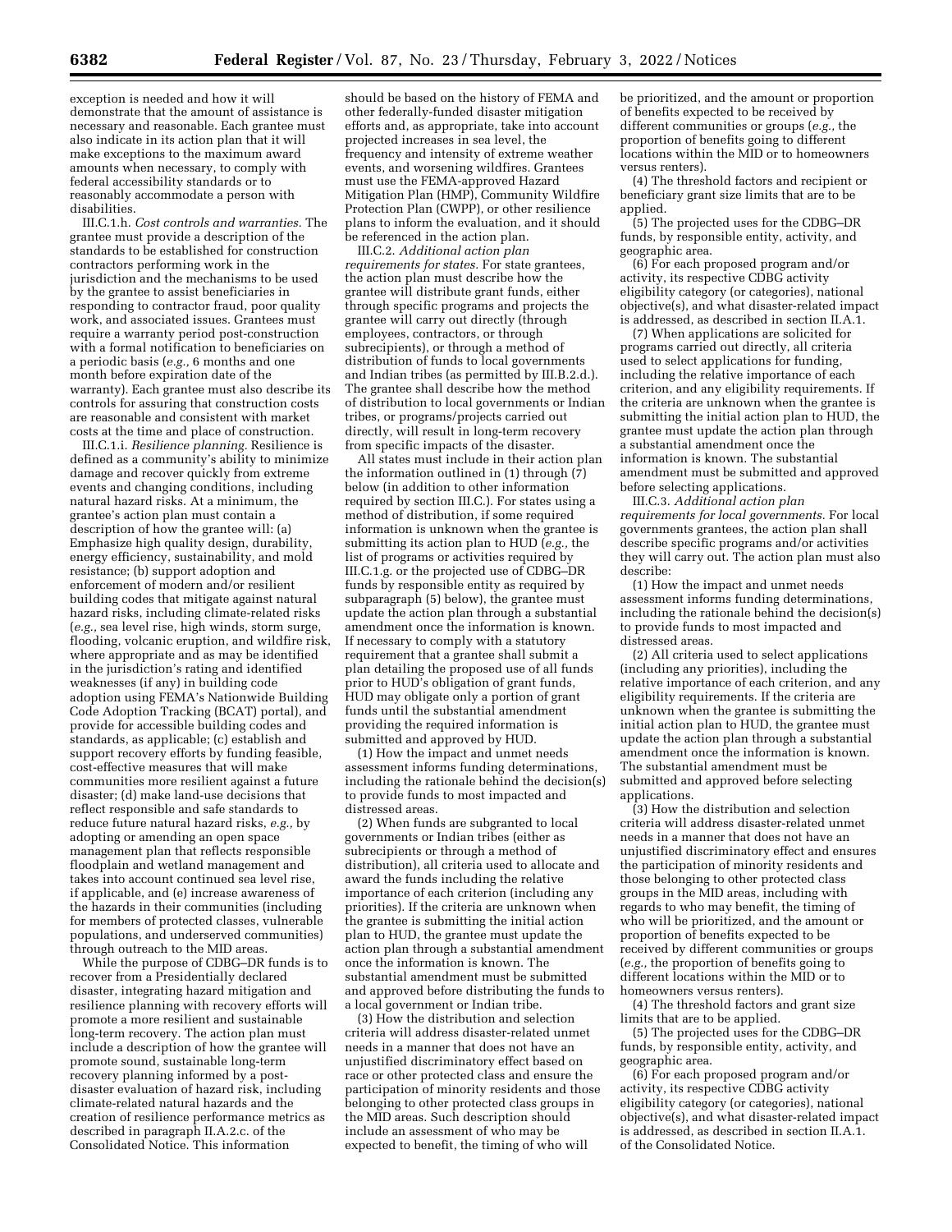exception is needed and how it will demonstrate that the amount of assistance is necessary and reasonable. Each grantee must also indicate in its action plan that it will make exceptions to the maximum award amounts when necessary, to comply with federal accessibility standards or to reasonably accommodate a person with disabilities.

III.C.1.h. *Cost controls and warranties.* The grantee must provide a description of the standards to be established for construction contractors performing work in the jurisdiction and the mechanisms to be used by the grantee to assist beneficiaries in responding to contractor fraud, poor quality work, and associated issues. Grantees must require a warranty period post-construction with a formal notification to beneficiaries on a periodic basis (*e.g.,* 6 months and one month before expiration date of the warranty). Each grantee must also describe its controls for assuring that construction costs are reasonable and consistent with market costs at the time and place of construction.

III.C.1.i. *Resilience planning.* Resilience is defined as a community's ability to minimize damage and recover quickly from extreme events and changing conditions, including natural hazard risks. At a minimum, the grantee's action plan must contain a description of how the grantee will: (a) Emphasize high quality design, durability, energy efficiency, sustainability, and mold resistance; (b) support adoption and enforcement of modern and/or resilient building codes that mitigate against natural hazard risks, including climate-related risks (*e.g.,* sea level rise, high winds, storm surge, flooding, volcanic eruption, and wildfire risk, where appropriate and as may be identified in the jurisdiction's rating and identified weaknesses (if any) in building code adoption using FEMA's Nationwide Building Code Adoption Tracking (BCAT) portal), and provide for accessible building codes and standards, as applicable; (c) establish and support recovery efforts by funding feasible, cost-effective measures that will make communities more resilient against a future disaster; (d) make land-use decisions that reflect responsible and safe standards to reduce future natural hazard risks, *e.g.,* by adopting or amending an open space management plan that reflects responsible floodplain and wetland management and takes into account continued sea level rise, if applicable, and (e) increase awareness of the hazards in their communities (including for members of protected classes, vulnerable populations, and underserved communities) through outreach to the MID areas.

While the purpose of CDBG–DR funds is to recover from a Presidentially declared disaster, integrating hazard mitigation and resilience planning with recovery efforts will promote a more resilient and sustainable long-term recovery. The action plan must include a description of how the grantee will promote sound, sustainable long-term recovery planning informed by a post-disaster evaluation of hazard risk, including climate-related natural hazards and the creation of resilience performance metrics as described in paragraph II.A.2.c. of the Consolidated Notice. This information should be based on the history of FEMA and other federally-funded disaster mitigation efforts and, as appropriate, take into account projected increases in sea level, the frequency and intensity of extreme weather events, and worsening wildfires. Grantees must use the FEMA-approved Hazard Mitigation Plan (HMP), Community Wildfire Protection Plan (CWPP), or other resilience plans to inform the evaluation, and it should be referenced in the action plan.

III.C.2. *Additional action plan requirements for states.* For state grantees, the action plan must describe how the grantee will distribute grant funds, either through specific programs and projects the grantee will carry out directly (through employees, contractors, or through subrecipients), or through a method of distribution of funds to local governments and Indian tribes (as permitted by III.B.2.d.). The grantee shall describe how the method of distribution to local governments or Indian tribes, or programs/projects carried out directly, will result in long-term recovery from specific impacts of the disaster.

All states must include in their action plan the information outlined in (1) through (7) below (in addition to other information required by section III.C.). For states using a method of distribution, if some required information is unknown when the grantee is submitting its action plan to HUD (*e.g.,* the list of programs or activities required by III.C.1.g. or the projected use of CDBG–DR funds by responsible entity as required by subparagraph (5) below), the grantee must update the action plan through a substantial amendment once the information is known. If necessary to comply with a statutory requirement that a grantee shall submit a plan detailing the proposed use of all funds prior to HUD's obligation of grant funds, HUD may obligate only a portion of grant funds until the substantial amendment providing the required information is submitted and approved by HUD.

(1) How the impact and unmet needs assessment informs funding determinations, including the rationale behind the decision(s) to provide funds to most impacted and distressed areas.

(2) When funds are subgranted to local governments or Indian tribes (either as subrecipients or through a method of distribution), all criteria used to allocate and award the funds including the relative importance of each criterion (including any priorities). If the criteria are unknown when the grantee is submitting the initial action plan to HUD, the grantee must update the action plan through a substantial amendment once the information is known. The substantial amendment must be submitted and approved before distributing the funds to a local government or Indian tribe.

(3) How the distribution and selection criteria will address disaster-related unmet needs in a manner that does not have an unjustified discriminatory effect based on race or other protected class and ensure the participation of minority residents and those belonging to other protected class groups in the MID areas. Such description should include an assessment of who may be expected to benefit, the timing of who will be prioritized, and the amount or proportion of benefits expected to be received by different communities or groups (*e.g.,* the proportion of benefits going to different locations within the MID or to homeowners versus renters).

(4) The threshold factors and recipient or beneficiary grant size limits that are to be applied.

(5) The projected uses for the CDBG–DR funds, by responsible entity, activity, and geographic area.

(6) For each proposed program and/or activity, its respective CDBG activity eligibility category (or categories), national objective(s), and what disaster-related impact is addressed, as described in section II.A.1.

(7) When applications are solicited for programs carried out directly, all criteria used to select applications for funding, including the relative importance of each criterion, and any eligibility requirements. If the criteria are unknown when the grantee is submitting the initial action plan to HUD, the grantee must update the action plan through a substantial amendment once the information is known. The substantial amendment must be submitted and approved before selecting applications.

III.C.3. *Additional action plan requirements for local governments.* For local governments grantees, the action plan shall describe specific programs and/or activities they will carry out. The action plan must also describe:

(1) How the impact and unmet needs assessment informs funding determinations, including the rationale behind the decision(s) to provide funds to most impacted and distressed areas.

(2) All criteria used to select applications (including any priorities), including the relative importance of each criterion, and any eligibility requirements. If the criteria are unknown when the grantee is submitting the initial action plan to HUD, the grantee must update the action plan through a substantial amendment once the information is known. The substantial amendment must be submitted and approved before selecting applications.

(3) How the distribution and selection criteria will address disaster-related unmet needs in a manner that does not have an unjustified discriminatory effect and ensures the participation of minority residents and those belonging to other protected class groups in the MID areas, including with regards to who may benefit, the timing of who will be prioritized, and the amount or proportion of benefits expected to be received by different communities or groups (*e.g.,* the proportion of benefits going to different locations within the MID or to homeowners versus renters).

(4) The threshold factors and grant size limits that are to be applied.

(5) The projected uses for the CDBG–DR funds, by responsible entity, activity, and geographic area.

(6) For each proposed program and/or activity, its respective CDBG activity eligibility category (or categories), national objective(s), and what disaster-related impact is addressed, as described in section II.A.1. of the Consolidated Notice.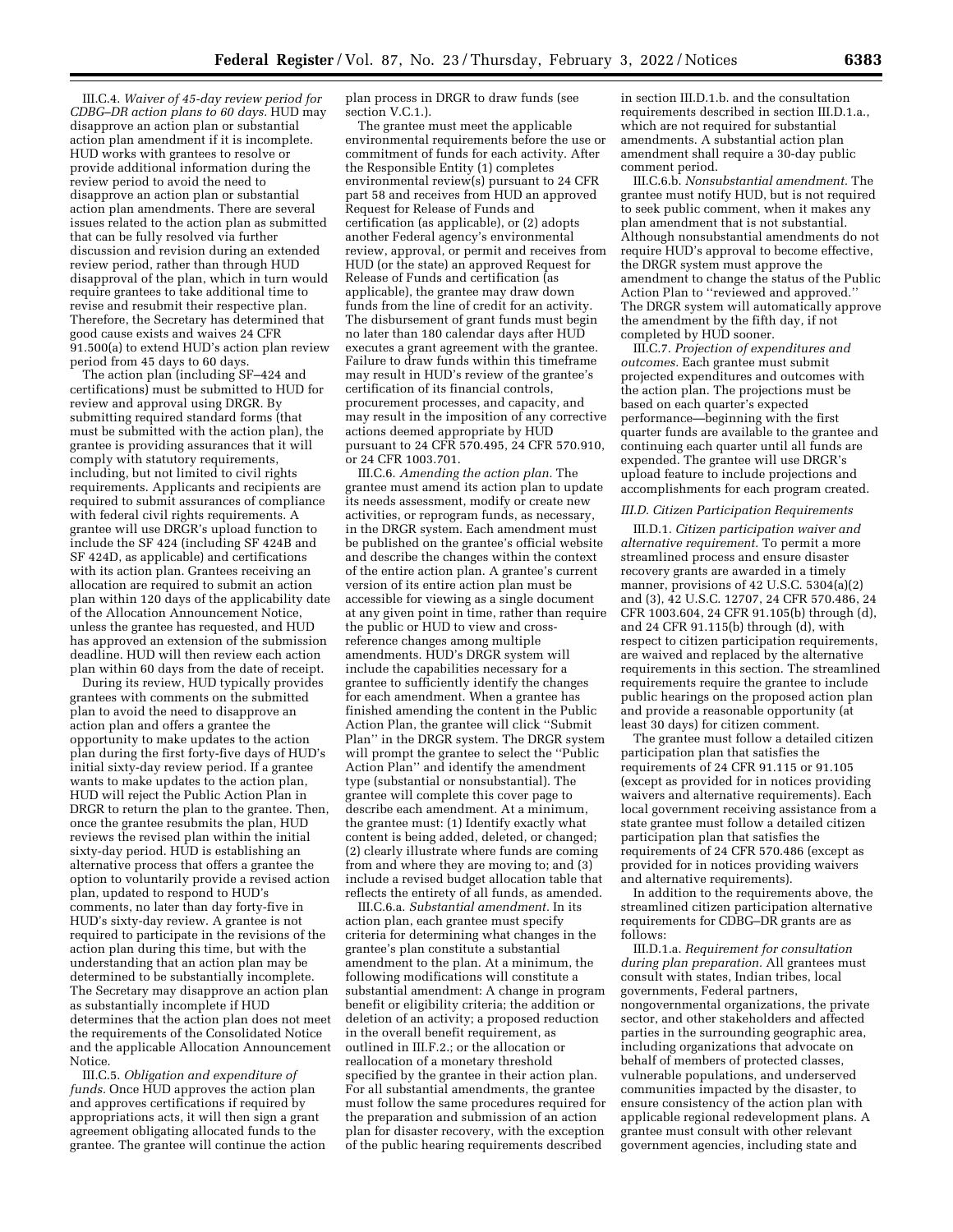III.C.4. *Waiver of 45-day review period for CDBG–DR action plans to 60 days.* HUD may disapprove an action plan or substantial action plan amendment if it is incomplete. HUD works with grantees to resolve or provide additional information during the review period to avoid the need to disapprove an action plan or substantial action plan amendments. There are several issues related to the action plan as submitted that can be fully resolved via further discussion and revision during an extended review period, rather than through HUD disapproval of the plan, which in turn would require grantees to take additional time to revise and resubmit their respective plan. Therefore, the Secretary has determined that good cause exists and waives 24 CFR 91.500(a) to extend HUD's action plan review period from 45 days to 60 days.

The action plan (including SF–424 and certifications) must be submitted to HUD for review and approval using DRGR. By submitting required standard forms (that must be submitted with the action plan), the grantee is providing assurances that it will comply with statutory requirements, including, but not limited to civil rights requirements. Applicants and recipients are required to submit assurances of compliance with federal civil rights requirements. A grantee will use DRGR's upload function to include the SF 424 (including SF 424B and SF 424D, as applicable) and certifications with its action plan. Grantees receiving an allocation are required to submit an action plan within 120 days of the applicability date of the Allocation Announcement Notice, unless the grantee has requested, and HUD has approved an extension of the submission deadline. HUD will then review each action plan within 60 days from the date of receipt.

During its review, HUD typically provides grantees with comments on the submitted plan to avoid the need to disapprove an action plan and offers a grantee the opportunity to make updates to the action plan during the first forty-five days of HUD's initial sixty-day review period. If a grantee wants to make updates to the action plan, HUD will reject the Public Action Plan in DRGR to return the plan to the grantee. Then, once the grantee resubmits the plan, HUD reviews the revised plan within the initial sixty-day period. HUD is establishing an alternative process that offers a grantee the option to voluntarily provide a revised action plan, updated to respond to HUD's comments, no later than day forty-five in HUD's sixty-day review. A grantee is not required to participate in the revisions of the action plan during this time, but with the understanding that an action plan may be determined to be substantially incomplete. The Secretary may disapprove an action plan as substantially incomplete if HUD determines that the action plan does not meet the requirements of the Consolidated Notice and the applicable Allocation Announcement Notice.

III.C.5. *Obligation and expenditure of funds.* Once HUD approves the action plan and approves certifications if required by appropriations acts, it will then sign a grant agreement obligating allocated funds to the grantee. The grantee will continue the action plan process in DRGR to draw funds (see section V.C.1.).

The grantee must meet the applicable environmental requirements before the use or commitment of funds for each activity. After the Responsible Entity (1) completes environmental review(s) pursuant to 24 CFR part 58 and receives from HUD an approved Request for Release of Funds and certification (as applicable), or (2) adopts another Federal agency's environmental review, approval, or permit and receives from HUD (or the state) an approved Request for Release of Funds and certification (as applicable), the grantee may draw down funds from the line of credit for an activity. The disbursement of grant funds must begin no later than 180 calendar days after HUD executes a grant agreement with the grantee. Failure to draw funds within this timeframe may result in HUD's review of the grantee's certification of its financial controls, procurement processes, and capacity, and may result in the imposition of any corrective actions deemed appropriate by HUD pursuant to 24 CFR 570.495, 24 CFR 570.910, or 24 CFR 1003.701.

III.C.6. *Amending the action plan.* The grantee must amend its action plan to update its needs assessment, modify or create new activities, or reprogram funds, as necessary, in the DRGR system. Each amendment must be published on the grantee's official website and describe the changes within the context of the entire action plan. A grantee's current version of its entire action plan must be accessible for viewing as a single document at any given point in time, rather than require the public or HUD to view and cross-reference changes among multiple amendments. HUD's DRGR system will include the capabilities necessary for a grantee to sufficiently identify the changes for each amendment. When a grantee has finished amending the content in the Public Action Plan, the grantee will click ''Submit Plan'' in the DRGR system. The DRGR system will prompt the grantee to select the ''Public Action Plan'' and identify the amendment type (substantial or nonsubstantial). The grantee will complete this cover page to describe each amendment. At a minimum, the grantee must: (1) Identify exactly what content is being added, deleted, or changed; (2) clearly illustrate where funds are coming from and where they are moving to; and (3) include a revised budget allocation table that reflects the entirety of all funds, as amended.

III.C.6.a. *Substantial amendment.* In its action plan, each grantee must specify criteria for determining what changes in the grantee's plan constitute a substantial amendment to the plan. At a minimum, the following modifications will constitute a substantial amendment: A change in program benefit or eligibility criteria; the addition or deletion of an activity; a proposed reduction in the overall benefit requirement, as outlined in III.F.2.; or the allocation or reallocation of a monetary threshold specified by the grantee in their action plan. For all substantial amendments, the grantee must follow the same procedures required for the preparation and submission of an action plan for disaster recovery, with the exception of the public hearing requirements described in section III.D.1.b. and the consultation requirements described in section III.D.1.a., which are not required for substantial amendments. A substantial action plan amendment shall require a 30-day public comment period.

III.C.6.b. *Nonsubstantial amendment.* The grantee must notify HUD, but is not required to seek public comment, when it makes any plan amendment that is not substantial. Although nonsubstantial amendments do not require HUD's approval to become effective, the DRGR system must approve the amendment to change the status of the Public Action Plan to ''reviewed and approved.'' The DRGR system will automatically approve the amendment by the fifth day, if not completed by HUD sooner.

III.C.7. *Projection of expenditures and outcomes.* Each grantee must submit projected expenditures and outcomes with the action plan. The projections must be based on each quarter's expected performance—beginning with the first quarter funds are available to the grantee and continuing each quarter until all funds are expended. The grantee will use DRGR's upload feature to include projections and accomplishments for each program created.

### *III.D. Citizen Participation Requirements*

III.D.1. *Citizen participation waiver and alternative requirement.* To permit a more streamlined process and ensure disaster recovery grants are awarded in a timely manner, provisions of 42 U.S.C. 5304(a)(2) and (3), 42 U.S.C. 12707, 24 CFR 570.486, 24 CFR 1003.604, 24 CFR 91.105(b) through (d), and 24 CFR 91.115(b) through (d), with respect to citizen participation requirements, are waived and replaced by the alternative requirements in this section. The streamlined requirements require the grantee to include public hearings on the proposed action plan and provide a reasonable opportunity (at least 30 days) for citizen comment.

The grantee must follow a detailed citizen participation plan that satisfies the requirements of 24 CFR 91.115 or 91.105 (except as provided for in notices providing waivers and alternative requirements). Each local government receiving assistance from a state grantee must follow a detailed citizen participation plan that satisfies the requirements of 24 CFR 570.486 (except as provided for in notices providing waivers and alternative requirements).

In addition to the requirements above, the streamlined citizen participation alternative requirements for CDBG–DR grants are as follows:

III.D.1.a. *Requirement for consultation during plan preparation.* All grantees must consult with states, Indian tribes, local governments, Federal partners, nongovernmental organizations, the private sector, and other stakeholders and affected parties in the surrounding geographic area, including organizations that advocate on behalf of members of protected classes, vulnerable populations, and underserved communities impacted by the disaster, to ensure consistency of the action plan with applicable regional redevelopment plans. A grantee must consult with other relevant government agencies, including state and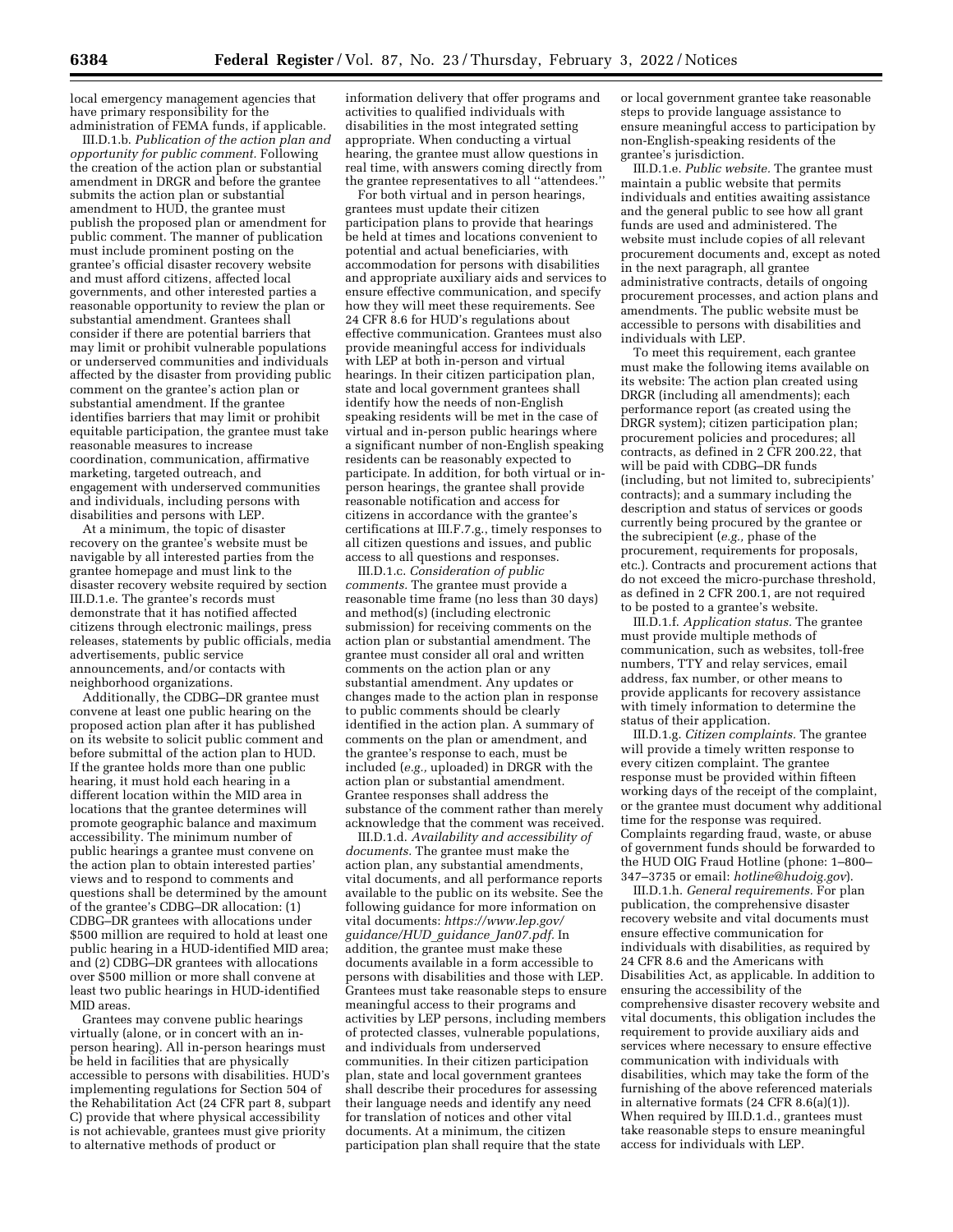local emergency management agencies that have primary responsibility for the administration of FEMA funds, if applicable.

III.D.1.b. *Publication of the action plan and opportunity for public comment.* Following the creation of the action plan or substantial amendment in DRGR and before the grantee submits the action plan or substantial amendment to HUD, the grantee must publish the proposed plan or amendment for public comment. The manner of publication must include prominent posting on the grantee's official disaster recovery website and must afford citizens, affected local governments, and other interested parties a reasonable opportunity to review the plan or substantial amendment. Grantees shall consider if there are potential barriers that may limit or prohibit vulnerable populations or underserved communities and individuals affected by the disaster from providing public comment on the grantee's action plan or substantial amendment. If the grantee identifies barriers that may limit or prohibit equitable participation, the grantee must take reasonable measures to increase coordination, communication, affirmative marketing, targeted outreach, and engagement with underserved communities and individuals, including persons with disabilities and persons with LEP.

At a minimum, the topic of disaster recovery on the grantee's website must be navigable by all interested parties from the grantee homepage and must link to the disaster recovery website required by section III.D.1.e. The grantee's records must demonstrate that it has notified affected citizens through electronic mailings, press releases, statements by public officials, media advertisements, public service announcements, and/or contacts with neighborhood organizations.

Additionally, the CDBG–DR grantee must convene at least one public hearing on the proposed action plan after it has published on its website to solicit public comment and before submittal of the action plan to HUD. If the grantee holds more than one public hearing, it must hold each hearing in a different location within the MID area in locations that the grantee determines will promote geographic balance and maximum accessibility. The minimum number of public hearings a grantee must convene on the action plan to obtain interested parties' views and to respond to comments and questions shall be determined by the amount of the grantee's CDBG–DR allocation: (1) CDBG–DR grantees with allocations under $500 million are required to hold at least one public hearing in a HUD-identified MID area; and (2) CDBG–DR grantees with allocations over $500 million or more shall convene at least two public hearings in HUD-identified MID areas.

Grantees may convene public hearings virtually (alone, or in concert with an in-person hearing). All in-person hearings must be held in facilities that are physically accessible to persons with disabilities. HUD's implementing regulations for Section 504 of the Rehabilitation Act (24 CFR part 8, subpart C) provide that where physical accessibility is not achievable, grantees must give priority to alternative methods of product or information delivery that offer programs and activities to qualified individuals with disabilities in the most integrated setting appropriate. When conducting a virtual hearing, the grantee must allow questions in real time, with answers coming directly from the grantee representatives to all ''attendees.''

For both virtual and in person hearings, grantees must update their citizen participation plans to provide that hearings be held at times and locations convenient to potential and actual beneficiaries, with accommodation for persons with disabilities and appropriate auxiliary aids and services to ensure effective communication, and specify how they will meet these requirements. See 24 CFR 8.6 for HUD's regulations about effective communication. Grantees must also provide meaningful access for individuals with LEP at both in-person and virtual hearings. In their citizen participation plan, state and local government grantees shall identify how the needs of non-English speaking residents will be met in the case of virtual and in-person public hearings where a significant number of non-English speaking residents can be reasonably expected to participate. In addition, for both virtual or in-person hearings, the grantee shall provide reasonable notification and access for citizens in accordance with the grantee's certifications at III.F.7.g., timely responses to all citizen questions and issues, and public access to all questions and responses.

III.D.1.c. *Consideration of public comments.* The grantee must provide a reasonable time frame (no less than 30 days) and method(s) (including electronic submission) for receiving comments on the action plan or substantial amendment. The grantee must consider all oral and written comments on the action plan or any substantial amendment. Any updates or changes made to the action plan in response to public comments should be clearly identified in the action plan. A summary of comments on the plan or amendment, and the grantee's response to each, must be included (*e.g.,* uploaded) in DRGR with the action plan or substantial amendment. Grantee responses shall address the substance of the comment rather than merely acknowledge that the comment was received.

III.D.1.d. *Availability and accessibility of documents.* The grantee must make the action plan, any substantial amendments, vital documents, and all performance reports available to the public on its website. See the following guidance for more information on vital documents: *https://www.lep.gov/guidance/HUD_guidance_Jan07.pdf.* In addition, the grantee must make these documents available in a form accessible to persons with disabilities and those with LEP. Grantees must take reasonable steps to ensure meaningful access to their programs and activities by LEP persons, including members of protected classes, vulnerable populations, and individuals from underserved communities. In their citizen participation plan, state and local government grantees shall describe their procedures for assessing their language needs and identify any need for translation of notices and other vital documents. At a minimum, the citizen participation plan shall require that the state or local government grantee take reasonable steps to provide language assistance to ensure meaningful access to participation by non-English-speaking residents of the grantee's jurisdiction.

III.D.1.e. *Public website.* The grantee must maintain a public website that permits individuals and entities awaiting assistance and the general public to see how all grant funds are used and administered. The website must include copies of all relevant procurement documents and, except as noted in the next paragraph, all grantee administrative contracts, details of ongoing procurement processes, and action plans and amendments. The public website must be accessible to persons with disabilities and individuals with LEP.

To meet this requirement, each grantee must make the following items available on its website: The action plan created using DRGR (including all amendments); each performance report (as created using the DRGR system); citizen participation plan; procurement policies and procedures; all contracts, as defined in 2 CFR 200.22, that will be paid with CDBG–DR funds (including, but not limited to, subrecipients' contracts); and a summary including the description and status of services or goods currently being procured by the grantee or the subrecipient (*e.g.,* phase of the procurement, requirements for proposals, etc.). Contracts and procurement actions that do not exceed the micro-purchase threshold, as defined in 2 CFR 200.1, are not required to be posted to a grantee's website.

III.D.1.f. *Application status.* The grantee must provide multiple methods of communication, such as websites, toll-free numbers, TTY and relay services, email address, fax number, or other means to provide applicants for recovery assistance with timely information to determine the status of their application.

III.D.1.g. *Citizen complaints.* The grantee will provide a timely written response to every citizen complaint. The grantee response must be provided within fifteen working days of the receipt of the complaint, or the grantee must document why additional time for the response was required. Complaints regarding fraud, waste, or abuse of government funds should be forwarded to the HUD OIG Fraud Hotline (phone: 1–800–347–3735 or email: *hotline@hudoig.gov*).

III.D.1.h. *General requirements.* For plan publication, the comprehensive disaster recovery website and vital documents must ensure effective communication for individuals with disabilities, as required by 24 CFR 8.6 and the Americans with Disabilities Act, as applicable. In addition to ensuring the accessibility of the comprehensive disaster recovery website and vital documents, this obligation includes the requirement to provide auxiliary aids and services where necessary to ensure effective communication with individuals with disabilities, which may take the form of the furnishing of the above referenced materials in alternative formats (24 CFR 8.6(a)(1)). When required by III.D.1.d., grantees must take reasonable steps to ensure meaningful access for individuals with LEP.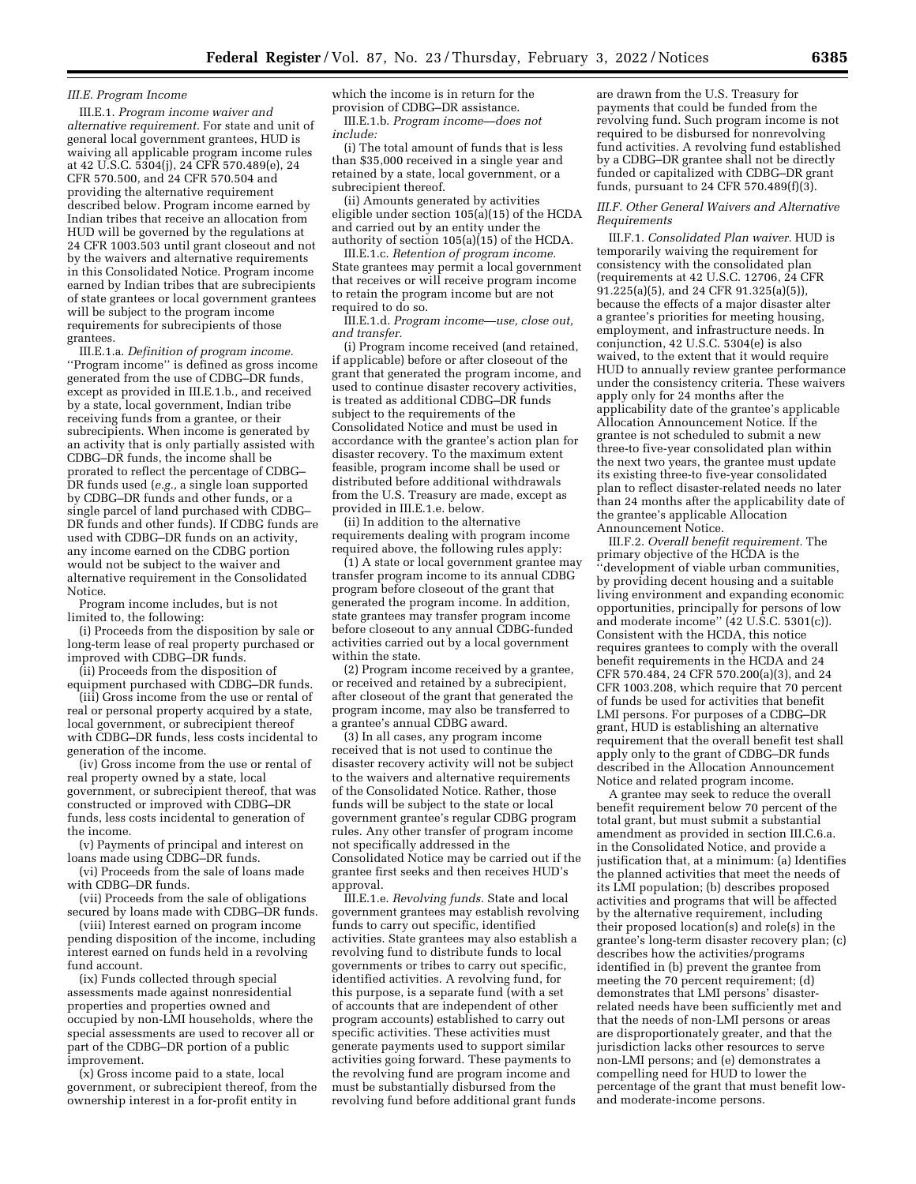### III.E. Program Income

III.E.1. *Program income waiver and alternative requirement.* For state and unit of general local government grantees, HUD is waiving all applicable program income rules at 42 U.S.C. 5304(j), 24 CFR 570.489(e), 24 CFR 570.500, and 24 CFR 570.504 and providing the alternative requirement described below. Program income earned by Indian tribes that receive an allocation from HUD will be governed by the regulations at 24 CFR 1003.503 until grant closeout and not by the waivers and alternative requirements in this Consolidated Notice. Program income earned by Indian tribes that are subrecipients of state grantees or local government grantees will be subject to the program income requirements for subrecipients of those grantees.

III.E.1.a. *Definition of program income.* ''Program income'' is defined as gross income generated from the use of CDBG–DR funds, except as provided in III.E.1.b., and received by a state, local government, Indian tribe receiving funds from a grantee, or their subrecipients. When income is generated by an activity that is only partially assisted with CDBG–DR funds, the income shall be prorated to reflect the percentage of CDBG–DR funds used (*e.g.,* a single loan supported by CDBG–DR funds and other funds, or a single parcel of land purchased with CDBG–DR funds and other funds). If CDBG funds are used with CDBG–DR funds on an activity, any income earned on the CDBG portion would not be subject to the waiver and alternative requirement in the Consolidated Notice.

Program income includes, but is not limited to, the following:

(i) Proceeds from the disposition by sale or long-term lease of real property purchased or improved with CDBG–DR funds.

(ii) Proceeds from the disposition of equipment purchased with CDBG–DR funds.

(iii) Gross income from the use or rental of real or personal property acquired by a state, local government, or subrecipient thereof with CDBG–DR funds, less costs incidental to generation of the income.

(iv) Gross income from the use or rental of real property owned by a state, local government, or subrecipient thereof, that was constructed or improved with CDBG–DR funds, less costs incidental to generation of the income.

(v) Payments of principal and interest on loans made using CDBG–DR funds.

(vi) Proceeds from the sale of loans made with CDBG–DR funds.

(vii) Proceeds from the sale of obligations secured by loans made with CDBG–DR funds.

(viii) Interest earned on program income pending disposition of the income, including interest earned on funds held in a revolving fund account.

(ix) Funds collected through special assessments made against nonresidential properties and properties owned and occupied by non-LMI households, where the special assessments are used to recover all or part of the CDBG–DR portion of a public improvement.

(x) Gross income paid to a state, local government, or subrecipient thereof, from the ownership interest in a for-profit entity in which the income is in return for the provision of CDBG–DR assistance.

III.E.1.b. *Program income—does not include:*

(i) The total amount of funds that is less than $35,000 received in a single year and retained by a state, local government, or a subrecipient thereof.

(ii) Amounts generated by activities eligible under section 105(a)(15) of the HCDA and carried out by an entity under the authority of section 105(a)(15) of the HCDA.

III.E.1.c. *Retention of program income.* State grantees may permit a local government that receives or will receive program income to retain the program income but are not required to do so.

III.E.1.d. *Program income—use, close out, and transfer.*

(i) Program income received (and retained, if applicable) before or after closeout of the grant that generated the program income, and used to continue disaster recovery activities, is treated as additional CDBG–DR funds subject to the requirements of the Consolidated Notice and must be used in accordance with the grantee's action plan for disaster recovery. To the maximum extent feasible, program income shall be used or distributed before additional withdrawals from the U.S. Treasury are made, except as provided in III.E.1.e. below.

(ii) In addition to the alternative requirements dealing with program income required above, the following rules apply:

(1) A state or local government grantee may transfer program income to its annual CDBG program before closeout of the grant that generated the program income. In addition, state grantees may transfer program income before closeout to any annual CDBG-funded activities carried out by a local government within the state.

(2) Program income received by a grantee, or received and retained by a subrecipient, after closeout of the grant that generated the program income, may also be transferred to a grantee's annual CDBG award.

(3) In all cases, any program income received that is not used to continue the disaster recovery activity will not be subject to the waivers and alternative requirements of the Consolidated Notice. Rather, those funds will be subject to the state or local government grantee's regular CDBG program rules. Any other transfer of program income not specifically addressed in the Consolidated Notice may be carried out if the grantee first seeks and then receives HUD's approval.

III.E.1.e. *Revolving funds.* State and local government grantees may establish revolving funds to carry out specific, identified activities. State grantees may also establish a revolving fund to distribute funds to local governments or tribes to carry out specific, identified activities. A revolving fund, for this purpose, is a separate fund (with a set of accounts that are independent of other program accounts) established to carry out specific activities. These activities must generate payments used to support similar activities going forward. These payments to the revolving fund are program income and must be substantially disbursed from the revolving fund before additional grant funds are drawn from the U.S. Treasury for payments that could be funded from the revolving fund. Such program income is not required to be disbursed for nonrevolving fund activities. A revolving fund established by a CDBG–DR grantee shall not be directly funded or capitalized with CDBG–DR grant funds, pursuant to 24 CFR 570.489(f)(3).

### III.F. Other General Waivers and Alternative Requirements

III.F.1. *Consolidated Plan waiver.* HUD is temporarily waiving the requirement for consistency with the consolidated plan (requirements at 42 U.S.C. 12706, 24 CFR 91.225(a)(5), and 24 CFR 91.325(a)(5)), because the effects of a major disaster alter a grantee's priorities for meeting housing, employment, and infrastructure needs. In conjunction, 42 U.S.C. 5304(e) is also waived, to the extent that it would require HUD to annually review grantee performance under the consistency criteria. These waivers apply only for 24 months after the applicability date of the grantee's applicable Allocation Announcement Notice. If the grantee is not scheduled to submit a new three-to five-year consolidated plan within the next two years, the grantee must update its existing three-to five-year consolidated plan to reflect disaster-related needs no later than 24 months after the applicability date of the grantee's applicable Allocation Announcement Notice.

III.F.2. *Overall benefit requirement.* The primary objective of the HCDA is the ''development of viable urban communities, by providing decent housing and a suitable living environment and expanding economic opportunities, principally for persons of low and moderate income'' (42 U.S.C. 5301(c)). Consistent with the HCDA, this notice requires grantees to comply with the overall benefit requirements in the HCDA and 24 CFR 570.484, 24 CFR 570.200(a)(3), and 24 CFR 1003.208, which require that 70 percent of funds be used for activities that benefit LMI persons. For purposes of a CDBG–DR grant, HUD is establishing an alternative requirement that the overall benefit test shall apply only to the grant of CDBG–DR funds described in the Allocation Announcement Notice and related program income.

A grantee may seek to reduce the overall benefit requirement below 70 percent of the total grant, but must submit a substantial amendment as provided in section III.C.6.a. in the Consolidated Notice, and provide a justification that, at a minimum: (a) Identifies the planned activities that meet the needs of its LMI population; (b) describes proposed activities and programs that will be affected by the alternative requirement, including their proposed location(s) and role(s) in the grantee's long-term disaster recovery plan; (c) describes how the activities/programs identified in (b) prevent the grantee from meeting the 70 percent requirement; (d) demonstrates that LMI persons' disaster-related needs have been sufficiently met and that the needs of non-LMI persons or areas are disproportionately greater, and that the jurisdiction lacks other resources to serve non-LMI persons; and (e) demonstrates a compelling need for HUD to lower the percentage of the grant that must benefit low- and moderate-income persons.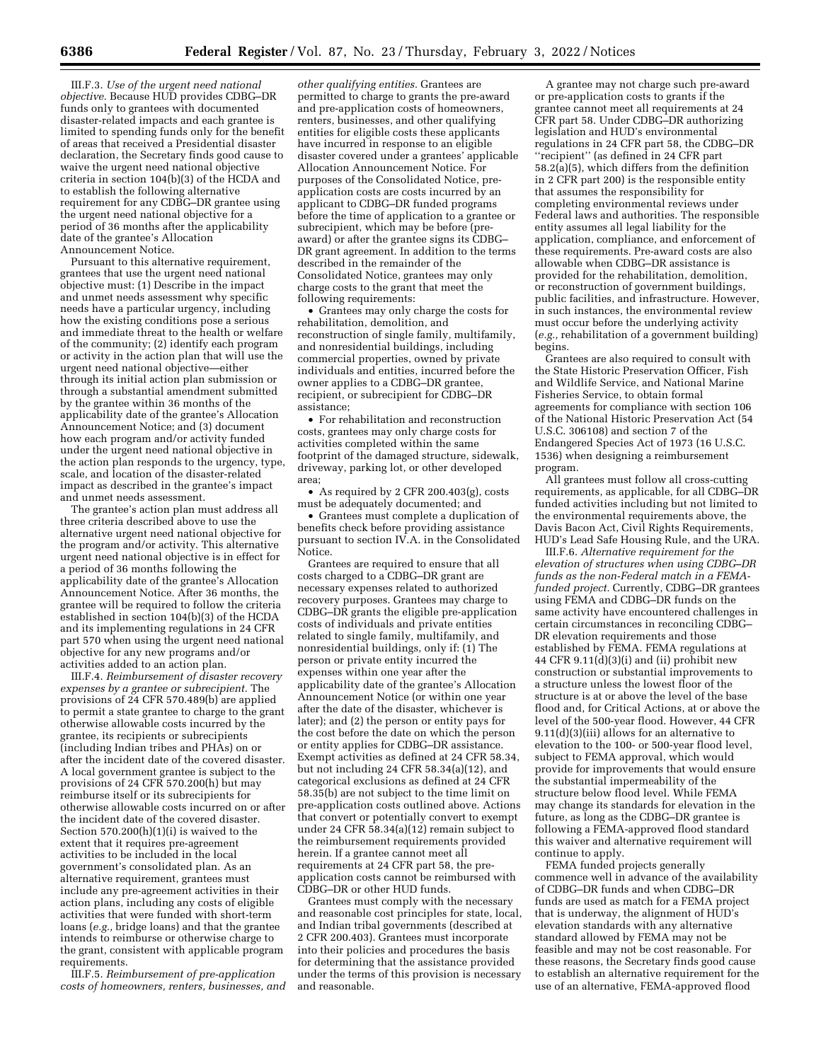III.F.3. *Use of the urgent need national objective.* Because HUD provides CDBG–DR funds only to grantees with documented disaster-related impacts and each grantee is limited to spending funds only for the benefit of areas that received a Presidential disaster declaration, the Secretary finds good cause to waive the urgent need national objective criteria in section 104(b)(3) of the HCDA and to establish the following alternative requirement for any CDBG–DR grantee using the urgent need national objective for a period of 36 months after the applicability date of the grantee's Allocation Announcement Notice.

Pursuant to this alternative requirement, grantees that use the urgent need national objective must: (1) Describe in the impact and unmet needs assessment why specific needs have a particular urgency, including how the existing conditions pose a serious and immediate threat to the health or welfare of the community; (2) identify each program or activity in the action plan that will use the urgent need national objective—either through its initial action plan submission or through a substantial amendment submitted by the grantee within 36 months of the applicability date of the grantee's Allocation Announcement Notice; and (3) document how each program and/or activity funded under the urgent need national objective in the action plan responds to the urgency, type, scale, and location of the disaster-related impact as described in the grantee's impact and unmet needs assessment.

The grantee's action plan must address all three criteria described above to use the alternative urgent need national objective for the program and/or activity. This alternative urgent need national objective is in effect for a period of 36 months following the applicability date of the grantee's Allocation Announcement Notice. After 36 months, the grantee will be required to follow the criteria established in section 104(b)(3) of the HCDA and its implementing regulations in 24 CFR part 570 when using the urgent need national objective for any new programs and/or activities added to an action plan.

III.F.4. *Reimbursement of disaster recovery expenses by a grantee or subrecipient.* The provisions of 24 CFR 570.489(b) are applied to permit a state grantee to charge to the grant otherwise allowable costs incurred by the grantee, its recipients or subrecipients (including Indian tribes and PHAs) on or after the incident date of the covered disaster. A local government grantee is subject to the provisions of 24 CFR 570.200(h) but may reimburse itself or its subrecipients for otherwise allowable costs incurred on or after the incident date of the covered disaster. Section 570.200(h)(1)(i) is waived to the extent that it requires pre-agreement activities to be included in the local government's consolidated plan. As an alternative requirement, grantees must include any pre-agreement activities in their action plans, including any costs of eligible activities that were funded with short-term loans (*e.g.,* bridge loans) and that the grantee intends to reimburse or otherwise charge to the grant, consistent with applicable program requirements.

III.F.5. *Reimbursement of pre-application costs of homeowners, renters, businesses, and other qualifying entities.* Grantees are permitted to charge to grants the pre-award and pre-application costs of homeowners, renters, businesses, and other qualifying entities for eligible costs these applicants have incurred in response to an eligible disaster covered under a grantees' applicable Allocation Announcement Notice. For purposes of the Consolidated Notice, pre-application costs are costs incurred by an applicant to CDBG–DR funded programs before the time of application to a grantee or subrecipient, which may be before (pre-award) or after the grantee signs its CDBG–DR grant agreement. In addition to the terms described in the remainder of the Consolidated Notice, grantees may only charge costs to the grant that meet the following requirements:

- Grantees may only charge the costs for rehabilitation, demolition, and reconstruction of single family, multifamily, and nonresidential buildings, including commercial properties, owned by private individuals and entities, incurred before the owner applies to a CDBG–DR grantee, recipient, or subrecipient for CDBG–DR assistance;
- For rehabilitation and reconstruction costs, grantees may only charge costs for activities completed within the same footprint of the damaged structure, sidewalk, driveway, parking lot, or other developed area;
- As required by 2 CFR 200.403(g), costs must be adequately documented; and
- Grantees must complete a duplication of benefits check before providing assistance pursuant to section IV.A. in the Consolidated Notice.

Grantees are required to ensure that all costs charged to a CDBG–DR grant are necessary expenses related to authorized recovery purposes. Grantees may charge to CDBG–DR grants the eligible pre-application costs of individuals and private entities related to single family, multifamily, and nonresidential buildings, only if: (1) The person or private entity incurred the expenses within one year after the applicability date of the grantee's Allocation Announcement Notice (or within one year after the date of the disaster, whichever is later); and (2) the person or entity pays for the cost before the date on which the person or entity applies for CDBG–DR assistance. Exempt activities as defined at 24 CFR 58.34, but not including 24 CFR 58.34(a)(12), and categorical exclusions as defined at 24 CFR 58.35(b) are not subject to the time limit on pre-application costs outlined above. Actions that convert or potentially convert to exempt under 24 CFR 58.34(a)(12) remain subject to the reimbursement requirements provided herein. If a grantee cannot meet all requirements at 24 CFR part 58, the pre-application costs cannot be reimbursed with CDBG–DR or other HUD funds.

Grantees must comply with the necessary and reasonable cost principles for state, local, and Indian tribal governments (described at 2 CFR 200.403). Grantees must incorporate into their policies and procedures the basis for determining that the assistance provided under the terms of this provision is necessary and reasonable.

A grantee may not charge such pre-award or pre-application costs to grants if the grantee cannot meet all requirements at 24 CFR part 58. Under CDBG–DR authorizing legislation and HUD's environmental regulations in 24 CFR part 58, the CDBG–DR "recipient" (as defined in 24 CFR part 58.2(a)(5), which differs from the definition in 2 CFR part 200) is the responsible entity that assumes the responsibility for completing environmental reviews under Federal laws and authorities. The responsible entity assumes all legal liability for the application, compliance, and enforcement of these requirements. Pre-award costs are also allowable when CDBG–DR assistance is provided for the rehabilitation, demolition, or reconstruction of government buildings, public facilities, and infrastructure. However, in such instances, the environmental review must occur before the underlying activity (*e.g.,* rehabilitation of a government building) begins.

Grantees are also required to consult with the State Historic Preservation Officer, Fish and Wildlife Service, and National Marine Fisheries Service, to obtain formal agreements for compliance with section 106 of the National Historic Preservation Act (54 U.S.C. 306108) and section 7 of the Endangered Species Act of 1973 (16 U.S.C. 1536) when designing a reimbursement program.

All grantees must follow all cross-cutting requirements, as applicable, for all CDBG–DR funded activities including but not limited to the environmental requirements above, the Davis Bacon Act, Civil Rights Requirements, HUD's Lead Safe Housing Rule, and the URA.

III.F.6. *Alternative requirement for the elevation of structures when using CDBG–DR funds as the non-Federal match in a FEMA-funded project.* Currently, CDBG–DR grantees using FEMA and CDBG–DR funds on the same activity have encountered challenges in certain circumstances in reconciling CDBG–DR elevation requirements and those established by FEMA. FEMA regulations at 44 CFR 9.11(d)(3)(i) and (ii) prohibit new construction or substantial improvements to a structure unless the lowest floor of the structure is at or above the level of the base flood and, for Critical Actions, at or above the level of the 500-year flood. However, 44 CFR 9.11(d)(3)(iii) allows for an alternative to elevation to the 100- or 500-year flood level, subject to FEMA approval, which would provide for improvements that would ensure the substantial impermeability of the structure below flood level. While FEMA may change its standards for elevation in the future, as long as the CDBG–DR grantee is following a FEMA-approved flood standard this waiver and alternative requirement will continue to apply.

FEMA funded projects generally commence well in advance of the availability of CDBG–DR funds and when CDBG–DR funds are used as match for a FEMA project that is underway, the alignment of HUD's elevation standards with any alternative standard allowed by FEMA may not be feasible and may not be cost reasonable. For these reasons, the Secretary finds good cause to establish an alternative requirement for the use of an alternative, FEMA-approved flood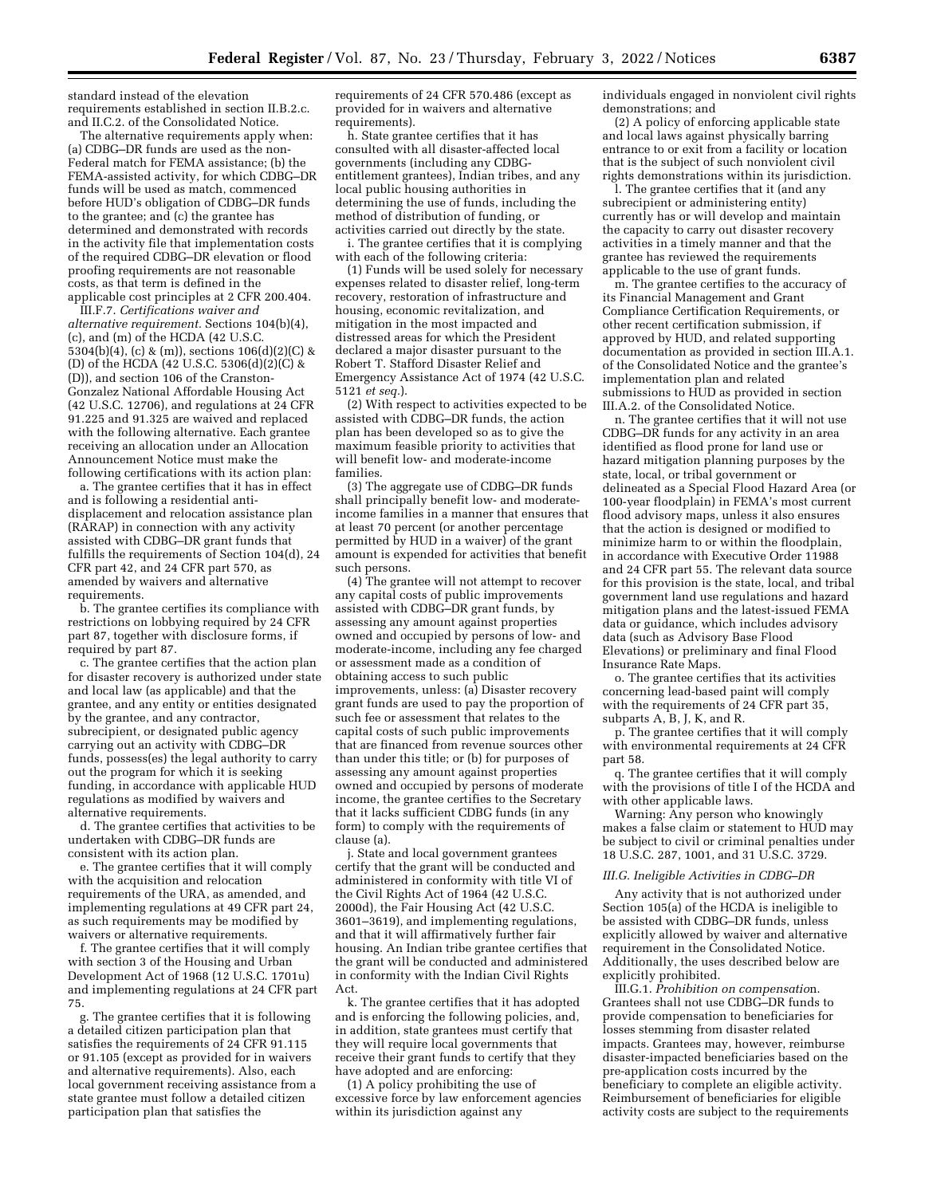standard instead of the elevation requirements established in section II.B.2.c. and II.C.2. of the Consolidated Notice.

The alternative requirements apply when: (a) CDBG–DR funds are used as the non-Federal match for FEMA assistance; (b) the FEMA-assisted activity, for which CDBG–DR funds will be used as match, commenced before HUD's obligation of CDBG–DR funds to the grantee; and (c) the grantee has determined and demonstrated with records in the activity file that implementation costs of the required CDBG–DR elevation or flood proofing requirements are not reasonable costs, as that term is defined in the applicable cost principles at 2 CFR 200.404.

III.F.7. *Certifications waiver and alternative requirement.* Sections 104(b)(4), (c), and (m) of the HCDA (42 U.S.C. 5304(b)(4), (c) & (m)), sections 106(d)(2)(C) & (D) of the HCDA (42 U.S.C. 5306(d)(2)(C) & (D)), and section 106 of the Cranston-Gonzalez National Affordable Housing Act (42 U.S.C. 12706), and regulations at 24 CFR 91.225 and 91.325 are waived and replaced with the following alternative. Each grantee receiving an allocation under an Allocation Announcement Notice must make the following certifications with its action plan:

a. The grantee certifies that it has in effect and is following a residential anti-displacement and relocation assistance plan (RARAP) in connection with any activity assisted with CDBG–DR grant funds that fulfills the requirements of Section 104(d), 24 CFR part 42, and 24 CFR part 570, as amended by waivers and alternative requirements.

b. The grantee certifies its compliance with restrictions on lobbying required by 24 CFR part 87, together with disclosure forms, if required by part 87.

c. The grantee certifies that the action plan for disaster recovery is authorized under state and local law (as applicable) and that the grantee, and any entity or entities designated by the grantee, and any contractor, subrecipient, or designated public agency carrying out an activity with CDBG–DR funds, possess(es) the legal authority to carry out the program for which it is seeking funding, in accordance with applicable HUD regulations as modified by waivers and alternative requirements.

d. The grantee certifies that activities to be undertaken with CDBG–DR funds are consistent with its action plan.

e. The grantee certifies that it will comply with the acquisition and relocation requirements of the URA, as amended, and implementing regulations at 49 CFR part 24, as such requirements may be modified by waivers or alternative requirements.

f. The grantee certifies that it will comply with section 3 of the Housing and Urban Development Act of 1968 (12 U.S.C. 1701u) and implementing regulations at 24 CFR part 75.

g. The grantee certifies that it is following a detailed citizen participation plan that satisfies the requirements of 24 CFR 91.115 or 91.105 (except as provided for in waivers and alternative requirements). Also, each local government receiving assistance from a state grantee must follow a detailed citizen participation plan that satisfies the requirements of 24 CFR 570.486 (except as provided for in waivers and alternative requirements).

h. State grantee certifies that it has consulted with all disaster-affected local governments (including any CDBG-entitlement grantees), Indian tribes, and any local public housing authorities in determining the use of funds, including the method of distribution of funding, or activities carried out directly by the state.

i. The grantee certifies that it is complying with each of the following criteria:

(1) Funds will be used solely for necessary expenses related to disaster relief, long-term recovery, restoration of infrastructure and housing, economic revitalization, and mitigation in the most impacted and distressed areas for which the President declared a major disaster pursuant to the Robert T. Stafford Disaster Relief and Emergency Assistance Act of 1974 (42 U.S.C. 5121 *et seq.*).

(2) With respect to activities expected to be assisted with CDBG–DR funds, the action plan has been developed so as to give the maximum feasible priority to activities that will benefit low- and moderate-income families.

(3) The aggregate use of CDBG–DR funds shall principally benefit low- and moderate-income families in a manner that ensures that at least 70 percent (or another percentage permitted by HUD in a waiver) of the grant amount is expended for activities that benefit such persons.

(4) The grantee will not attempt to recover any capital costs of public improvements assisted with CDBG–DR grant funds, by assessing any amount against properties owned and occupied by persons of low- and moderate-income, including any fee charged or assessment made as a condition of obtaining access to such public improvements, unless: (a) Disaster recovery grant funds are used to pay the proportion of such fee or assessment that relates to the capital costs of such public improvements that are financed from revenue sources other than under this title; or (b) for purposes of assessing any amount against properties owned and occupied by persons of moderate income, the grantee certifies to the Secretary that it lacks sufficient CDBG funds (in any form) to comply with the requirements of clause (a).

j. State and local government grantees certify that the grant will be conducted and administered in conformity with title VI of the Civil Rights Act of 1964 (42 U.S.C. 2000d), the Fair Housing Act (42 U.S.C. 3601–3619), and implementing regulations, and that it will affirmatively further fair housing. An Indian tribe grantee certifies that the grant will be conducted and administered in conformity with the Indian Civil Rights Act.

k. The grantee certifies that it has adopted and is enforcing the following policies, and, in addition, state grantees must certify that they will require local governments that receive their grant funds to certify that they have adopted and are enforcing:

(1) A policy prohibiting the use of excessive force by law enforcement agencies within its jurisdiction against any individuals engaged in nonviolent civil rights demonstrations; and

(2) A policy of enforcing applicable state and local laws against physically barring entrance to or exit from a facility or location that is the subject of such nonviolent civil rights demonstrations within its jurisdiction.

l. The grantee certifies that it (and any subrecipient or administering entity) currently has or will develop and maintain the capacity to carry out disaster recovery activities in a timely manner and that the grantee has reviewed the requirements applicable to the use of grant funds.

m. The grantee certifies to the accuracy of its Financial Management and Grant Compliance Certification Requirements, or other recent certification submission, if approved by HUD, and related supporting documentation as provided in section III.A.1. of the Consolidated Notice and the grantee's implementation plan and related submissions to HUD as provided in section III.A.2. of the Consolidated Notice.

n. The grantee certifies that it will not use CDBG–DR funds for any activity in an area identified as flood prone for land use or hazard mitigation planning purposes by the state, local, or tribal government or delineated as a Special Flood Hazard Area (or 100-year floodplain) in FEMA's most current flood advisory maps, unless it also ensures that the action is designed or modified to minimize harm to or within the floodplain, in accordance with Executive Order 11988 and 24 CFR part 55. The relevant data source for this provision is the state, local, and tribal government land use regulations and hazard mitigation plans and the latest-issued FEMA data or guidance, which includes advisory data (such as Advisory Base Flood Elevations) or preliminary and final Flood Insurance Rate Maps.

o. The grantee certifies that its activities concerning lead-based paint will comply with the requirements of 24 CFR part 35, subparts A, B, J, K, and R.

p. The grantee certifies that it will comply with environmental requirements at 24 CFR part 58.

q. The grantee certifies that it will comply with the provisions of title I of the HCDA and with other applicable laws.

Warning: Any person who knowingly makes a false claim or statement to HUD may be subject to civil or criminal penalties under 18 U.S.C. 287, 1001, and 31 U.S.C. 3729.

### *III.G. Ineligible Activities in CDBG–DR*

Any activity that is not authorized under Section 105(a) of the HCDA is ineligible to be assisted with CDBG–DR funds, unless explicitly allowed by waiver and alternative requirement in the Consolidated Notice. Additionally, the uses described below are explicitly prohibited.

III.G.1. *Prohibition on compensation.* Grantees shall not use CDBG–DR funds to provide compensation to beneficiaries for losses stemming from disaster related impacts. Grantees may, however, reimburse disaster-impacted beneficiaries based on the pre-application costs incurred by the beneficiary to complete an eligible activity. Reimbursement of beneficiaries for eligible activity costs are subject to the requirements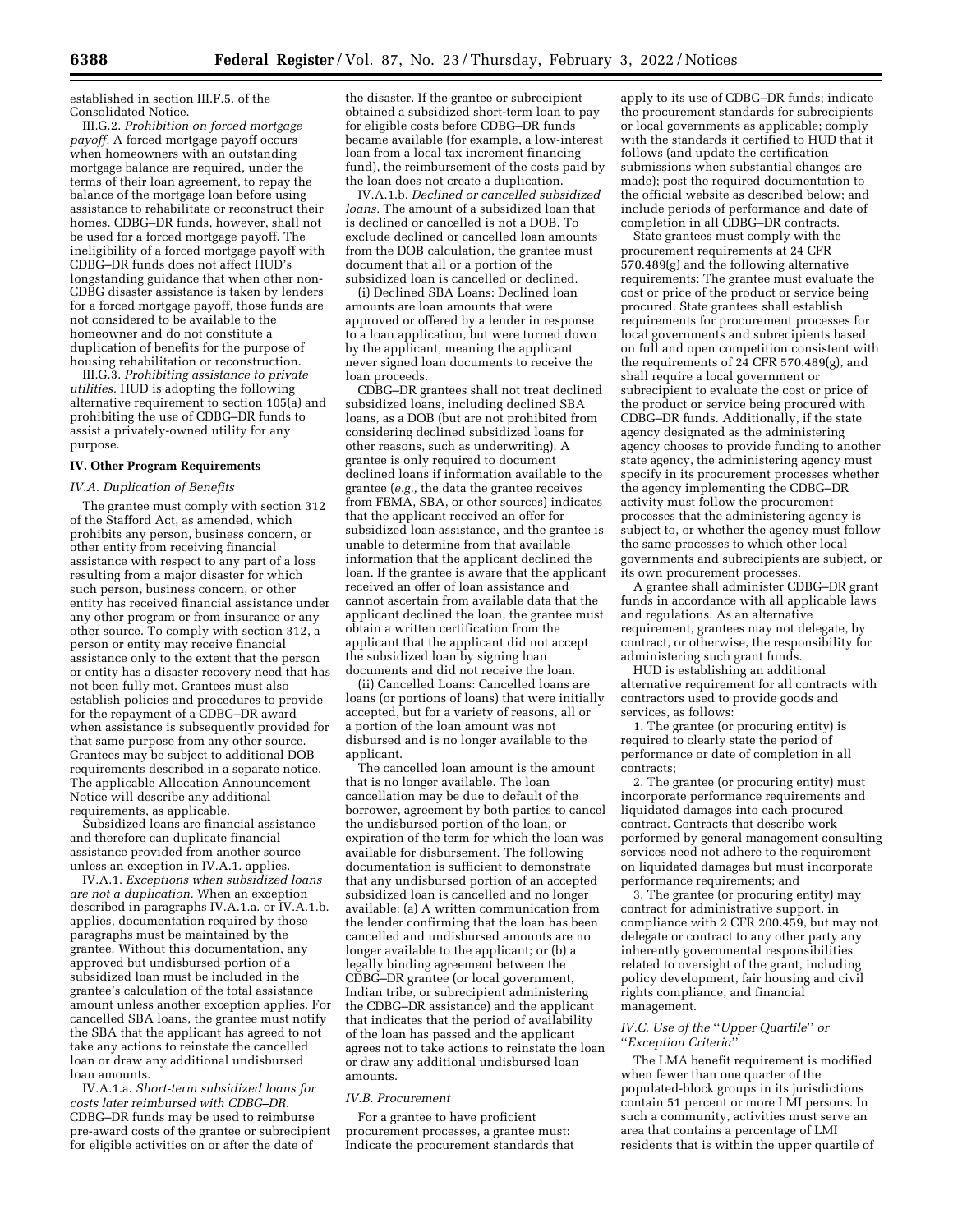established in section III.F.5. of the Consolidated Notice.

III.G.2. *Prohibition on forced mortgage payoff.* A forced mortgage payoff occurs when homeowners with an outstanding mortgage balance are required, under the terms of their loan agreement, to repay the balance of the mortgage loan before using assistance to rehabilitate or reconstruct their homes. CDBG–DR funds, however, shall not be used for a forced mortgage payoff. The ineligibility of a forced mortgage payoff with CDBG–DR funds does not affect HUD's longstanding guidance that when other non-CDBG disaster assistance is taken by lenders for a forced mortgage payoff, those funds are not considered to be available to the homeowner and do not constitute a duplication of benefits for the purpose of housing rehabilitation or reconstruction.

III.G.3. *Prohibiting assistance to private utilities.* HUD is adopting the following alternative requirement to section 105(a) and prohibiting the use of CDBG–DR funds to assist a privately-owned utility for any purpose.

## IV. Other Program Requirements

### *IV.A. Duplication of Benefits*

The grantee must comply with section 312 of the Stafford Act, as amended, which prohibits any person, business concern, or other entity from receiving financial assistance with respect to any part of a loss resulting from a major disaster for which such person, business concern, or other entity has received financial assistance under any other program or from insurance or any other source. To comply with section 312, a person or entity may receive financial assistance only to the extent that the person or entity has a disaster recovery need that has not been fully met. Grantees must also establish policies and procedures to provide for the repayment of a CDBG–DR award when assistance is subsequently provided for that same purpose from any other source. Grantees may be subject to additional DOB requirements described in a separate notice. The applicable Allocation Announcement Notice will describe any additional requirements, as applicable.

Subsidized loans are financial assistance and therefore can duplicate financial assistance provided from another source unless an exception in IV.A.1. applies.

IV.A.1. *Exceptions when subsidized loans are not a duplication.* When an exception described in paragraphs IV.A.1.a. or IV.A.1.b. applies, documentation required by those paragraphs must be maintained by the grantee. Without this documentation, any approved but undisbursed portion of a subsidized loan must be included in the grantee's calculation of the total assistance amount unless another exception applies. For cancelled SBA loans, the grantee must notify the SBA that the applicant has agreed to not take any actions to reinstate the cancelled loan or draw any additional undisbursed loan amounts.

IV.A.1.a. *Short-term subsidized loans for costs later reimbursed with CDBG–DR.* CDBG–DR funds may be used to reimburse pre-award costs of the grantee or subrecipient for eligible activities on or after the date of the disaster. If the grantee or subrecipient obtained a subsidized short-term loan to pay for eligible costs before CDBG–DR funds became available (for example, a low-interest loan from a local tax increment financing fund), the reimbursement of the costs paid by the loan does not create a duplication.

IV.A.1.b. *Declined or cancelled subsidized loans.* The amount of a subsidized loan that is declined or cancelled is not a DOB. To exclude declined or cancelled loan amounts from the DOB calculation, the grantee must document that all or a portion of the subsidized loan is cancelled or declined.

(i) Declined SBA Loans: Declined loan amounts are loan amounts that were approved or offered by a lender in response to a loan application, but were turned down by the applicant, meaning the applicant never signed loan documents to receive the loan proceeds.

CDBG–DR grantees shall not treat declined subsidized loans, including declined SBA loans, as a DOB (but are not prohibited from considering declined subsidized loans for other reasons, such as underwriting). A grantee is only required to document declined loans if information available to the grantee (*e.g.,* the data the grantee receives from FEMA, SBA, or other sources) indicates that the applicant received an offer for subsidized loan assistance, and the grantee is unable to determine from that available information that the applicant declined the loan. If the grantee is aware that the applicant received an offer of loan assistance and cannot ascertain from available data that the applicant declined the loan, the grantee must obtain a written certification from the applicant that the applicant did not accept the subsidized loan by signing loan documents and did not receive the loan.

(ii) Cancelled Loans: Cancelled loans are loans (or portions of loans) that were initially accepted, but for a variety of reasons, all or a portion of the loan amount was not disbursed and is no longer available to the applicant.

The cancelled loan amount is the amount that is no longer available. The loan cancellation may be due to default of the borrower, agreement by both parties to cancel the undisbursed portion of the loan, or expiration of the term for which the loan was available for disbursement. The following documentation is sufficient to demonstrate that any undisbursed portion of an accepted subsidized loan is cancelled and no longer available: (a) A written communication from the lender confirming that the loan has been cancelled and undisbursed amounts are no longer available to the applicant; or (b) a legally binding agreement between the CDBG–DR grantee (or local government, Indian tribe, or subrecipient administering the CDBG–DR assistance) and the applicant that indicates that the period of availability of the loan has passed and the applicant agrees not to take actions to reinstate the loan or draw any additional undisbursed loan amounts.

### *IV.B. Procurement*

For a grantee to have proficient procurement processes, a grantee must: Indicate the procurement standards that apply to its use of CDBG–DR funds; indicate the procurement standards for subrecipients or local governments as applicable; comply with the standards it certified to HUD that it follows (and update the certification submissions when substantial changes are made); post the required documentation to the official website as described below; and include periods of performance and date of completion in all CDBG–DR contracts.

State grantees must comply with the procurement requirements at 24 CFR 570.489(g) and the following alternative requirements: The grantee must evaluate the cost or price of the product or service being procured. State grantees shall establish requirements for procurement processes for local governments and subrecipients based on full and open competition consistent with the requirements of 24 CFR 570.489(g), and shall require a local government or subrecipient to evaluate the cost or price of the product or service being procured with CDBG–DR funds. Additionally, if the state agency designated as the administering agency chooses to provide funding to another state agency, the administering agency must specify in its procurement processes whether the agency implementing the CDBG–DR activity must follow the procurement processes that the administering agency is subject to, or whether the agency must follow the same processes to which other local governments and subrecipients are subject, or its own procurement processes.

A grantee shall administer CDBG–DR grant funds in accordance with all applicable laws and regulations. As an alternative requirement, grantees may not delegate, by contract, or otherwise, the responsibility for administering such grant funds.

HUD is establishing an additional alternative requirement for all contracts with contractors used to provide goods and services, as follows:

1. The grantee (or procuring entity) is required to clearly state the period of performance or date of completion in all contracts;

2. The grantee (or procuring entity) must incorporate performance requirements and liquidated damages into each procured contract. Contracts that describe work performed by general management consulting services need not adhere to the requirement on liquidated damages but must incorporate performance requirements; and

3. The grantee (or procuring entity) may contract for administrative support, in compliance with 2 CFR 200.459, but may not delegate or contract to any other party any inherently governmental responsibilities related to oversight of the grant, including policy development, fair housing and civil rights compliance, and financial management.

### *IV.C. Use of the "Upper Quartile" or "Exception Criteria"*

The LMA benefit requirement is modified when fewer than one quarter of the populated-block groups in its jurisdictions contain 51 percent or more LMI persons. In such a community, activities must serve an area that contains a percentage of LMI residents that is within the upper quartile of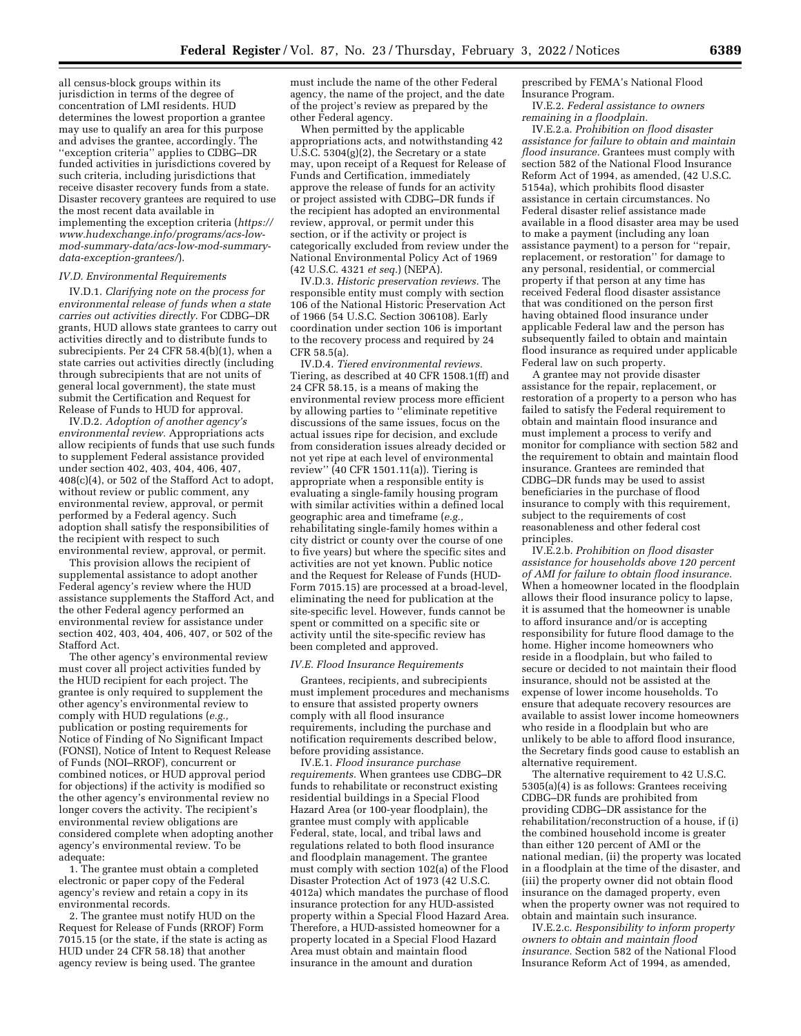all census-block groups within its jurisdiction in terms of the degree of concentration of LMI residents. HUD determines the lowest proportion a grantee may use to qualify an area for this purpose and advises the grantee, accordingly. The ''exception criteria'' applies to CDBG–DR funded activities in jurisdictions covered by such criteria, including jurisdictions that receive disaster recovery funds from a state. Disaster recovery grantees are required to use the most recent data available in implementing the exception criteria (*https://www.hudexchange.info/programs/acs-low-mod-summary-data/acs-low-mod-summary-data-exception-grantees/*).

### *IV.D. Environmental Requirements*

IV.D.1. *Clarifying note on the process for environmental release of funds when a state carries out activities directly.* For CDBG–DR grants, HUD allows state grantees to carry out activities directly and to distribute funds to subrecipients. Per 24 CFR 58.4(b)(1), when a state carries out activities directly (including through subrecipients that are not units of general local government), the state must submit the Certification and Request for Release of Funds to HUD for approval.

IV.D.2. *Adoption of another agency's environmental review.* Appropriations acts allow recipients of funds that use such funds to supplement Federal assistance provided under section 402, 403, 404, 406, 407, 408(c)(4), or 502 of the Stafford Act to adopt, without review or public comment, any environmental review, approval, or permit performed by a Federal agency. Such adoption shall satisfy the responsibilities of the recipient with respect to such environmental review, approval, or permit.

This provision allows the recipient of supplemental assistance to adopt another Federal agency's review where the HUD assistance supplements the Stafford Act, and the other Federal agency performed an environmental review for assistance under section 402, 403, 404, 406, 407, or 502 of the Stafford Act.

The other agency's environmental review must cover all project activities funded by the HUD recipient for each project. The grantee is only required to supplement the other agency's environmental review to comply with HUD regulations (*e.g.,* publication or posting requirements for Notice of Finding of No Significant Impact (FONSI), Notice of Intent to Request Release of Funds (NOI–RROF), concurrent or combined notices, or HUD approval period for objections) if the activity is modified so the other agency's environmental review no longer covers the activity. The recipient's environmental review obligations are considered complete when adopting another agency's environmental review. To be adequate:

1. The grantee must obtain a completed electronic or paper copy of the Federal agency's review and retain a copy in its environmental records.

2. The grantee must notify HUD on the Request for Release of Funds (RROF) Form 7015.15 (or the state, if the state is acting as HUD under 24 CFR 58.18) that another agency review is being used. The grantee must include the name of the other Federal agency, the name of the project, and the date of the project's review as prepared by the other Federal agency.

When permitted by the applicable appropriations acts, and notwithstanding 42 U.S.C. 5304(g)(2), the Secretary or a state may, upon receipt of a Request for Release of Funds and Certification, immediately approve the release of funds for an activity or project assisted with CDBG–DR funds if the recipient has adopted an environmental review, approval, or permit under this section, or if the activity or project is categorically excluded from review under the National Environmental Policy Act of 1969 (42 U.S.C. 4321 *et seq.*) (NEPA).

IV.D.3. *Historic preservation reviews.* The responsible entity must comply with section 106 of the National Historic Preservation Act of 1966 (54 U.S.C. Section 306108). Early coordination under section 106 is important to the recovery process and required by 24 CFR 58.5(a).

IV.D.4. *Tiered environmental reviews.* Tiering, as described at 40 CFR 1508.1(ff) and 24 CFR 58.15, is a means of making the environmental review process more efficient by allowing parties to ''eliminate repetitive discussions of the same issues, focus on the actual issues ripe for decision, and exclude from consideration issues already decided or not yet ripe at each level of environmental review'' (40 CFR 1501.11(a)). Tiering is appropriate when a responsible entity is evaluating a single-family housing program with similar activities within a defined local geographic area and timeframe (*e.g.,* rehabilitating single-family homes within a city district or county over the course of one to five years) but where the specific sites and activities are not yet known. Public notice and the Request for Release of Funds (HUD-Form 7015.15) are processed at a broad-level, eliminating the need for publication at the site-specific level. However, funds cannot be spent or committed on a specific site or activity until the site-specific review has been completed and approved.

### *IV.E. Flood Insurance Requirements*

Grantees, recipients, and subrecipients must implement procedures and mechanisms to ensure that assisted property owners comply with all flood insurance requirements, including the purchase and notification requirements described below, before providing assistance.

IV.E.1. *Flood insurance purchase requirements.* When grantees use CDBG–DR funds to rehabilitate or reconstruct existing residential buildings in a Special Flood Hazard Area (or 100-year floodplain), the grantee must comply with applicable Federal, state, local, and tribal laws and regulations related to both flood insurance and floodplain management. The grantee must comply with section 102(a) of the Flood Disaster Protection Act of 1973 (42 U.S.C. 4012a) which mandates the purchase of flood insurance protection for any HUD-assisted property within a Special Flood Hazard Area. Therefore, a HUD-assisted homeowner for a property located in a Special Flood Hazard Area must obtain and maintain flood insurance in the amount and duration prescribed by FEMA's National Flood Insurance Program.

IV.E.2. *Federal assistance to owners remaining in a floodplain.*

IV.E.2.a. *Prohibition on flood disaster assistance for failure to obtain and maintain flood insurance.* Grantees must comply with section 582 of the National Flood Insurance Reform Act of 1994, as amended, (42 U.S.C. 5154a), which prohibits flood disaster assistance in certain circumstances. No Federal disaster relief assistance made available in a flood disaster area may be used to make a payment (including any loan assistance payment) to a person for ''repair, replacement, or restoration'' for damage to any personal, residential, or commercial property if that person at any time has received Federal flood disaster assistance that was conditioned on the person first having obtained flood insurance under applicable Federal law and the person has subsequently failed to obtain and maintain flood insurance as required under applicable Federal law on such property.

A grantee may not provide disaster assistance for the repair, replacement, or restoration of a property to a person who has failed to satisfy the Federal requirement to obtain and maintain flood insurance and must implement a process to verify and monitor for compliance with section 582 and the requirement to obtain and maintain flood insurance. Grantees are reminded that CDBG–DR funds may be used to assist beneficiaries in the purchase of flood insurance to comply with this requirement, subject to the requirements of cost reasonableness and other federal cost principles.

IV.E.2.b. *Prohibition on flood disaster assistance for households above 120 percent of AMI for failure to obtain flood insurance.* When a homeowner located in the floodplain allows their flood insurance policy to lapse, it is assumed that the homeowner is unable to afford insurance and/or is accepting responsibility for future flood damage to the home. Higher income homeowners who reside in a floodplain, but who failed to secure or decided to not maintain their flood insurance, should not be assisted at the expense of lower income households. To ensure that adequate recovery resources are available to assist lower income homeowners who reside in a floodplain but who are unlikely to be able to afford flood insurance, the Secretary finds good cause to establish an alternative requirement.

The alternative requirement to 42 U.S.C. 5305(a)(4) is as follows: Grantees receiving CDBG–DR funds are prohibited from providing CDBG–DR assistance for the rehabilitation/reconstruction of a house, if (i) the combined household income is greater than either 120 percent of AMI or the national median, (ii) the property was located in a floodplain at the time of the disaster, and (iii) the property owner did not obtain flood insurance on the damaged property, even when the property owner was not required to obtain and maintain such insurance.

IV.E.2.c. *Responsibility to inform property owners to obtain and maintain flood insurance.* Section 582 of the National Flood Insurance Reform Act of 1994, as amended,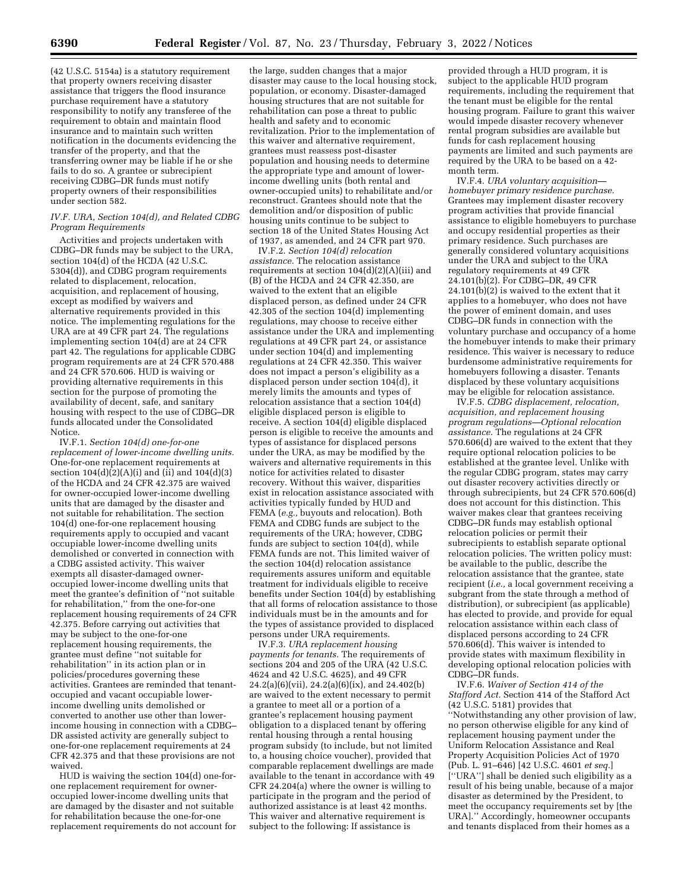(42 U.S.C. 5154a) is a statutory requirement that property owners receiving disaster assistance that triggers the flood insurance purchase requirement have a statutory responsibility to notify any transferee of the requirement to obtain and maintain flood insurance and to maintain such written notification in the documents evidencing the transfer of the property, and that the transferring owner may be liable if he or she fails to do so. A grantee or subrecipient receiving CDBG–DR funds must notify property owners of their responsibilities under section 582.

### IV.F. URA, Section 104(d), and Related CDBG Program Requirements

Activities and projects undertaken with CDBG–DR funds may be subject to the URA, section 104(d) of the HCDA (42 U.S.C. 5304(d)), and CDBG program requirements related to displacement, relocation, acquisition, and replacement of housing, except as modified by waivers and alternative requirements provided in this notice. The implementing regulations for the URA are at 49 CFR part 24. The regulations implementing section 104(d) are at 24 CFR part 42. The regulations for applicable CDBG program requirements are at 24 CFR 570.488 and 24 CFR 570.606. HUD is waiving or providing alternative requirements in this section for the purpose of promoting the availability of decent, safe, and sanitary housing with respect to the use of CDBG–DR funds allocated under the Consolidated Notice.

IV.F.1. *Section 104(d) one-for-one replacement of lower-income dwelling units.* One-for-one replacement requirements at section 104(d)(2)(A)(i) and (ii) and 104(d)(3) of the HCDA and 24 CFR 42.375 are waived for owner-occupied lower-income dwelling units that are damaged by the disaster and not suitable for rehabilitation. The section 104(d) one-for-one replacement housing requirements apply to occupied and vacant occupiable lower-income dwelling units demolished or converted in connection with a CDBG assisted activity. This waiver exempts all disaster-damaged owner-occupied lower-income dwelling units that meet the grantee's definition of ''not suitable for rehabilitation,'' from the one-for-one replacement housing requirements of 24 CFR 42.375. Before carrying out activities that may be subject to the one-for-one replacement housing requirements, the grantee must define ''not suitable for rehabilitation'' in its action plan or in policies/procedures governing these activities. Grantees are reminded that tenant-occupied and vacant occupiable lower-income dwelling units demolished or converted to another use other than lower-income housing in connection with a CDBG–DR assisted activity are generally subject to one-for-one replacement requirements at 24 CFR 42.375 and that these provisions are not waived.

HUD is waiving the section 104(d) one-for-one replacement requirement for owner-occupied lower-income dwelling units that are damaged by the disaster and not suitable for rehabilitation because the one-for-one replacement requirements do not account for the large, sudden changes that a major disaster may cause to the local housing stock, population, or economy. Disaster-damaged housing structures that are not suitable for rehabilitation can pose a threat to public health and safety and to economic revitalization. Prior to the implementation of this waiver and alternative requirement, grantees must reassess post-disaster population and housing needs to determine the appropriate type and amount of lower-income dwelling units (both rental and owner-occupied units) to rehabilitate and/or reconstruct. Grantees should note that the demolition and/or disposition of public housing units continue to be subject to section 18 of the United States Housing Act of 1937, as amended, and 24 CFR part 970.

IV.F.2. *Section 104(d) relocation assistance.* The relocation assistance requirements at section 104(d)(2)(A)(iii) and (B) of the HCDA and 24 CFR 42.350, are waived to the extent that an eligible displaced person, as defined under 24 CFR 42.305 of the section 104(d) implementing regulations, may choose to receive either assistance under the URA and implementing regulations at 49 CFR part 24, or assistance under section 104(d) and implementing regulations at 24 CFR 42.350. This waiver does not impact a person's eligibility as a displaced person under section 104(d), it merely limits the amounts and types of relocation assistance that a section 104(d) eligible displaced person is eligible to receive. A section 104(d) eligible displaced person is eligible to receive the amounts and types of assistance for displaced persons under the URA, as may be modified by the waivers and alternative requirements in this notice for activities related to disaster recovery. Without this waiver, disparities exist in relocation assistance associated with activities typically funded by HUD and FEMA (*e.g.,* buyouts and relocation). Both FEMA and CDBG funds are subject to the requirements of the URA; however, CDBG funds are subject to section 104(d), while FEMA funds are not. This limited waiver of the section 104(d) relocation assistance requirements assures uniform and equitable treatment for individuals eligible to receive benefits under Section 104(d) by establishing that all forms of relocation assistance to those individuals must be in the amounts and for the types of assistance provided to displaced persons under URA requirements.

IV.F.3. *URA replacement housing payments for tenants.* The requirements of sections 204 and 205 of the URA (42 U.S.C. 4624 and 42 U.S.C. 4625), and 49 CFR 24.2(a)(6)(vii), 24.2(a)(6)(ix), and 24.402(b) are waived to the extent necessary to permit a grantee to meet all or a portion of a grantee's replacement housing payment obligation to a displaced tenant by offering rental housing through a rental housing program subsidy (to include, but not limited to, a housing choice voucher), provided that comparable replacement dwellings are made available to the tenant in accordance with 49 CFR 24.204(a) where the owner is willing to participate in the program and the period of authorized assistance is at least 42 months. This waiver and alternative requirement is subject to the following: If assistance is provided through a HUD program, it is subject to the applicable HUD program requirements, including the requirement that the tenant must be eligible for the rental housing program. Failure to grant this waiver would impede disaster recovery whenever rental program subsidies are available but funds for cash replacement housing payments are limited and such payments are required by the URA to be based on a 42-month term.

IV.F.4. *URA voluntary acquisition—homebuyer primary residence purchase.* Grantees may implement disaster recovery program activities that provide financial assistance to eligible homebuyers to purchase and occupy residential properties as their primary residence. Such purchases are generally considered voluntary acquisitions under the URA and subject to the URA regulatory requirements at 49 CFR 24.101(b)(2). For CDBG–DR, 49 CFR 24.101(b)(2) is waived to the extent that it applies to a homebuyer, who does not have the power of eminent domain, and uses CDBG–DR funds in connection with the voluntary purchase and occupancy of a home the homebuyer intends to make their primary residence. This waiver is necessary to reduce burdensome administrative requirements for homebuyers following a disaster. Tenants displaced by these voluntary acquisitions may be eligible for relocation assistance.

IV.F.5. *CDBG displacement, relocation, acquisition, and replacement housing program regulations—Optional relocation assistance.* The regulations at 24 CFR 570.606(d) are waived to the extent that they require optional relocation policies to be established at the grantee level. Unlike with the regular CDBG program, states may carry out disaster recovery activities directly or through subrecipients, but 24 CFR 570.606(d) does not account for this distinction. This waiver makes clear that grantees receiving CDBG–DR funds may establish optional relocation policies or permit their subrecipients to establish separate optional relocation policies. The written policy must: be available to the public, describe the relocation assistance that the grantee, state recipient (*i.e.,* a local government receiving a subgrant from the state through a method of distribution), or subrecipient (as applicable) has elected to provide, and provide for equal relocation assistance within each class of displaced persons according to 24 CFR 570.606(d). This waiver is intended to provide states with maximum flexibility in developing optional relocation policies with CDBG–DR funds.

IV.F.6. *Waiver of Section 414 of the Stafford Act.* Section 414 of the Stafford Act (42 U.S.C. 5181) provides that ''Notwithstanding any other provision of law, no person otherwise eligible for any kind of replacement housing payment under the Uniform Relocation Assistance and Real Property Acquisition Policies Act of 1970 (Pub. L. 91–646) [42 U.S.C. 4601 *et seq.*] [''URA''] shall be denied such eligibility as a result of his being unable, because of a major disaster as determined by the President, to meet the occupancy requirements set by [the URA].'' Accordingly, homeowner occupants and tenants displaced from their homes as a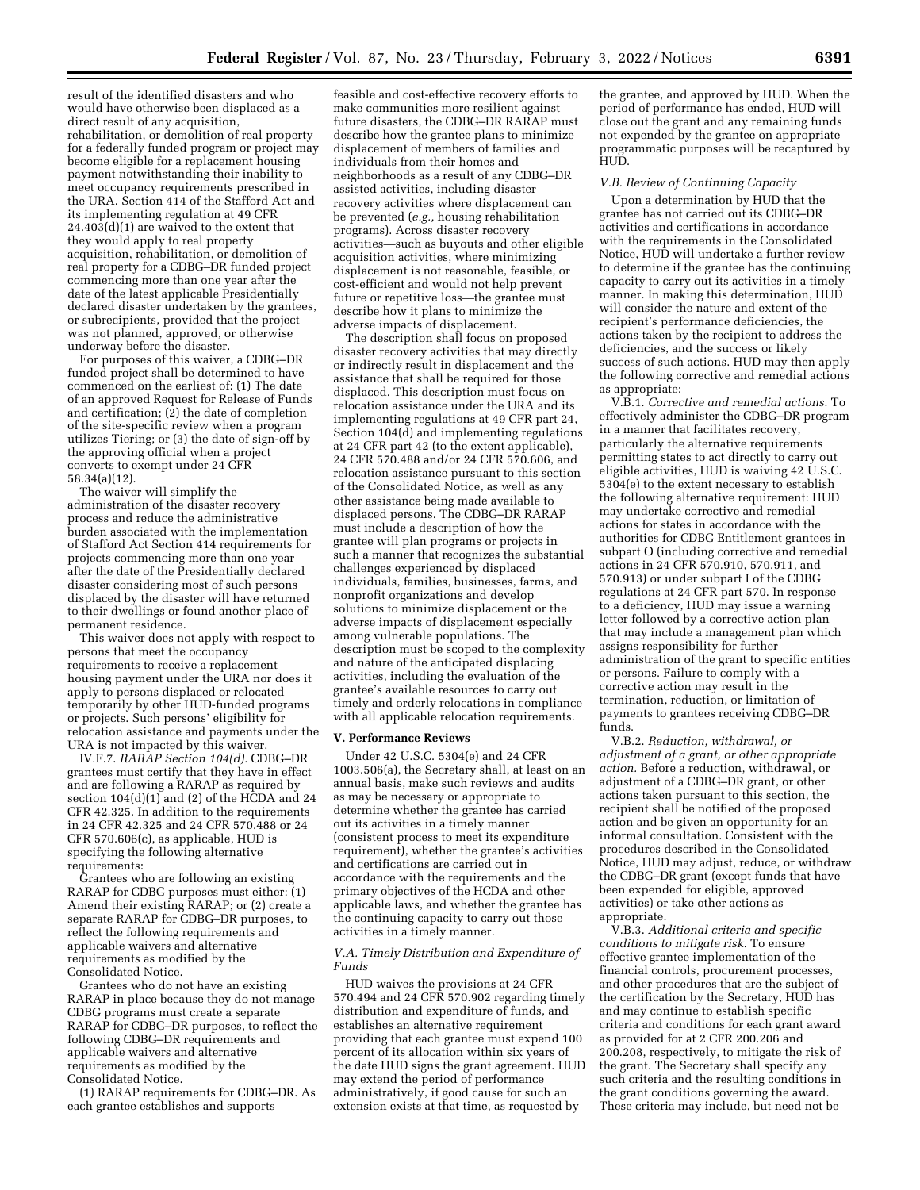result of the identified disasters and who would have otherwise been displaced as a direct result of any acquisition, rehabilitation, or demolition of real property for a federally funded program or project may become eligible for a replacement housing payment notwithstanding their inability to meet occupancy requirements prescribed in the URA. Section 414 of the Stafford Act and its implementing regulation at 49 CFR 24.403(d)(1) are waived to the extent that they would apply to real property acquisition, rehabilitation, or demolition of real property for a CDBG–DR funded project commencing more than one year after the date of the latest applicable Presidentially declared disaster undertaken by the grantees, or subrecipients, provided that the project was not planned, approved, or otherwise underway before the disaster.

For purposes of this waiver, a CDBG–DR funded project shall be determined to have commenced on the earliest of: (1) The date of an approved Request for Release of Funds and certification; (2) the date of completion of the site-specific review when a program utilizes Tiering; or (3) the date of sign-off by the approving official when a project converts to exempt under 24 CFR 58.34(a)(12).

The waiver will simplify the administration of the disaster recovery process and reduce the administrative burden associated with the implementation of Stafford Act Section 414 requirements for projects commencing more than one year after the date of the Presidentially declared disaster considering most of such persons displaced by the disaster will have returned to their dwellings or found another place of permanent residence.

This waiver does not apply with respect to persons that meet the occupancy requirements to receive a replacement housing payment under the URA nor does it apply to persons displaced or relocated temporarily by other HUD-funded programs or projects. Such persons' eligibility for relocation assistance and payments under the URA is not impacted by this waiver.

IV.F.7. *RARAP Section 104(d).* CDBG–DR grantees must certify that they have in effect and are following a RARAP as required by section 104(d)(1) and (2) of the HCDA and 24 CFR 42.325. In addition to the requirements in 24 CFR 42.325 and 24 CFR 570.488 or 24 CFR 570.606(c), as applicable, HUD is specifying the following alternative requirements:

Grantees who are following an existing RARAP for CDBG purposes must either: (1) Amend their existing RARAP; or (2) create a separate RARAP for CDBG–DR purposes, to reflect the following requirements and applicable waivers and alternative requirements as modified by the Consolidated Notice.

Grantees who do not have an existing RARAP in place because they do not manage CDBG programs must create a separate RARAP for CDBG–DR purposes, to reflect the following CDBG–DR requirements and applicable waivers and alternative requirements as modified by the Consolidated Notice.

(1) RARAP requirements for CDBG–DR. As each grantee establishes and supports feasible and cost-effective recovery efforts to make communities more resilient against future disasters, the CDBG–DR RARAP must describe how the grantee plans to minimize displacement of members of families and individuals from their homes and neighborhoods as a result of any CDBG–DR assisted activities, including disaster recovery activities where displacement can be prevented (*e.g.,* housing rehabilitation programs). Across disaster recovery activities—such as buyouts and other eligible acquisition activities, where minimizing displacement is not reasonable, feasible, or cost-efficient and would not help prevent future or repetitive loss—the grantee must describe how it plans to minimize the adverse impacts of displacement.

The description shall focus on proposed disaster recovery activities that may directly or indirectly result in displacement and the assistance that shall be required for those displaced. This description must focus on relocation assistance under the URA and its implementing regulations at 49 CFR part 24, Section 104(d) and implementing regulations at 24 CFR part 42 (to the extent applicable), 24 CFR 570.488 and/or 24 CFR 570.606, and relocation assistance pursuant to this section of the Consolidated Notice, as well as any other assistance being made available to displaced persons. The CDBG–DR RARAP must include a description of how the grantee will plan programs or projects in such a manner that recognizes the substantial challenges experienced by displaced individuals, families, businesses, farms, and nonprofit organizations and develop solutions to minimize displacement or the adverse impacts of displacement especially among vulnerable populations. The description must be scoped to the complexity and nature of the anticipated displacing activities, including the evaluation of the grantee's available resources to carry out timely and orderly relocations in compliance with all applicable relocation requirements.

## V. Performance Reviews

Under 42 U.S.C. 5304(e) and 24 CFR 1003.506(a), the Secretary shall, at least on an annual basis, make such reviews and audits as may be necessary or appropriate to determine whether the grantee has carried out its activities in a timely manner (consistent process to meet its expenditure requirement), whether the grantee's activities and certifications are carried out in accordance with the requirements and the primary objectives of the HCDA and other applicable laws, and whether the grantee has the continuing capacity to carry out those activities in a timely manner.

### *V.A. Timely Distribution and Expenditure of Funds*

HUD waives the provisions at 24 CFR 570.494 and 24 CFR 570.902 regarding timely distribution and expenditure of funds, and establishes an alternative requirement providing that each grantee must expend 100 percent of its allocation within six years of the date HUD signs the grant agreement. HUD may extend the period of performance administratively, if good cause for such an extension exists at that time, as requested by the grantee, and approved by HUD. When the period of performance has ended, HUD will close out the grant and any remaining funds not expended by the grantee on appropriate programmatic purposes will be recaptured by HUD.

### *V.B. Review of Continuing Capacity*

Upon a determination by HUD that the grantee has not carried out its CDBG–DR activities and certifications in accordance with the requirements in the Consolidated Notice, HUD will undertake a further review to determine if the grantee has the continuing capacity to carry out its activities in a timely manner. In making this determination, HUD will consider the nature and extent of the recipient's performance deficiencies, the actions taken by the recipient to address the deficiencies, and the success or likely success of such actions. HUD may then apply the following corrective and remedial actions as appropriate:

V.B.1. *Corrective and remedial actions.* To effectively administer the CDBG–DR program in a manner that facilitates recovery, particularly the alternative requirements permitting states to act directly to carry out eligible activities, HUD is waiving 42 U.S.C. 5304(e) to the extent necessary to establish the following alternative requirement: HUD may undertake corrective and remedial actions for states in accordance with the authorities for CDBG Entitlement grantees in subpart O (including corrective and remedial actions in 24 CFR 570.910, 570.911, and 570.913) or under subpart I of the CDBG regulations at 24 CFR part 570. In response to a deficiency, HUD may issue a warning letter followed by a corrective action plan that may include a management plan which assigns responsibility for further administration of the grant to specific entities or persons. Failure to comply with a corrective action may result in the termination, reduction, or limitation of payments to grantees receiving CDBG–DR funds.

V.B.2. *Reduction, withdrawal, or adjustment of a grant, or other appropriate action.* Before a reduction, withdrawal, or adjustment of a CDBG–DR grant, or other actions taken pursuant to this section, the recipient shall be notified of the proposed action and be given an opportunity for an informal consultation. Consistent with the procedures described in the Consolidated Notice, HUD may adjust, reduce, or withdraw the CDBG–DR grant (except funds that have been expended for eligible, approved activities) or take other actions as appropriate.

V.B.3. *Additional criteria and specific conditions to mitigate risk.* To ensure effective grantee implementation of the financial controls, procurement processes, and other procedures that are the subject of the certification by the Secretary, HUD has and may continue to establish specific criteria and conditions for each grant award as provided for at 2 CFR 200.206 and 200.208, respectively, to mitigate the risk of the grant. The Secretary shall specify any such criteria and the resulting conditions in the grant conditions governing the award. These criteria may include, but need not be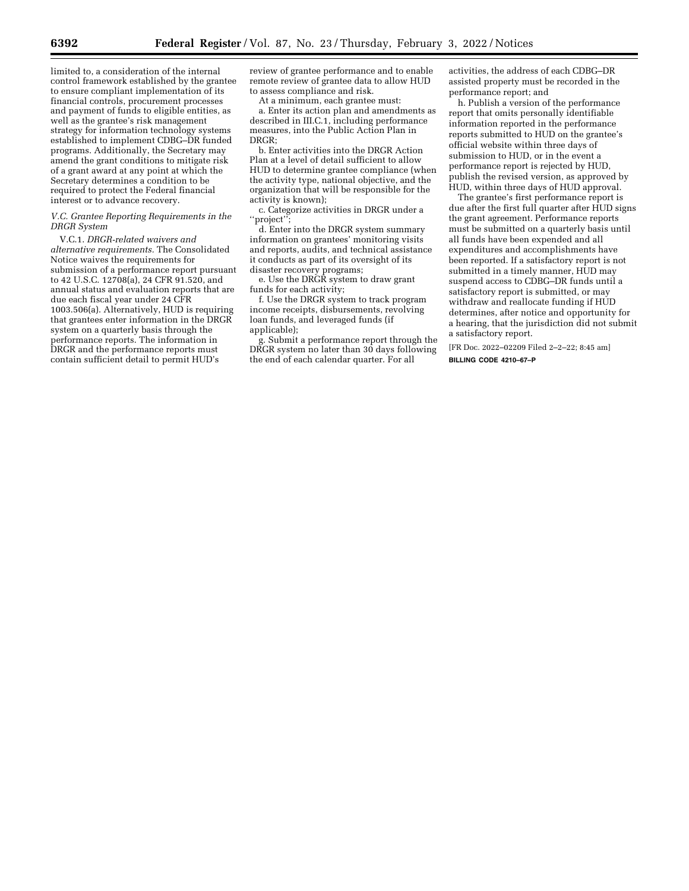limited to, a consideration of the internal control framework established by the grantee to ensure compliant implementation of its financial controls, procurement processes and payment of funds to eligible entities, as well as the grantee's risk management strategy for information technology systems established to implement CDBG–DR funded programs. Additionally, the Secretary may amend the grant conditions to mitigate risk of a grant award at any point at which the Secretary determines a condition to be required to protect the Federal financial interest or to advance recovery.

### *V.C. Grantee Reporting Requirements in the DRGR System*

V.C.1. *DRGR-related waivers and alternative requirements.* The Consolidated Notice waives the requirements for submission of a performance report pursuant to 42 U.S.C. 12708(a), 24 CFR 91.520, and annual status and evaluation reports that are due each fiscal year under 24 CFR 1003.506(a). Alternatively, HUD is requiring that grantees enter information in the DRGR system on a quarterly basis through the performance reports. The information in DRGR and the performance reports must contain sufficient detail to permit HUD's review of grantee performance and to enable remote review of grantee data to allow HUD to assess compliance and risk.

At a minimum, each grantee must:

a. Enter its action plan and amendments as described in III.C.1, including performance measures, into the Public Action Plan in DRGR;

b. Enter activities into the DRGR Action Plan at a level of detail sufficient to allow HUD to determine grantee compliance (when the activity type, national objective, and the organization that will be responsible for the activity is known);

c. Categorize activities in DRGR under a ''project'';

d. Enter into the DRGR system summary information on grantees' monitoring visits and reports, audits, and technical assistance it conducts as part of its oversight of its disaster recovery programs;

e. Use the DRGR system to draw grant funds for each activity;

f. Use the DRGR system to track program income receipts, disbursements, revolving loan funds, and leveraged funds (if applicable);

g. Submit a performance report through the DRGR system no later than 30 days following the end of each calendar quarter. For all activities, the address of each CDBG–DR assisted property must be recorded in the performance report; and

h. Publish a version of the performance report that omits personally identifiable information reported in the performance reports submitted to HUD on the grantee's official website within three days of submission to HUD, or in the event a performance report is rejected by HUD, publish the revised version, as approved by HUD, within three days of HUD approval.

The grantee's first performance report is due after the first full quarter after HUD signs the grant agreement. Performance reports must be submitted on a quarterly basis until all funds have been expended and all expenditures and accomplishments have been reported. If a satisfactory report is not submitted in a timely manner, HUD may suspend access to CDBG–DR funds until a satisfactory report is submitted, or may withdraw and reallocate funding if HUD determines, after notice and opportunity for a hearing, that the jurisdiction did not submit a satisfactory report.

[FR Doc. 2022–02209 Filed 2–2–22; 8:45 am]

**BILLING CODE 4210–67–P**